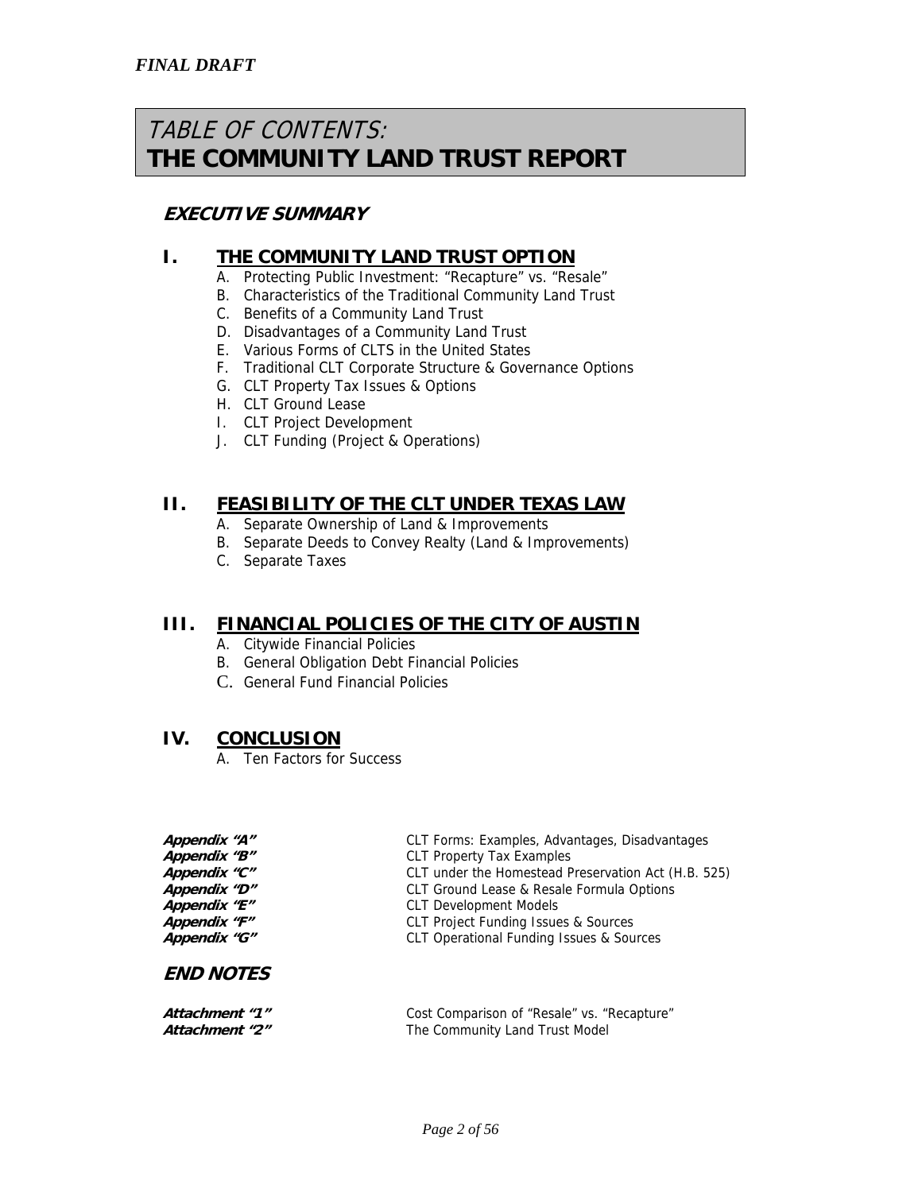*FINAL DRAFT*

# *TABLE OF CONTENTS:* **THE COMMUNITY LAND TRUST REPORT**

## *EXECUTIVE SUMMARY*

## I. THE COMMUNITY LAND TRUST OPTION

A. Protecting Public Investment: "Recapture" vs. "Resale"
B. Characteristics of the Traditional Community Land Trust
C. Benefits of a Community Land Trust
D. Disadvantages of a Community Land Trust
E. Various Forms of CLTS in the United States
F. Traditional CLT Corporate Structure & Governance Options
G. CLT Property Tax Issues & Options
H. CLT Ground Lease
I. CLT Project Development
J. CLT Funding (Project & Operations)

## II. FEASIBILITY OF THE CLT UNDER TEXAS LAW

A. Separate Ownership of Land & Improvements
B. Separate Deeds to Convey Realty (Land & Improvements)
C. Separate Taxes

## III. FINANCIAL POLICIES OF THE CITY OF AUSTIN

A. Citywide Financial Policies
B. General Obligation Debt Financial Policies
C. General Fund Financial Policies

## IV. CONCLUSION

A. Ten Factors for Success

| | |
|---|---|
| ***Appendix "A"*** | CLT Forms: Examples, Advantages, Disadvantages |
| ***Appendix "B"*** | CLT Property Tax Examples |
| ***Appendix "C"*** | CLT under the Homestead Preservation Act (H.B. 525) |
| ***Appendix "D"*** | CLT Ground Lease & Resale Formula Options |
| ***Appendix "E"*** | CLT Development Models |
| ***Appendix "F"*** | CLT Project Funding Issues & Sources |
| ***Appendix "G"*** | CLT Operational Funding Issues & Sources |

## *END NOTES*

| | |
|---|---|
| ***Attachment "1"*** | Cost Comparison of "Resale" vs. "Recapture" |
| ***Attachment "2"*** | The Community Land Trust Model |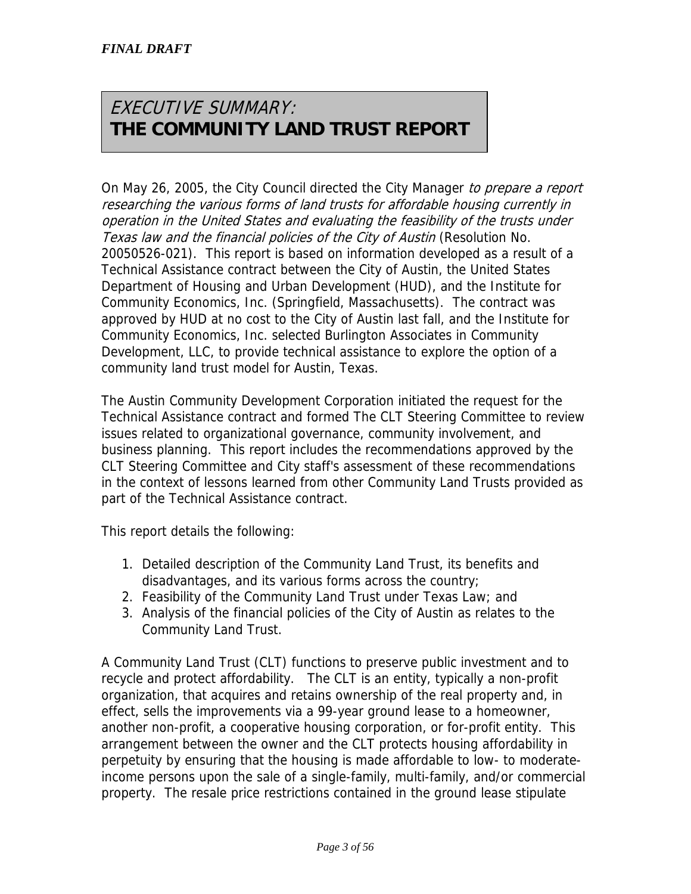*FINAL DRAFT*

# *EXECUTIVE SUMMARY:* **THE COMMUNITY LAND TRUST REPORT**

On May 26, 2005, the City Council directed the City Manager *to prepare a report researching the various forms of land trusts for affordable housing currently in operation in the United States and evaluating the feasibility of the trusts under Texas law and the financial policies of the City of Austin* (Resolution No. 20050526-021). This report is based on information developed as a result of a Technical Assistance contract between the City of Austin, the United States Department of Housing and Urban Development (HUD), and the Institute for Community Economics, Inc. (Springfield, Massachusetts). The contract was approved by HUD at no cost to the City of Austin last fall, and the Institute for Community Economics, Inc. selected Burlington Associates in Community Development, LLC, to provide technical assistance to explore the option of a community land trust model for Austin, Texas.

The Austin Community Development Corporation initiated the request for the Technical Assistance contract and formed The CLT Steering Committee to review issues related to organizational governance, community involvement, and business planning. This report includes the recommendations approved by the CLT Steering Committee and City staff's assessment of these recommendations in the context of lessons learned from other Community Land Trusts provided as part of the Technical Assistance contract.

This report details the following:

1. Detailed description of the Community Land Trust, its benefits and disadvantages, and its various forms across the country;
2. Feasibility of the Community Land Trust under Texas Law; and
3. Analysis of the financial policies of the City of Austin as relates to the Community Land Trust.

A Community Land Trust (CLT) functions to preserve public investment and to recycle and protect affordability. The CLT is an entity, typically a non-profit organization, that acquires and retains ownership of the real property and, in effect, sells the improvements via a 99-year ground lease to a homeowner, another non-profit, a cooperative housing corporation, or for-profit entity. This arrangement between the owner and the CLT protects housing affordability in perpetuity by ensuring that the housing is made affordable to low- to moderate-income persons upon the sale of a single-family, multi-family, and/or commercial property. The resale price restrictions contained in the ground lease stipulate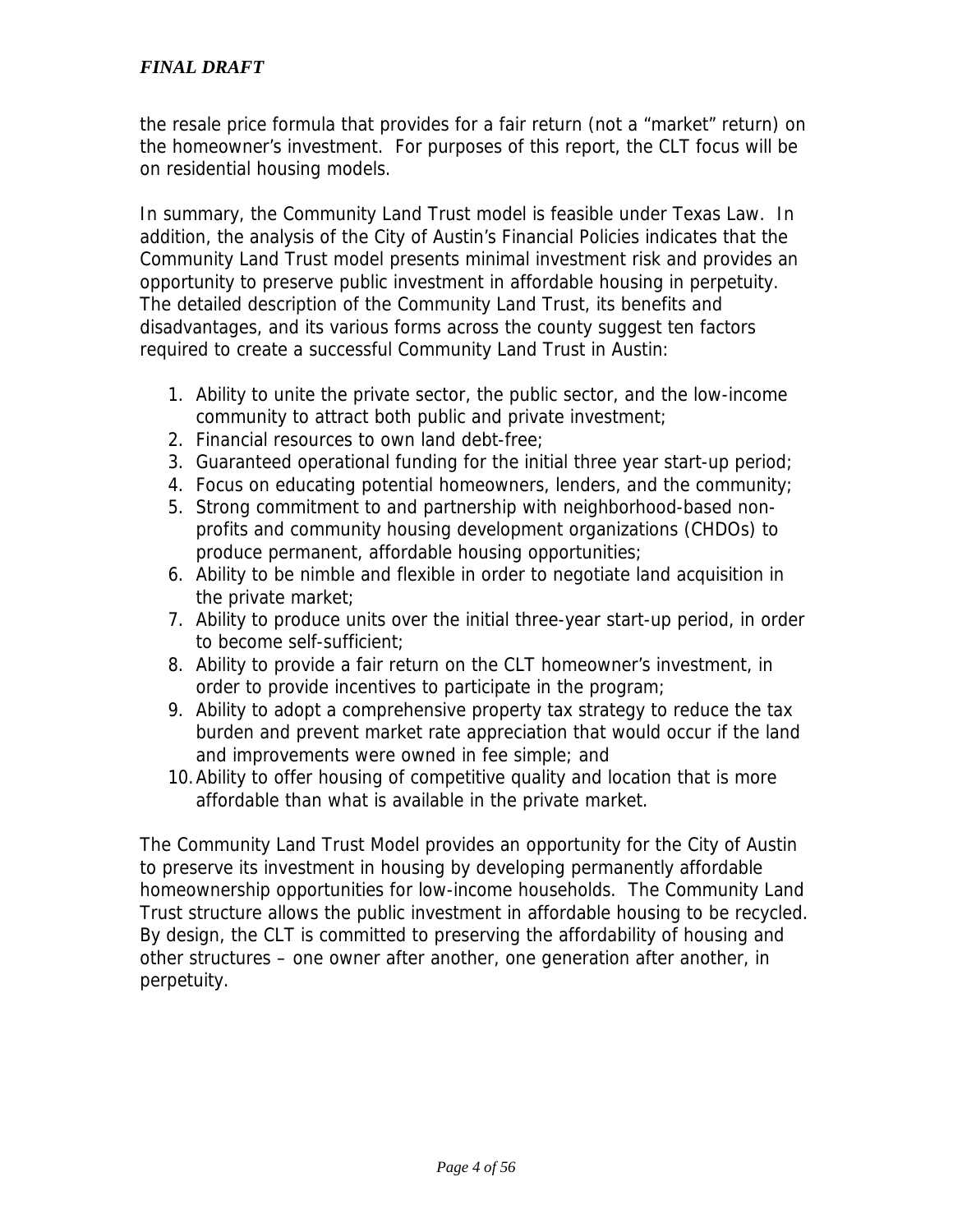the resale price formula that provides for a fair return (not a "market" return) on the homeowner's investment. For purposes of this report, the CLT focus will be on residential housing models.

In summary, the Community Land Trust model is feasible under Texas Law. In addition, the analysis of the City of Austin's Financial Policies indicates that the Community Land Trust model presents minimal investment risk and provides an opportunity to preserve public investment in affordable housing in perpetuity. The detailed description of the Community Land Trust, its benefits and disadvantages, and its various forms across the county suggest ten factors required to create a successful Community Land Trust in Austin:

1. Ability to unite the private sector, the public sector, and the low-income community to attract both public and private investment;
2. Financial resources to own land debt-free;
3. Guaranteed operational funding for the initial three year start-up period;
4. Focus on educating potential homeowners, lenders, and the community;
5. Strong commitment to and partnership with neighborhood-based non-profits and community housing development organizations (CHDOs) to produce permanent, affordable housing opportunities;
6. Ability to be nimble and flexible in order to negotiate land acquisition in the private market;
7. Ability to produce units over the initial three-year start-up period, in order to become self-sufficient;
8. Ability to provide a fair return on the CLT homeowner's investment, in order to provide incentives to participate in the program;
9. Ability to adopt a comprehensive property tax strategy to reduce the tax burden and prevent market rate appreciation that would occur if the land and improvements were owned in fee simple; and
10. Ability to offer housing of competitive quality and location that is more affordable than what is available in the private market.

The Community Land Trust Model provides an opportunity for the City of Austin to preserve its investment in housing by developing permanently affordable homeownership opportunities for low-income households. The Community Land Trust structure allows the public investment in affordable housing to be recycled. By design, the CLT is committed to preserving the affordability of housing and other structures – one owner after another, one generation after another, in perpetuity.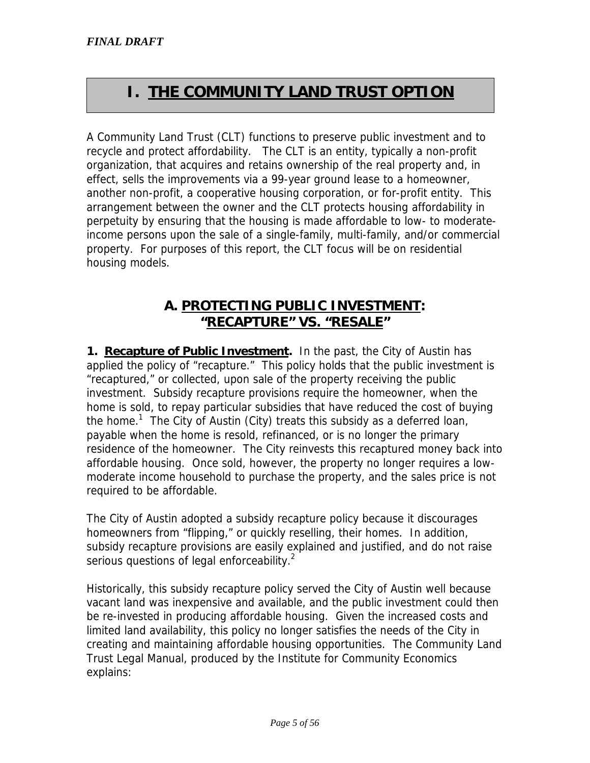*FINAL DRAFT*

# I. THE COMMUNITY LAND TRUST OPTION

A Community Land Trust (CLT) functions to preserve public investment and to recycle and protect affordability. The CLT is an entity, typically a non-profit organization, that acquires and retains ownership of the real property and, in effect, sells the improvements via a 99-year ground lease to a homeowner, another non-profit, a cooperative housing corporation, or for-profit entity. This arrangement between the owner and the CLT protects housing affordability in perpetuity by ensuring that the housing is made affordable to low- to moderate-income persons upon the sale of a single-family, multi-family, and/or commercial property. For purposes of this report, the CLT focus will be on residential housing models.

## A. PROTECTING PUBLIC INVESTMENT: "RECAPTURE" VS. "RESALE"

**1. Recapture of Public Investment.** In the past, the City of Austin has applied the policy of "recapture." This policy holds that the public investment is "recaptured," or collected, upon sale of the property receiving the public investment. Subsidy recapture provisions require the homeowner, when the home is sold, to repay particular subsidies that have reduced the cost of buying the home.[1] The City of Austin (City) treats this subsidy as a deferred loan, payable when the home is resold, refinanced, or is no longer the primary residence of the homeowner. The City reinvests this recaptured money back into affordable housing. Once sold, however, the property no longer requires a low-moderate income household to purchase the property, and the sales price is not required to be affordable.

The City of Austin adopted a subsidy recapture policy because it discourages homeowners from "flipping," or quickly reselling, their homes. In addition, subsidy recapture provisions are easily explained and justified, and do not raise serious questions of legal enforceability.[2]

Historically, this subsidy recapture policy served the City of Austin well because vacant land was inexpensive and available, and the public investment could then be re-invested in producing affordable housing. Given the increased costs and limited land availability, this policy no longer satisfies the needs of the City in creating and maintaining affordable housing opportunities. The Community Land Trust Legal Manual, produced by the Institute for Community Economics explains: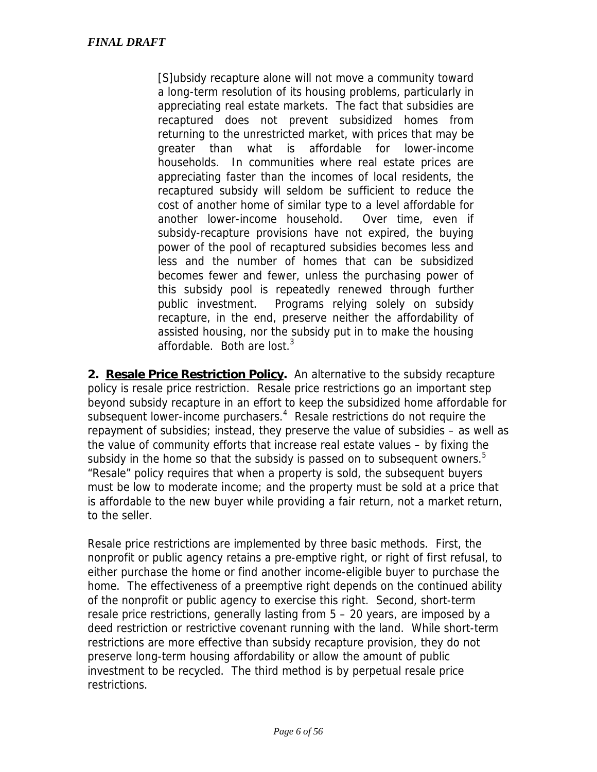> [S]ubsidy recapture alone will not move a community toward a long-term resolution of its housing problems, particularly in appreciating real estate markets. The fact that subsidies are recaptured does not prevent subsidized homes from returning to the unrestricted market, with prices that may be greater than what is affordable for lower-income households. In communities where real estate prices are appreciating faster than the incomes of local residents, the recaptured subsidy will seldom be sufficient to reduce the cost of another home of similar type to a level affordable for another lower-income household. Over time, even if subsidy-recapture provisions have not expired, the buying power of the pool of recaptured subsidies becomes less and less and the number of homes that can be subsidized becomes fewer and fewer, unless the purchasing power of this subsidy pool is repeatedly renewed through further public investment. Programs relying solely on subsidy recapture, in the end, preserve neither the affordability of assisted housing, nor the subsidy put in to make the housing affordable. Both are lost.[3]

**2. <u>Resale Price Restriction Policy</u>.** An alternative to the subsidy recapture policy is resale price restriction. Resale price restrictions go an important step beyond subsidy recapture in an effort to keep the subsidized home affordable for subsequent lower-income purchasers.[4] Resale restrictions do not require the repayment of subsidies; instead, they preserve the value of subsidies – as well as the value of community efforts that increase real estate values – by fixing the subsidy in the home so that the subsidy is passed on to subsequent owners.[5] "Resale" policy requires that when a property is sold, the subsequent buyers must be low to moderate income; and the property must be sold at a price that is affordable to the new buyer while providing a fair return, not a market return, to the seller.

Resale price restrictions are implemented by three basic methods. First, the nonprofit or public agency retains a pre-emptive right, or right of first refusal, to either purchase the home or find another income-eligible buyer to purchase the home. The effectiveness of a preemptive right depends on the continued ability of the nonprofit or public agency to exercise this right. Second, short-term resale price restrictions, generally lasting from 5 – 20 years, are imposed by a deed restriction or restrictive covenant running with the land. While short-term restrictions are more effective than subsidy recapture provision, they do not preserve long-term housing affordability or allow the amount of public investment to be recycled. The third method is by perpetual resale price restrictions.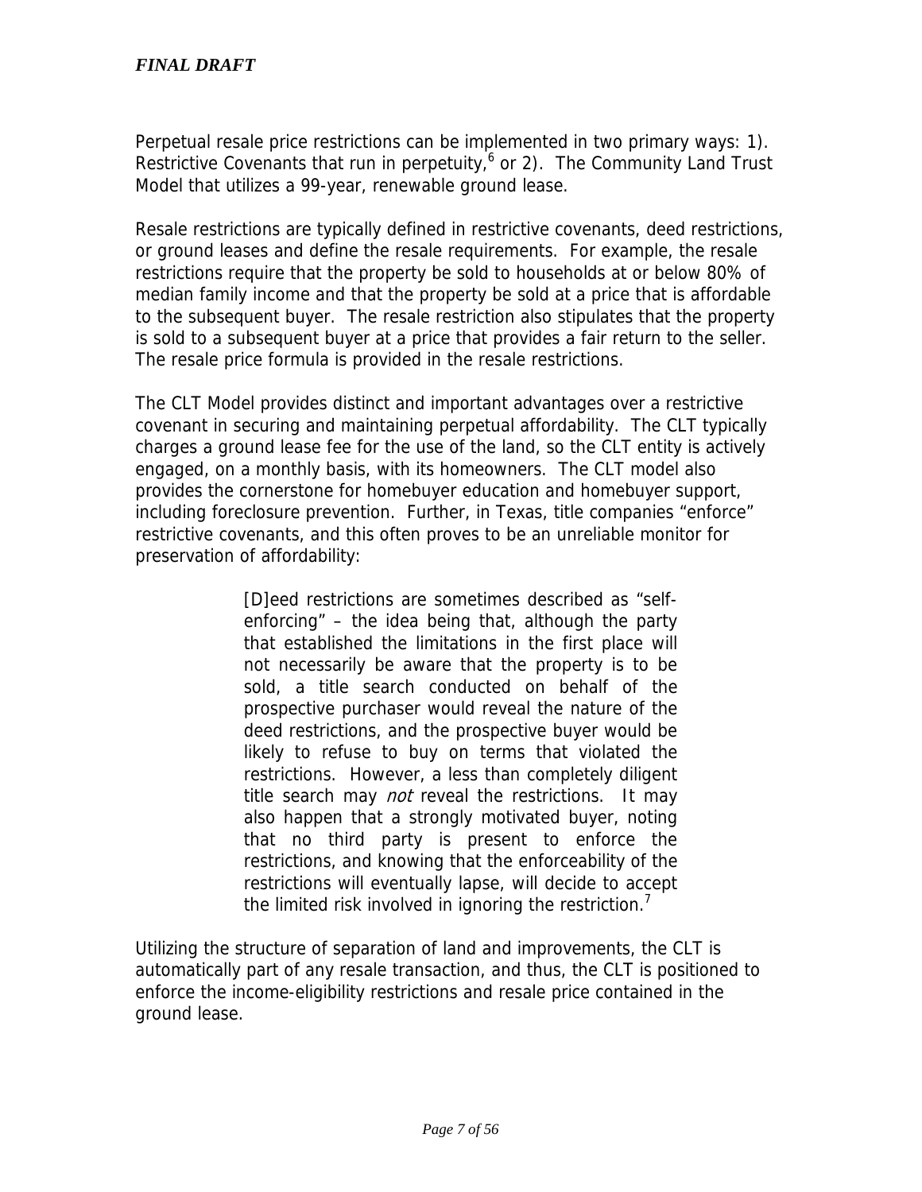Perpetual resale price restrictions can be implemented in two primary ways: 1). Restrictive Covenants that run in perpetuity,[6] or 2). The Community Land Trust Model that utilizes a 99-year, renewable ground lease.

Resale restrictions are typically defined in restrictive covenants, deed restrictions, or ground leases and define the resale requirements. For example, the resale restrictions require that the property be sold to households at or below 80% of median family income and that the property be sold at a price that is affordable to the subsequent buyer. The resale restriction also stipulates that the property is sold to a subsequent buyer at a price that provides a fair return to the seller. The resale price formula is provided in the resale restrictions.

The CLT Model provides distinct and important advantages over a restrictive covenant in securing and maintaining perpetual affordability. The CLT typically charges a ground lease fee for the use of the land, so the CLT entity is actively engaged, on a monthly basis, with its homeowners. The CLT model also provides the cornerstone for homebuyer education and homebuyer support, including foreclosure prevention. Further, in Texas, title companies "enforce" restrictive covenants, and this often proves to be an unreliable monitor for preservation of affordability:

> [D]eed restrictions are sometimes described as "self-enforcing" – the idea being that, although the party that established the limitations in the first place will not necessarily be aware that the property is to be sold, a title search conducted on behalf of the prospective purchaser would reveal the nature of the deed restrictions, and the prospective buyer would be likely to refuse to buy on terms that violated the restrictions. However, a less than completely diligent title search may *not* reveal the restrictions. It may also happen that a strongly motivated buyer, noting that no third party is present to enforce the restrictions, and knowing that the enforceability of the restrictions will eventually lapse, will decide to accept the limited risk involved in ignoring the restriction.[7]

Utilizing the structure of separation of land and improvements, the CLT is automatically part of any resale transaction, and thus, the CLT is positioned to enforce the income-eligibility restrictions and resale price contained in the ground lease.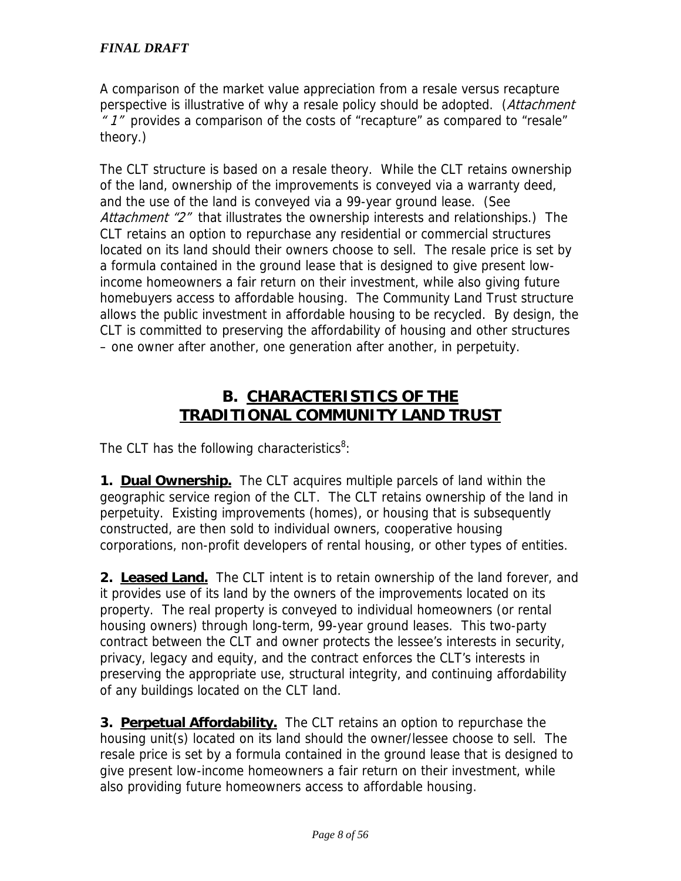A comparison of the market value appreciation from a resale versus recapture perspective is illustrative of why a resale policy should be adopted. (*Attachment " 1"* provides a comparison of the costs of "recapture" as compared to "resale" theory.)

The CLT structure is based on a resale theory. While the CLT retains ownership of the land, ownership of the improvements is conveyed via a warranty deed, and the use of the land is conveyed via a 99-year ground lease. (See *Attachment "2"* that illustrates the ownership interests and relationships.) The CLT retains an option to repurchase any residential or commercial structures located on its land should their owners choose to sell. The resale price is set by a formula contained in the ground lease that is designed to give present low-income homeowners a fair return on their investment, while also giving future homebuyers access to affordable housing. The Community Land Trust structure allows the public investment in affordable housing to be recycled. By design, the CLT is committed to preserving the affordability of housing and other structures – one owner after another, one generation after another, in perpetuity.

## B. CHARACTERISTICS OF THE TRADITIONAL COMMUNITY LAND TRUST

The CLT has the following characteristics[8]:

**1. Dual Ownership.** The CLT acquires multiple parcels of land within the geographic service region of the CLT. The CLT retains ownership of the land in perpetuity. Existing improvements (homes), or housing that is subsequently constructed, are then sold to individual owners, cooperative housing corporations, non-profit developers of rental housing, or other types of entities.

**2. Leased Land.** The CLT intent is to retain ownership of the land forever, and it provides use of its land by the owners of the improvements located on its property. The real property is conveyed to individual homeowners (or rental housing owners) through long-term, 99-year ground leases. This two-party contract between the CLT and owner protects the lessee's interests in security, privacy, legacy and equity, and the contract enforces the CLT's interests in preserving the appropriate use, structural integrity, and continuing affordability of any buildings located on the CLT land.

**3. Perpetual Affordability.** The CLT retains an option to repurchase the housing unit(s) located on its land should the owner/lessee choose to sell. The resale price is set by a formula contained in the ground lease that is designed to give present low-income homeowners a fair return on their investment, while also providing future homeowners access to affordable housing.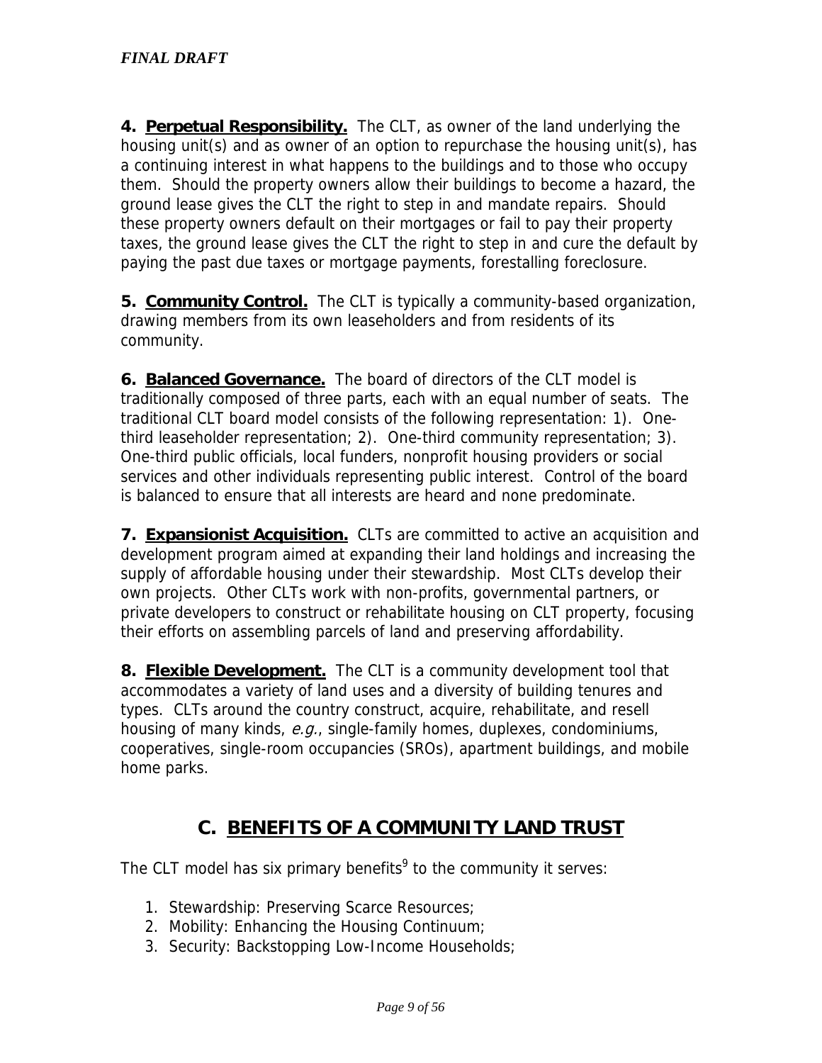**4. Perpetual Responsibility.** The CLT, as owner of the land underlying the housing unit(s) and as owner of an option to repurchase the housing unit(s), has a continuing interest in what happens to the buildings and to those who occupy them. Should the property owners allow their buildings to become a hazard, the ground lease gives the CLT the right to step in and mandate repairs. Should these property owners default on their mortgages or fail to pay their property taxes, the ground lease gives the CLT the right to step in and cure the default by paying the past due taxes or mortgage payments, forestalling foreclosure.

**5. Community Control.** The CLT is typically a community-based organization, drawing members from its own leaseholders and from residents of its community.

**6. Balanced Governance.** The board of directors of the CLT model is traditionally composed of three parts, each with an equal number of seats. The traditional CLT board model consists of the following representation: 1). One-third leaseholder representation; 2). One-third community representation; 3). One-third public officials, local funders, nonprofit housing providers or social services and other individuals representing public interest. Control of the board is balanced to ensure that all interests are heard and none predominate.

**7. Expansionist Acquisition.** CLTs are committed to active an acquisition and development program aimed at expanding their land holdings and increasing the supply of affordable housing under their stewardship. Most CLTs develop their own projects. Other CLTs work with non-profits, governmental partners, or private developers to construct or rehabilitate housing on CLT property, focusing their efforts on assembling parcels of land and preserving affordability.

**8. Flexible Development.** The CLT is a community development tool that accommodates a variety of land uses and a diversity of building tenures and types. CLTs around the country construct, acquire, rehabilitate, and resell housing of many kinds, *e.g.*, single-family homes, duplexes, condominiums, cooperatives, single-room occupancies (SROs), apartment buildings, and mobile home parks.

## C. BENEFITS OF A COMMUNITY LAND TRUST

The CLT model has six primary benefits[9] to the community it serves:

1. Stewardship: Preserving Scarce Resources;
2. Mobility: Enhancing the Housing Continuum;
3. Security: Backstopping Low-Income Households;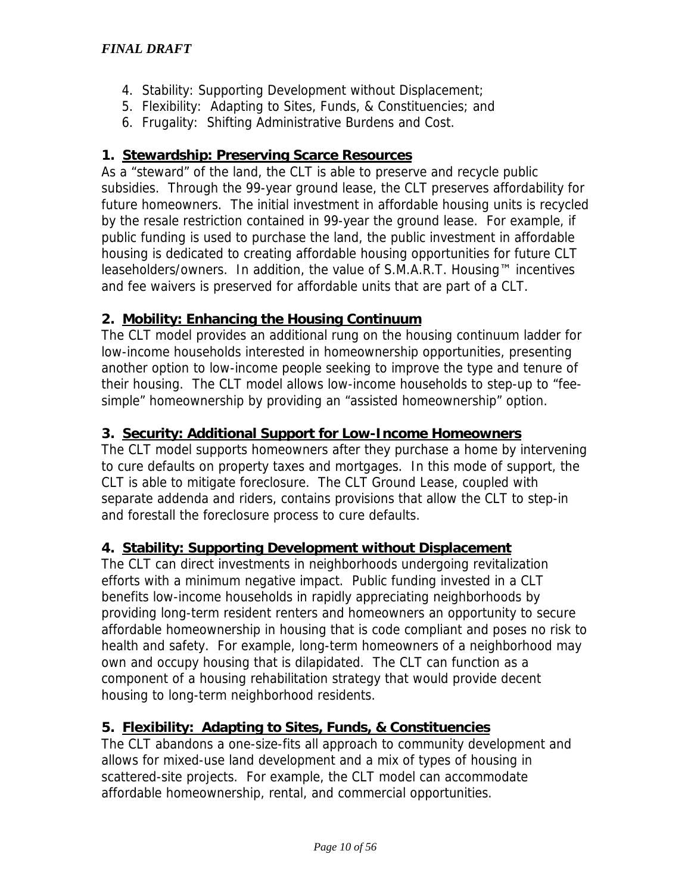4. Stability: Supporting Development without Displacement;
5. Flexibility: Adapting to Sites, Funds, & Constituencies; and
6. Frugality: Shifting Administrative Burdens and Cost.

### 1. Stewardship: Preserving Scarce Resources

As a "steward" of the land, the CLT is able to preserve and recycle public subsidies. Through the 99-year ground lease, the CLT preserves affordability for future homeowners. The initial investment in affordable housing units is recycled by the resale restriction contained in 99-year the ground lease. For example, if public funding is used to purchase the land, the public investment in affordable housing is dedicated to creating affordable housing opportunities for future CLT leaseholders/owners. In addition, the value of S.M.A.R.T. Housing™ incentives and fee waivers is preserved for affordable units that are part of a CLT.

### 2. Mobility: Enhancing the Housing Continuum

The CLT model provides an additional rung on the housing continuum ladder for low-income households interested in homeownership opportunities, presenting another option to low-income people seeking to improve the type and tenure of their housing. The CLT model allows low-income households to step-up to "fee-simple" homeownership by providing an "assisted homeownership" option.

### 3. Security: Additional Support for Low-Income Homeowners

The CLT model supports homeowners after they purchase a home by intervening to cure defaults on property taxes and mortgages. In this mode of support, the CLT is able to mitigate foreclosure. The CLT Ground Lease, coupled with separate addenda and riders, contains provisions that allow the CLT to step-in and forestall the foreclosure process to cure defaults.

### 4. Stability: Supporting Development without Displacement

The CLT can direct investments in neighborhoods undergoing revitalization efforts with a minimum negative impact. Public funding invested in a CLT benefits low-income households in rapidly appreciating neighborhoods by providing long-term resident renters and homeowners an opportunity to secure affordable homeownership in housing that is code compliant and poses no risk to health and safety. For example, long-term homeowners of a neighborhood may own and occupy housing that is dilapidated. The CLT can function as a component of a housing rehabilitation strategy that would provide decent housing to long-term neighborhood residents.

### 5. Flexibility: Adapting to Sites, Funds, & Constituencies

The CLT abandons a one-size-fits all approach to community development and allows for mixed-use land development and a mix of types of housing in scattered-site projects. For example, the CLT model can accommodate affordable homeownership, rental, and commercial opportunities.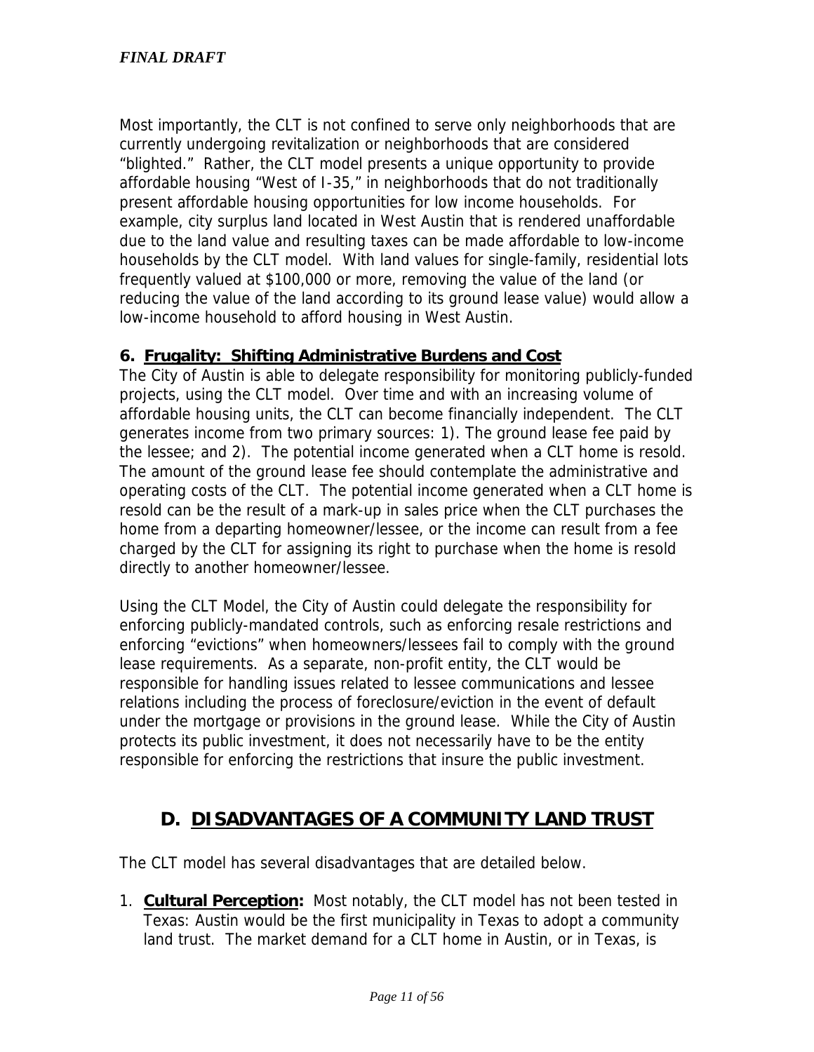Most importantly, the CLT is not confined to serve only neighborhoods that are currently undergoing revitalization or neighborhoods that are considered "blighted." Rather, the CLT model presents a unique opportunity to provide affordable housing "West of I-35," in neighborhoods that do not traditionally present affordable housing opportunities for low income households. For example, city surplus land located in West Austin that is rendered unaffordable due to the land value and resulting taxes can be made affordable to low-income households by the CLT model. With land values for single-family, residential lots frequently valued at $100,000 or more, removing the value of the land (or reducing the value of the land according to its ground lease value) would allow a low-income household to afford housing in West Austin.

### 6. Frugality: Shifting Administrative Burdens and Cost

The City of Austin is able to delegate responsibility for monitoring publicly-funded projects, using the CLT model. Over time and with an increasing volume of affordable housing units, the CLT can become financially independent. The CLT generates income from two primary sources: 1). The ground lease fee paid by the lessee; and 2). The potential income generated when a CLT home is resold. The amount of the ground lease fee should contemplate the administrative and operating costs of the CLT. The potential income generated when a CLT home is resold can be the result of a mark-up in sales price when the CLT purchases the home from a departing homeowner/lessee, or the income can result from a fee charged by the CLT for assigning its right to purchase when the home is resold directly to another homeowner/lessee.

Using the CLT Model, the City of Austin could delegate the responsibility for enforcing publicly-mandated controls, such as enforcing resale restrictions and enforcing "evictions" when homeowners/lessees fail to comply with the ground lease requirements. As a separate, non-profit entity, the CLT would be responsible for handling issues related to lessee communications and lessee relations including the process of foreclosure/eviction in the event of default under the mortgage or provisions in the ground lease. While the City of Austin protects its public investment, it does not necessarily have to be the entity responsible for enforcing the restrictions that insure the public investment.

## D. DISADVANTAGES OF A COMMUNITY LAND TRUST

The CLT model has several disadvantages that are detailed below.

1. **Cultural Perception:** Most notably, the CLT model has not been tested in Texas: Austin would be the first municipality in Texas to adopt a community land trust. The market demand for a CLT home in Austin, or in Texas, is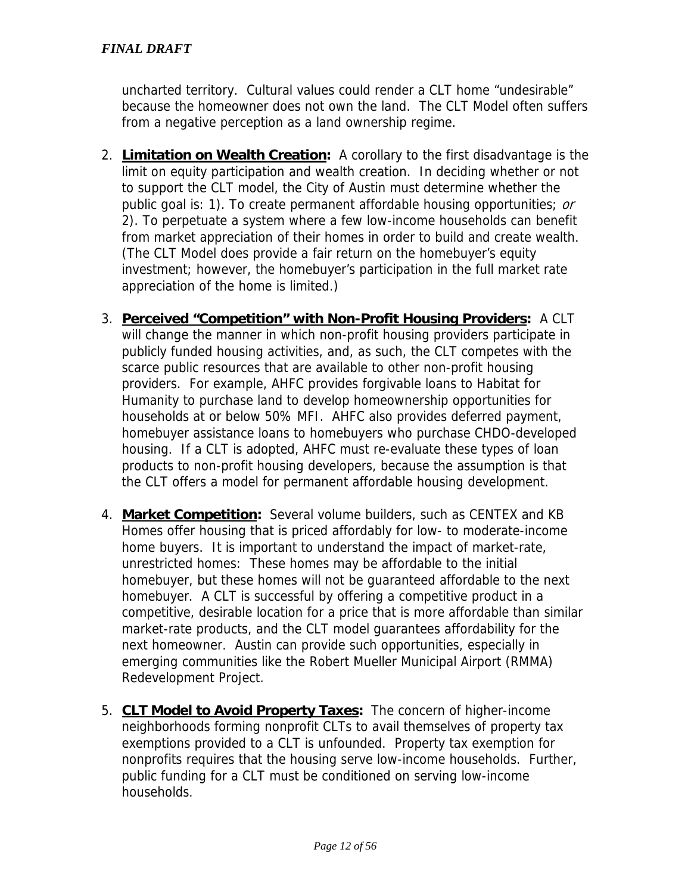uncharted territory. Cultural values could render a CLT home "undesirable" because the homeowner does not own the land. The CLT Model often suffers from a negative perception as a land ownership regime.

2. **Limitation on Wealth Creation:** A corollary to the first disadvantage is the limit on equity participation and wealth creation. In deciding whether or not to support the CLT model, the City of Austin must determine whether the public goal is: 1). To create permanent affordable housing opportunities; *or* 2). To perpetuate a system where a few low-income households can benefit from market appreciation of their homes in order to build and create wealth. (The CLT Model does provide a fair return on the homebuyer's equity investment; however, the homebuyer's participation in the full market rate appreciation of the home is limited.)

3. **Perceived "Competition" with Non-Profit Housing Providers:** A CLT will change the manner in which non-profit housing providers participate in publicly funded housing activities, and, as such, the CLT competes with the scarce public resources that are available to other non-profit housing providers. For example, AHFC provides forgivable loans to Habitat for Humanity to purchase land to develop homeownership opportunities for households at or below 50% MFI. AHFC also provides deferred payment, homebuyer assistance loans to homebuyers who purchase CHDO-developed housing. If a CLT is adopted, AHFC must re-evaluate these types of loan products to non-profit housing developers, because the assumption is that the CLT offers a model for permanent affordable housing development.

4. **Market Competition:** Several volume builders, such as CENTEX and KB Homes offer housing that is priced affordably for low- to moderate-income home buyers. It is important to understand the impact of market-rate, unrestricted homes: These homes may be affordable to the initial homebuyer, but these homes will not be guaranteed affordable to the next homebuyer. A CLT is successful by offering a competitive product in a competitive, desirable location for a price that is more affordable than similar market-rate products, and the CLT model guarantees affordability for the next homeowner. Austin can provide such opportunities, especially in emerging communities like the Robert Mueller Municipal Airport (RMMA) Redevelopment Project.

5. **CLT Model to Avoid Property Taxes:** The concern of higher-income neighborhoods forming nonprofit CLTs to avail themselves of property tax exemptions provided to a CLT is unfounded. Property tax exemption for nonprofits requires that the housing serve low-income households. Further, public funding for a CLT must be conditioned on serving low-income households.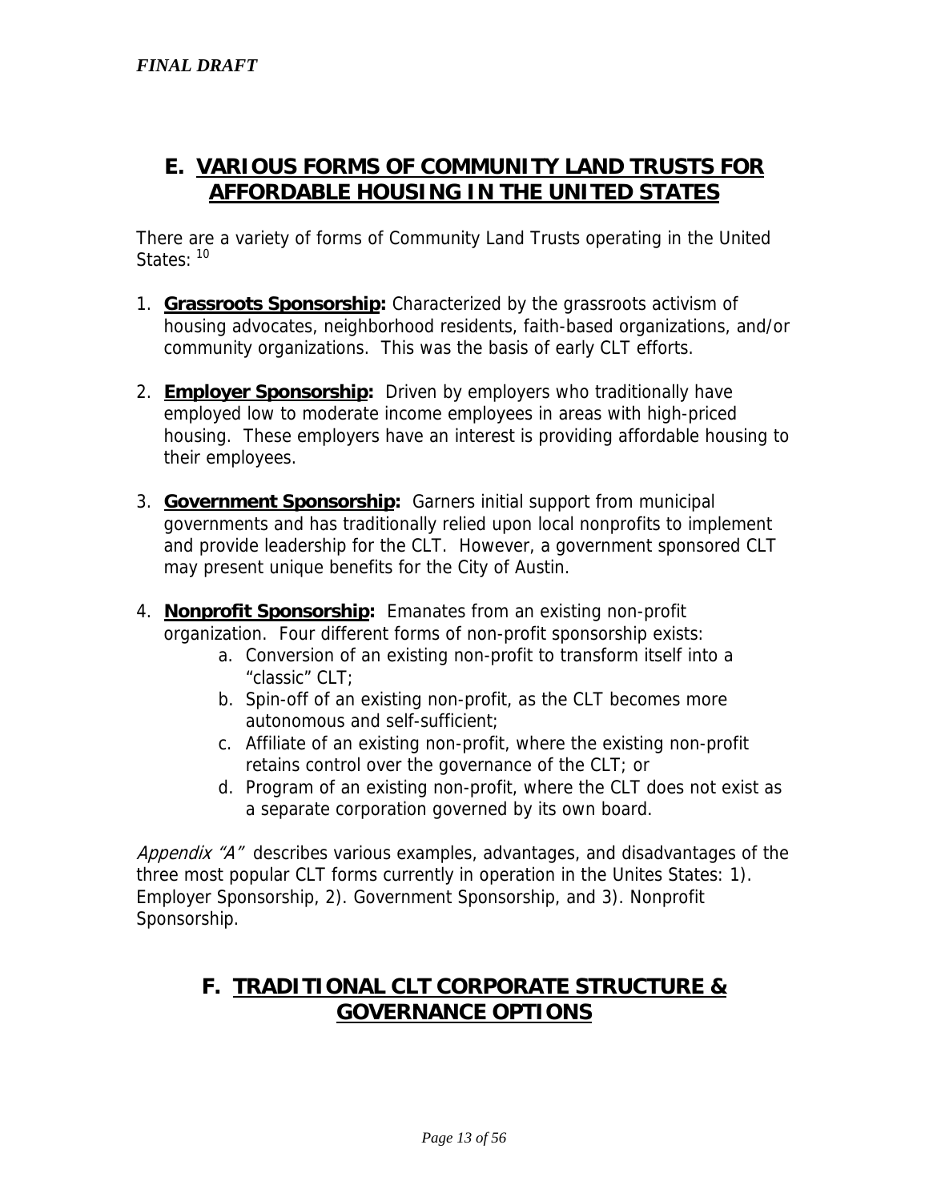## E. VARIOUS FORMS OF COMMUNITY LAND TRUSTS FOR AFFORDABLE HOUSING IN THE UNITED STATES

There are a variety of forms of Community Land Trusts operating in the United States: [10]

1. **Grassroots Sponsorship:** Characterized by the grassroots activism of housing advocates, neighborhood residents, faith-based organizations, and/or community organizations. This was the basis of early CLT efforts.

2. **Employer Sponsorship:** Driven by employers who traditionally have employed low to moderate income employees in areas with high-priced housing. These employers have an interest is providing affordable housing to their employees.

3. **Government Sponsorship:** Garners initial support from municipal governments and has traditionally relied upon local nonprofits to implement and provide leadership for the CLT. However, a government sponsored CLT may present unique benefits for the City of Austin.

4. **Nonprofit Sponsorship:** Emanates from an existing non-profit organization. Four different forms of non-profit sponsorship exists:
    a. Conversion of an existing non-profit to transform itself into a "classic" CLT;
    b. Spin-off of an existing non-profit, as the CLT becomes more autonomous and self-sufficient;
    c. Affiliate of an existing non-profit, where the existing non-profit retains control over the governance of the CLT; or
    d. Program of an existing non-profit, where the CLT does not exist as a separate corporation governed by its own board.

*Appendix "A"* describes various examples, advantages, and disadvantages of the three most popular CLT forms currently in operation in the Unites States: 1). Employer Sponsorship, 2). Government Sponsorship, and 3). Nonprofit Sponsorship.

## F. TRADITIONAL CLT CORPORATE STRUCTURE & GOVERNANCE OPTIONS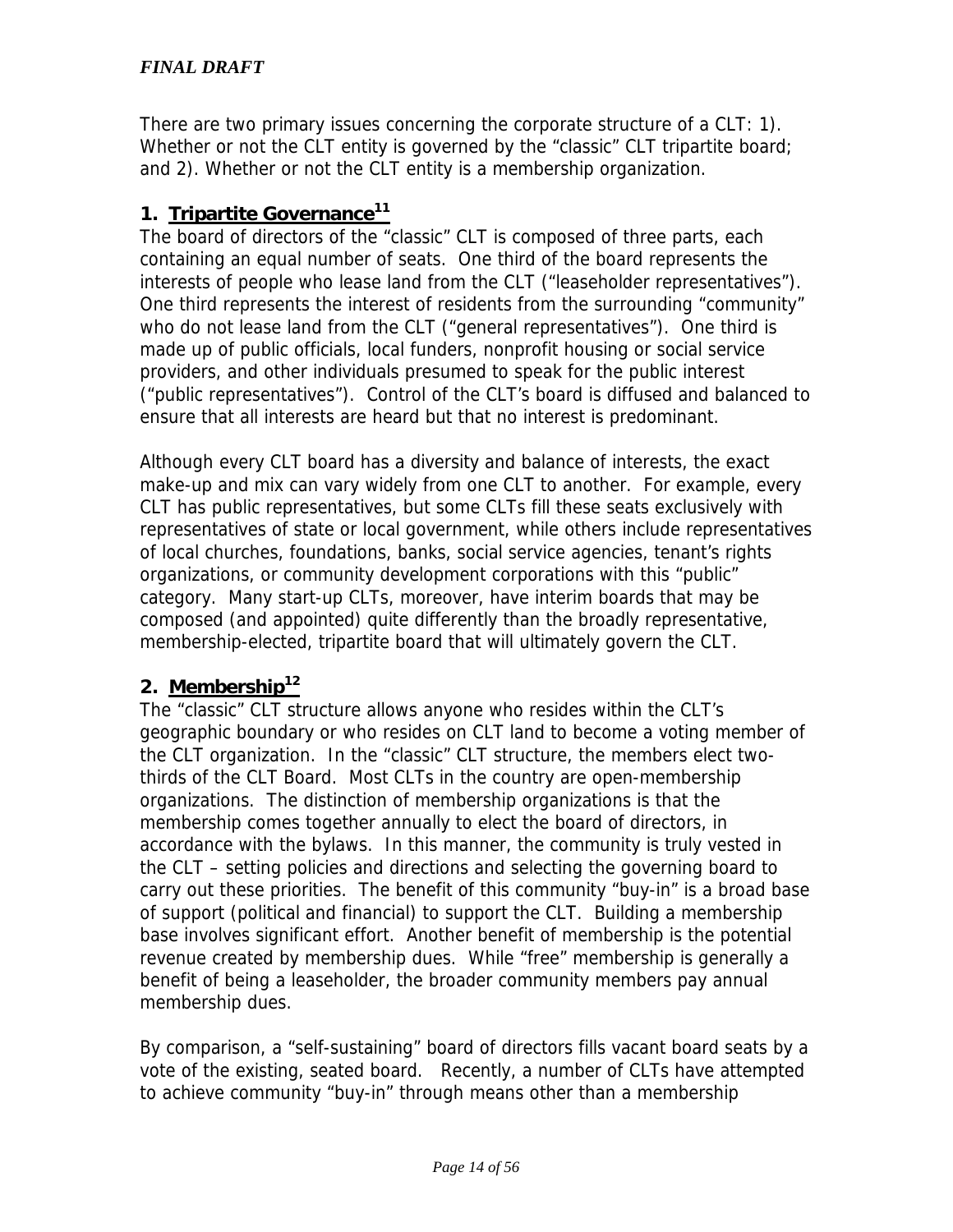There are two primary issues concerning the corporate structure of a CLT: 1). Whether or not the CLT entity is governed by the "classic" CLT tripartite board; and 2). Whether or not the CLT entity is a membership organization.

## 1. Tripartite Governance[11]

The board of directors of the "classic" CLT is composed of three parts, each containing an equal number of seats. One third of the board represents the interests of people who lease land from the CLT ("leaseholder representatives"). One third represents the interest of residents from the surrounding "community" who do not lease land from the CLT ("general representatives"). One third is made up of public officials, local funders, nonprofit housing or social service providers, and other individuals presumed to speak for the public interest ("public representatives"). Control of the CLT's board is diffused and balanced to ensure that all interests are heard but that no interest is predominant.

Although every CLT board has a diversity and balance of interests, the exact make-up and mix can vary widely from one CLT to another. For example, every CLT has public representatives, but some CLTs fill these seats exclusively with representatives of state or local government, while others include representatives of local churches, foundations, banks, social service agencies, tenant's rights organizations, or community development corporations with this "public" category. Many start-up CLTs, moreover, have interim boards that may be composed (and appointed) quite differently than the broadly representative, membership-elected, tripartite board that will ultimately govern the CLT.

## 2. Membership[12]

The "classic" CLT structure allows anyone who resides within the CLT's geographic boundary or who resides on CLT land to become a voting member of the CLT organization. In the "classic" CLT structure, the members elect two-thirds of the CLT Board. Most CLTs in the country are open-membership organizations. The distinction of membership organizations is that the membership comes together annually to elect the board of directors, in accordance with the bylaws. In this manner, the community is truly vested in the CLT – setting policies and directions and selecting the governing board to carry out these priorities. The benefit of this community "buy-in" is a broad base of support (political and financial) to support the CLT. Building a membership base involves significant effort. Another benefit of membership is the potential revenue created by membership dues. While "free" membership is generally a benefit of being a leaseholder, the broader community members pay annual membership dues.

By comparison, a "self-sustaining" board of directors fills vacant board seats by a vote of the existing, seated board. Recently, a number of CLTs have attempted to achieve community "buy-in" through means other than a membership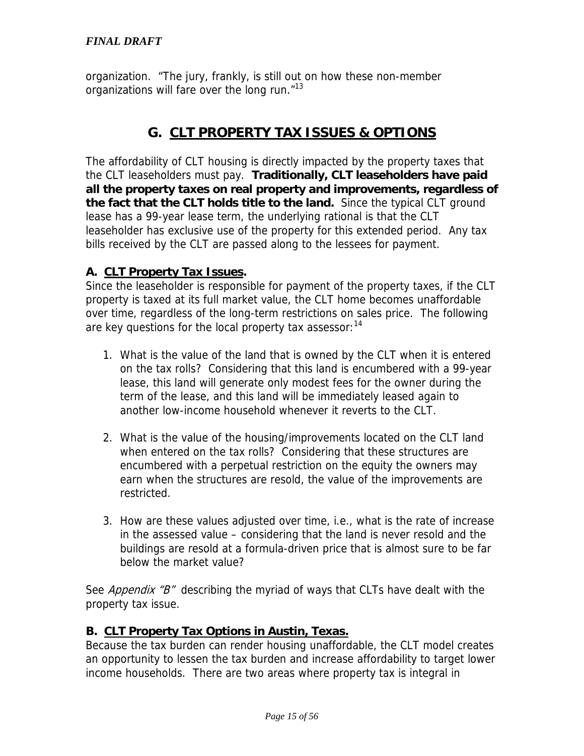organization. "The jury, frankly, is still out on how these non-member organizations will fare over the long run."[13]

## G. CLT PROPERTY TAX ISSUES & OPTIONS

The affordability of CLT housing is directly impacted by the property taxes that the CLT leaseholders must pay. **Traditionally, CLT leaseholders have paid all the property taxes on real property and improvements, regardless of the fact that the CLT holds title to the land.** Since the typical CLT ground lease has a 99-year lease term, the underlying rational is that the CLT leaseholder has exclusive use of the property for this extended period. Any tax bills received by the CLT are passed along to the lessees for payment.

### A. CLT Property Tax Issues.

Since the leaseholder is responsible for payment of the property taxes, if the CLT property is taxed at its full market value, the CLT home becomes unaffordable over time, regardless of the long-term restrictions on sales price. The following are key questions for the local property tax assessor:[14]

1. What is the value of the land that is owned by the CLT when it is entered on the tax rolls? Considering that this land is encumbered with a 99-year lease, this land will generate only modest fees for the owner during the term of the lease, and this land will be immediately leased again to another low-income household whenever it reverts to the CLT.

2. What is the value of the housing/improvements located on the CLT land when entered on the tax rolls? Considering that these structures are encumbered with a perpetual restriction on the equity the owners may earn when the structures are resold, the value of the improvements are restricted.

3. How are these values adjusted over time, i.e., what is the rate of increase in the assessed value – considering that the land is never resold and the buildings are resold at a formula-driven price that is almost sure to be far below the market value?

See *Appendix "B"* describing the myriad of ways that CLTs have dealt with the property tax issue.

### B. CLT Property Tax Options in Austin, Texas.

Because the tax burden can render housing unaffordable, the CLT model creates an opportunity to lessen the tax burden and increase affordability to target lower income households. There are two areas where property tax is integral in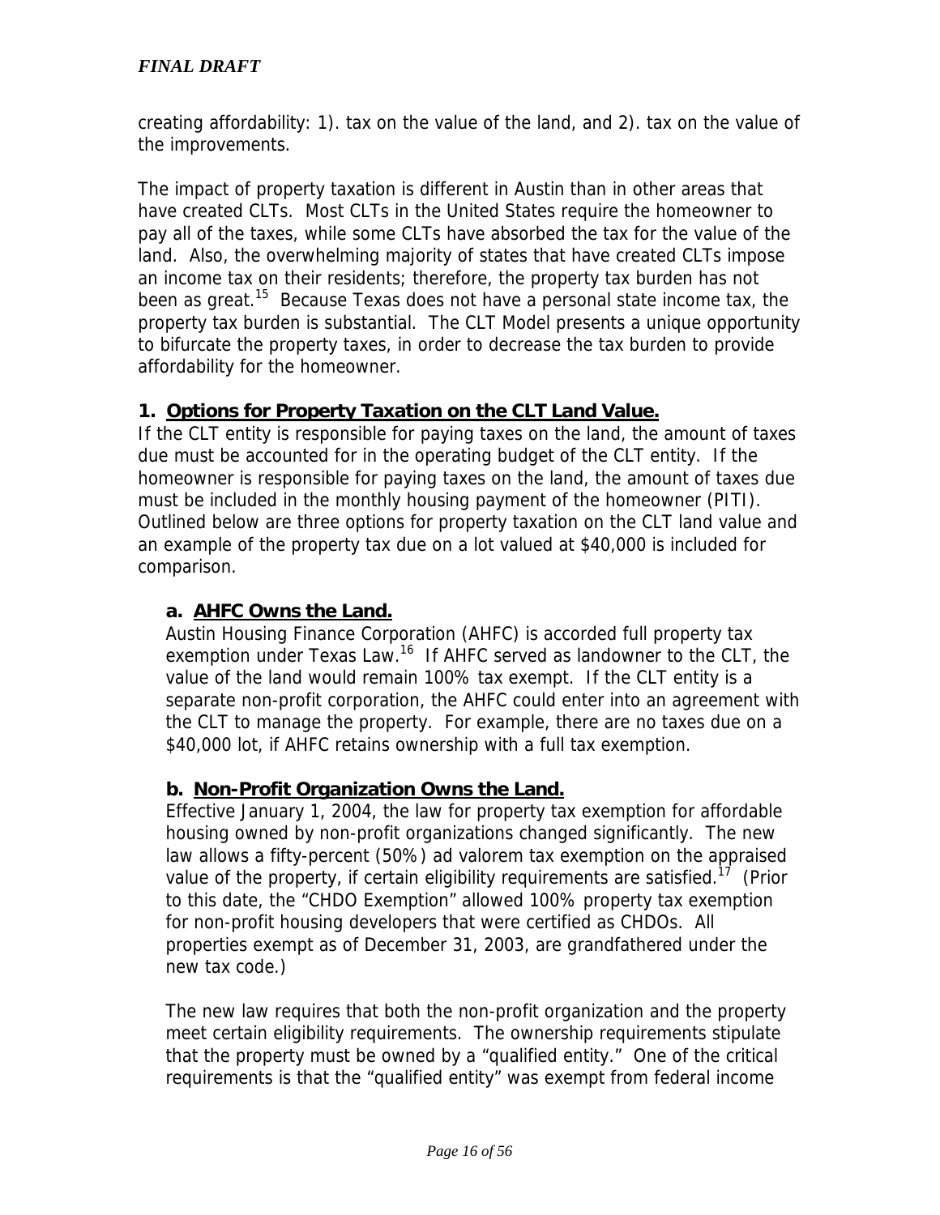creating affordability: 1). tax on the value of the land, and 2). tax on the value of the improvements.

The impact of property taxation is different in Austin than in other areas that have created CLTs. Most CLTs in the United States require the homeowner to pay all of the taxes, while some CLTs have absorbed the tax for the value of the land. Also, the overwhelming majority of states that have created CLTs impose an income tax on their residents; therefore, the property tax burden has not been as great.[15] Because Texas does not have a personal state income tax, the property tax burden is substantial. The CLT Model presents a unique opportunity to bifurcate the property taxes, in order to decrease the tax burden to provide affordability for the homeowner.

## 1. Options for Property Taxation on the CLT Land Value.

If the CLT entity is responsible for paying taxes on the land, the amount of taxes due must be accounted for in the operating budget of the CLT entity. If the homeowner is responsible for paying taxes on the land, the amount of taxes due must be included in the monthly housing payment of the homeowner (PITI). Outlined below are three options for property taxation on the CLT land value and an example of the property tax due on a lot valued at $40,000 is included for comparison.

### a. AHFC Owns the Land.

Austin Housing Finance Corporation (AHFC) is accorded full property tax exemption under Texas Law.[16] If AHFC served as landowner to the CLT, the value of the land would remain 100% tax exempt. If the CLT entity is a separate non-profit corporation, the AHFC could enter into an agreement with the CLT to manage the property. For example, there are no taxes due on a $40,000 lot, if AHFC retains ownership with a full tax exemption.

### b. Non-Profit Organization Owns the Land.

Effective January 1, 2004, the law for property tax exemption for affordable housing owned by non-profit organizations changed significantly. The new law allows a fifty-percent (50%) ad valorem tax exemption on the appraised value of the property, if certain eligibility requirements are satisfied.[17] (Prior to this date, the "CHDO Exemption" allowed 100% property tax exemption for non-profit housing developers that were certified as CHDOs. All properties exempt as of December 31, 2003, are grandfathered under the new tax code.)

The new law requires that both the non-profit organization and the property meet certain eligibility requirements. The ownership requirements stipulate that the property must be owned by a "qualified entity." One of the critical requirements is that the "qualified entity" was exempt from federal income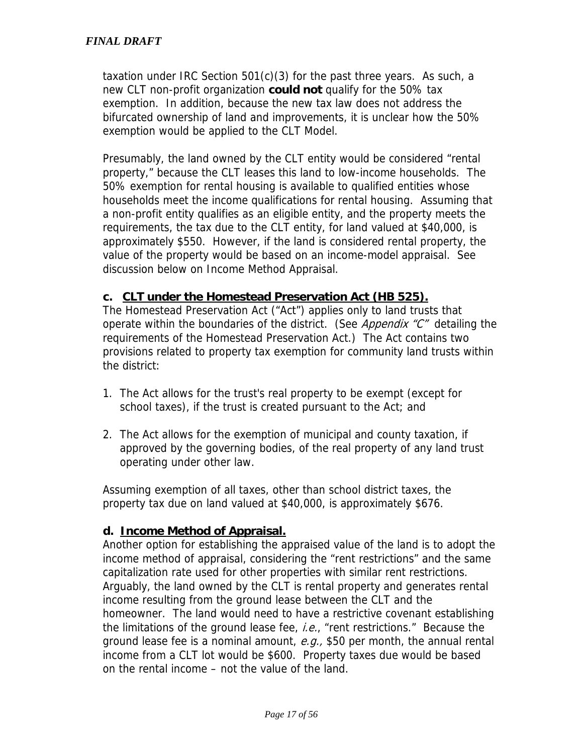taxation under IRC Section 501(c)(3) for the past three years. As such, a new CLT non-profit organization **could not** qualify for the 50% tax exemption. In addition, because the new tax law does not address the bifurcated ownership of land and improvements, it is unclear how the 50% exemption would be applied to the CLT Model.

Presumably, the land owned by the CLT entity would be considered "rental property," because the CLT leases this land to low-income households. The 50% exemption for rental housing is available to qualified entities whose households meet the income qualifications for rental housing. Assuming that a non-profit entity qualifies as an eligible entity, and the property meets the requirements, the tax due to the CLT entity, for land valued at $40,000, is approximately $550. However, if the land is considered rental property, the value of the property would be based on an income-model appraisal. See discussion below on Income Method Appraisal.

### c. CLT under the Homestead Preservation Act (HB 525).

The Homestead Preservation Act ("Act") applies only to land trusts that operate within the boundaries of the district. (See *Appendix "C"* detailing the requirements of the Homestead Preservation Act.) The Act contains two provisions related to property tax exemption for community land trusts within the district:

1. The Act allows for the trust's real property to be exempt (except for school taxes), if the trust is created pursuant to the Act; and

2. The Act allows for the exemption of municipal and county taxation, if approved by the governing bodies, of the real property of any land trust operating under other law.

Assuming exemption of all taxes, other than school district taxes, the property tax due on land valued at $40,000, is approximately $676.

### d. Income Method of Appraisal.

Another option for establishing the appraised value of the land is to adopt the income method of appraisal, considering the "rent restrictions" and the same capitalization rate used for other properties with similar rent restrictions. Arguably, the land owned by the CLT is rental property and generates rental income resulting from the ground lease between the CLT and the homeowner. The land would need to have a restrictive covenant establishing the limitations of the ground lease fee, *i.e.*, "rent restrictions." Because the ground lease fee is a nominal amount, *e.g.,* $50 per month, the annual rental income from a CLT lot would be $600. Property taxes due would be based on the rental income – not the value of the land.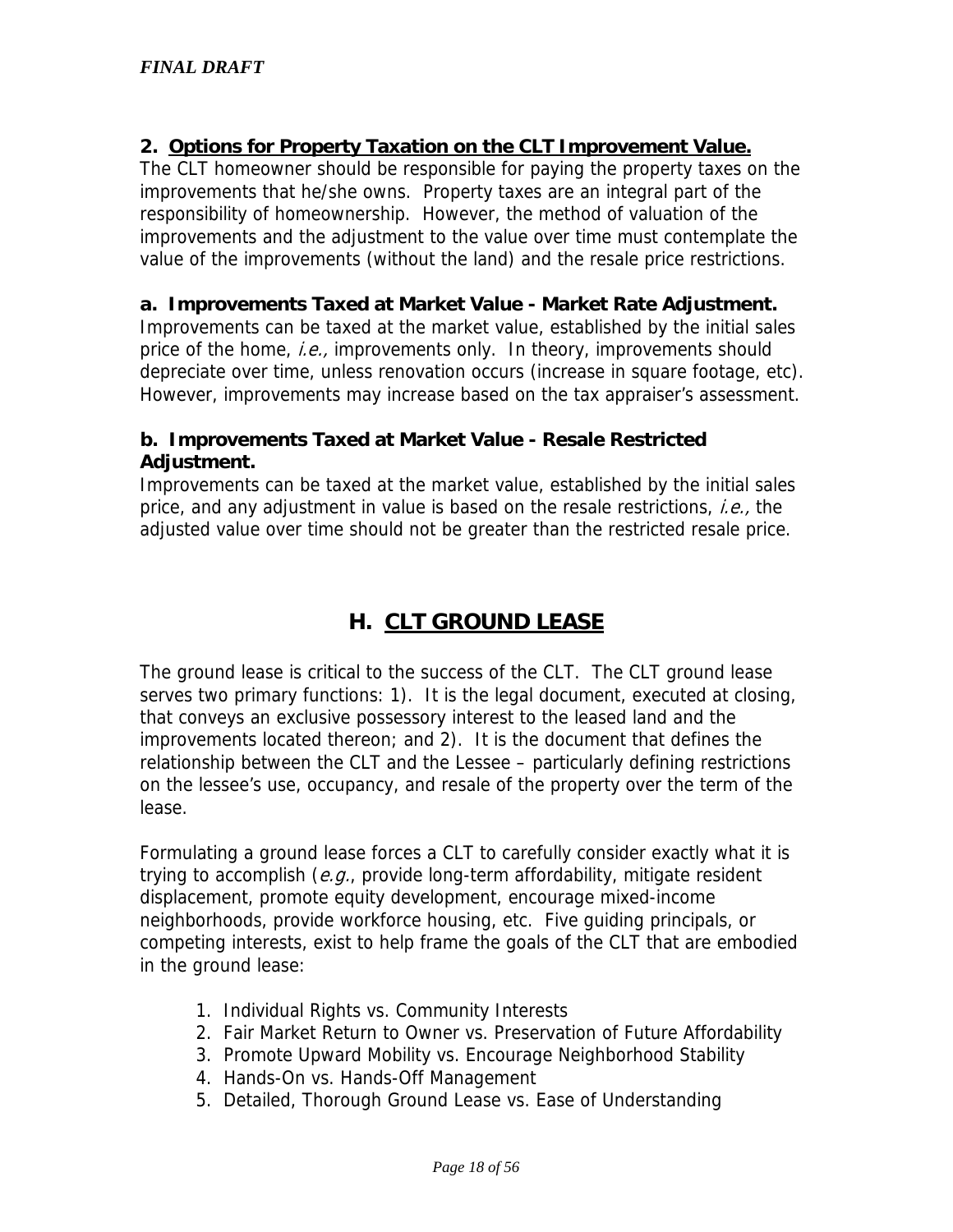### 2. Options for Property Taxation on the CLT Improvement Value.

The CLT homeowner should be responsible for paying the property taxes on the improvements that he/she owns. Property taxes are an integral part of the responsibility of homeownership. However, the method of valuation of the improvements and the adjustment to the value over time must contemplate the value of the improvements (without the land) and the resale price restrictions.

**a. Improvements Taxed at Market Value - Market Rate Adjustment.**
Improvements can be taxed at the market value, established by the initial sales price of the home, *i.e.,* improvements only. In theory, improvements should depreciate over time, unless renovation occurs (increase in square footage, etc). However, improvements may increase based on the tax appraiser's assessment.

**b. Improvements Taxed at Market Value - Resale Restricted Adjustment.**
Improvements can be taxed at the market value, established by the initial sales price, and any adjustment in value is based on the resale restrictions, *i.e.,* the adjusted value over time should not be greater than the restricted resale price.

## H. CLT GROUND LEASE

The ground lease is critical to the success of the CLT. The CLT ground lease serves two primary functions: 1). It is the legal document, executed at closing, that conveys an exclusive possessory interest to the leased land and the improvements located thereon; and 2). It is the document that defines the relationship between the CLT and the Lessee – particularly defining restrictions on the lessee's use, occupancy, and resale of the property over the term of the lease.

Formulating a ground lease forces a CLT to carefully consider exactly what it is trying to accomplish (*e.g.*, provide long-term affordability, mitigate resident displacement, promote equity development, encourage mixed-income neighborhoods, provide workforce housing, etc. Five guiding principals, or competing interests, exist to help frame the goals of the CLT that are embodied in the ground lease:

1. Individual Rights vs. Community Interests
2. Fair Market Return to Owner vs. Preservation of Future Affordability
3. Promote Upward Mobility vs. Encourage Neighborhood Stability
4. Hands-On vs. Hands-Off Management
5. Detailed, Thorough Ground Lease vs. Ease of Understanding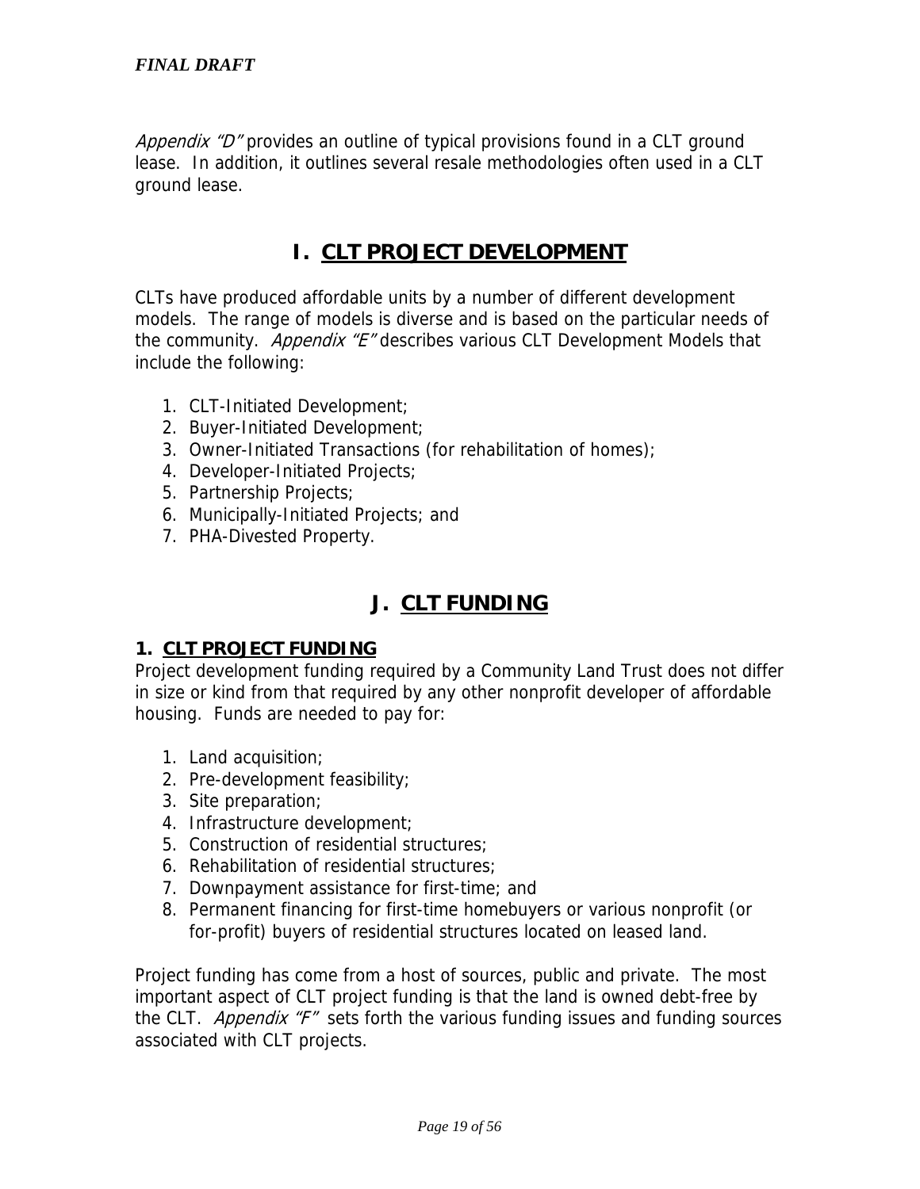*Appendix "D"* provides an outline of typical provisions found in a CLT ground lease. In addition, it outlines several resale methodologies often used in a CLT ground lease.

# I. CLT PROJECT DEVELOPMENT

CLTs have produced affordable units by a number of different development models. The range of models is diverse and is based on the particular needs of the community. *Appendix "E"* describes various CLT Development Models that include the following:

1. CLT-Initiated Development;
2. Buyer-Initiated Development;
3. Owner-Initiated Transactions (for rehabilitation of homes);
4. Developer-Initiated Projects;
5. Partnership Projects;
6. Municipally-Initiated Projects; and
7. PHA-Divested Property.

# J. CLT FUNDING

## 1. CLT PROJECT FUNDING

Project development funding required by a Community Land Trust does not differ in size or kind from that required by any other nonprofit developer of affordable housing. Funds are needed to pay for:

1. Land acquisition;
2. Pre-development feasibility;
3. Site preparation;
4. Infrastructure development;
5. Construction of residential structures;
6. Rehabilitation of residential structures;
7. Downpayment assistance for first-time; and
8. Permanent financing for first-time homebuyers or various nonprofit (or for-profit) buyers of residential structures located on leased land.

Project funding has come from a host of sources, public and private. The most important aspect of CLT project funding is that the land is owned debt-free by the CLT. *Appendix "F"* sets forth the various funding issues and funding sources associated with CLT projects.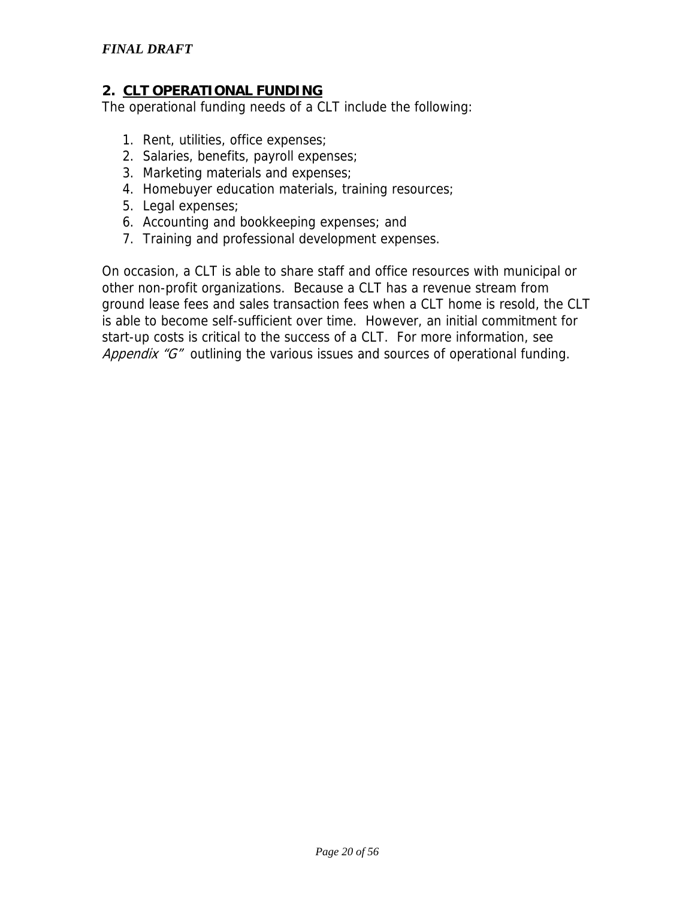## 2. CLT OPERATIONAL FUNDING

The operational funding needs of a CLT include the following:

1. Rent, utilities, office expenses;
2. Salaries, benefits, payroll expenses;
3. Marketing materials and expenses;
4. Homebuyer education materials, training resources;
5. Legal expenses;
6. Accounting and bookkeeping expenses; and
7. Training and professional development expenses.

On occasion, a CLT is able to share staff and office resources with municipal or other non-profit organizations. Because a CLT has a revenue stream from ground lease fees and sales transaction fees when a CLT home is resold, the CLT is able to become self-sufficient over time. However, an initial commitment for start-up costs is critical to the success of a CLT. For more information, see *Appendix "G"* outlining the various issues and sources of operational funding.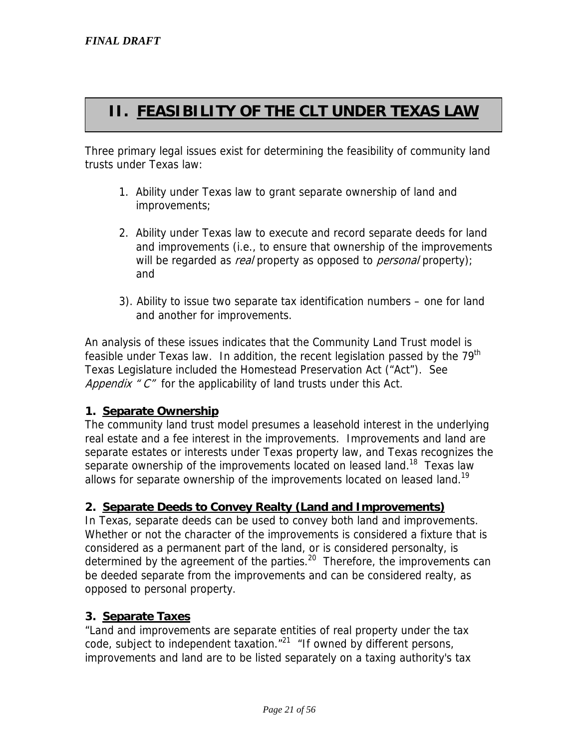# II. FEASIBILITY OF THE CLT UNDER TEXAS LAW

Three primary legal issues exist for determining the feasibility of community land trusts under Texas law:

1. Ability under Texas law to grant separate ownership of land and improvements;

2. Ability under Texas law to execute and record separate deeds for land and improvements (i.e., to ensure that ownership of the improvements will be regarded as *real* property as opposed to *personal* property); and

3). Ability to issue two separate tax identification numbers – one for land and another for improvements.

An analysis of these issues indicates that the Community Land Trust model is feasible under Texas law. In addition, the recent legislation passed by the 79th Texas Legislature included the Homestead Preservation Act ("Act"). See *Appendix " C"* for the applicability of land trusts under this Act.

### 1. Separate Ownership

The community land trust model presumes a leasehold interest in the underlying real estate and a fee interest in the improvements. Improvements and land are separate estates or interests under Texas property law, and Texas recognizes the separate ownership of the improvements located on leased land.[18] Texas law allows for separate ownership of the improvements located on leased land.[19]

### 2. Separate Deeds to Convey Realty (Land and Improvements)

In Texas, separate deeds can be used to convey both land and improvements. Whether or not the character of the improvements is considered a fixture that is considered as a permanent part of the land, or is considered personalty, is determined by the agreement of the parties.[20] Therefore, the improvements can be deeded separate from the improvements and can be considered realty, as opposed to personal property.

### 3. Separate Taxes

"Land and improvements are separate entities of real property under the tax code, subject to independent taxation."[21] "If owned by different persons, improvements and land are to be listed separately on a taxing authority's tax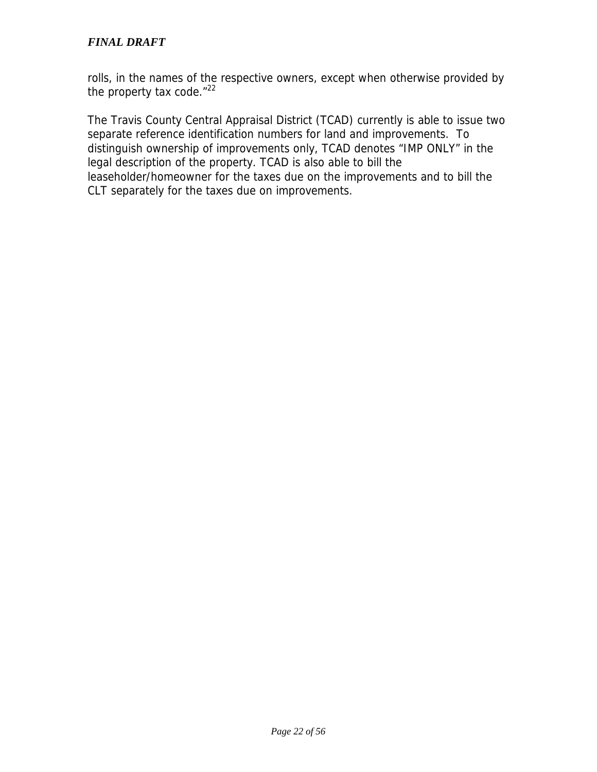rolls, in the names of the respective owners, except when otherwise provided by the property tax code."[22]

The Travis County Central Appraisal District (TCAD) currently is able to issue two separate reference identification numbers for land and improvements. To distinguish ownership of improvements only, TCAD denotes "IMP ONLY" in the legal description of the property. TCAD is also able to bill the leaseholder/homeowner for the taxes due on the improvements and to bill the CLT separately for the taxes due on improvements.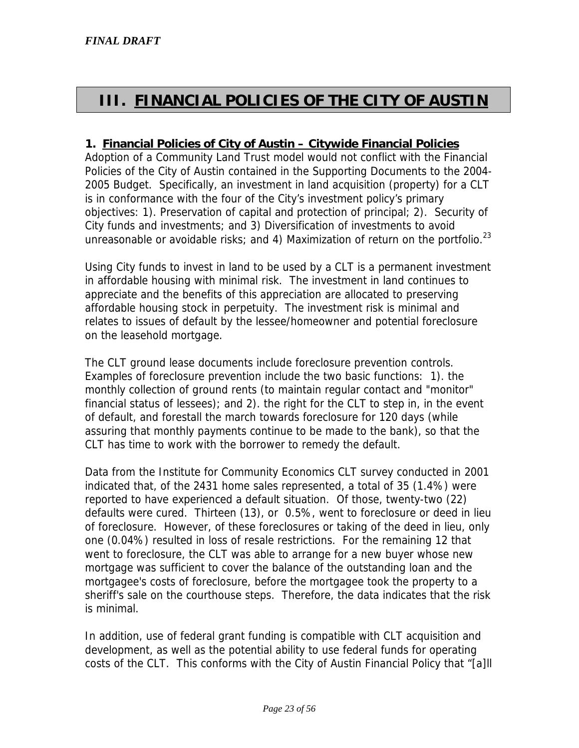*FINAL DRAFT*

# III. FINANCIAL POLICIES OF THE CITY OF AUSTIN

## 1. Financial Policies of City of Austin – Citywide Financial Policies

Adoption of a Community Land Trust model would not conflict with the Financial Policies of the City of Austin contained in the Supporting Documents to the 2004-2005 Budget. Specifically, an investment in land acquisition (property) for a CLT is in conformance with the four of the City's investment policy's primary objectives: 1). Preservation of capital and protection of principal; 2). Security of City funds and investments; and 3) Diversification of investments to avoid unreasonable or avoidable risks; and 4) Maximization of return on the portfolio.[23]

Using City funds to invest in land to be used by a CLT is a permanent investment in affordable housing with minimal risk. The investment in land continues to appreciate and the benefits of this appreciation are allocated to preserving affordable housing stock in perpetuity. The investment risk is minimal and relates to issues of default by the lessee/homeowner and potential foreclosure on the leasehold mortgage.

The CLT ground lease documents include foreclosure prevention controls. Examples of foreclosure prevention include the two basic functions: 1). the monthly collection of ground rents (to maintain regular contact and "monitor" financial status of lessees); and 2). the right for the CLT to step in, in the event of default, and forestall the march towards foreclosure for 120 days (while assuring that monthly payments continue to be made to the bank), so that the CLT has time to work with the borrower to remedy the default.

Data from the Institute for Community Economics CLT survey conducted in 2001 indicated that, of the 2431 home sales represented, a total of 35 (1.4%) were reported to have experienced a default situation. Of those, twenty-two (22) defaults were cured. Thirteen (13), or 0.5%, went to foreclosure or deed in lieu of foreclosure. However, of these foreclosures or taking of the deed in lieu, only one (0.04%) resulted in loss of resale restrictions. For the remaining 12 that went to foreclosure, the CLT was able to arrange for a new buyer whose new mortgage was sufficient to cover the balance of the outstanding loan and the mortgagee's costs of foreclosure, before the mortgagee took the property to a sheriff's sale on the courthouse steps. Therefore, the data indicates that the risk is minimal.

In addition, use of federal grant funding is compatible with CLT acquisition and development, as well as the potential ability to use federal funds for operating costs of the CLT. This conforms with the City of Austin Financial Policy that "[a]ll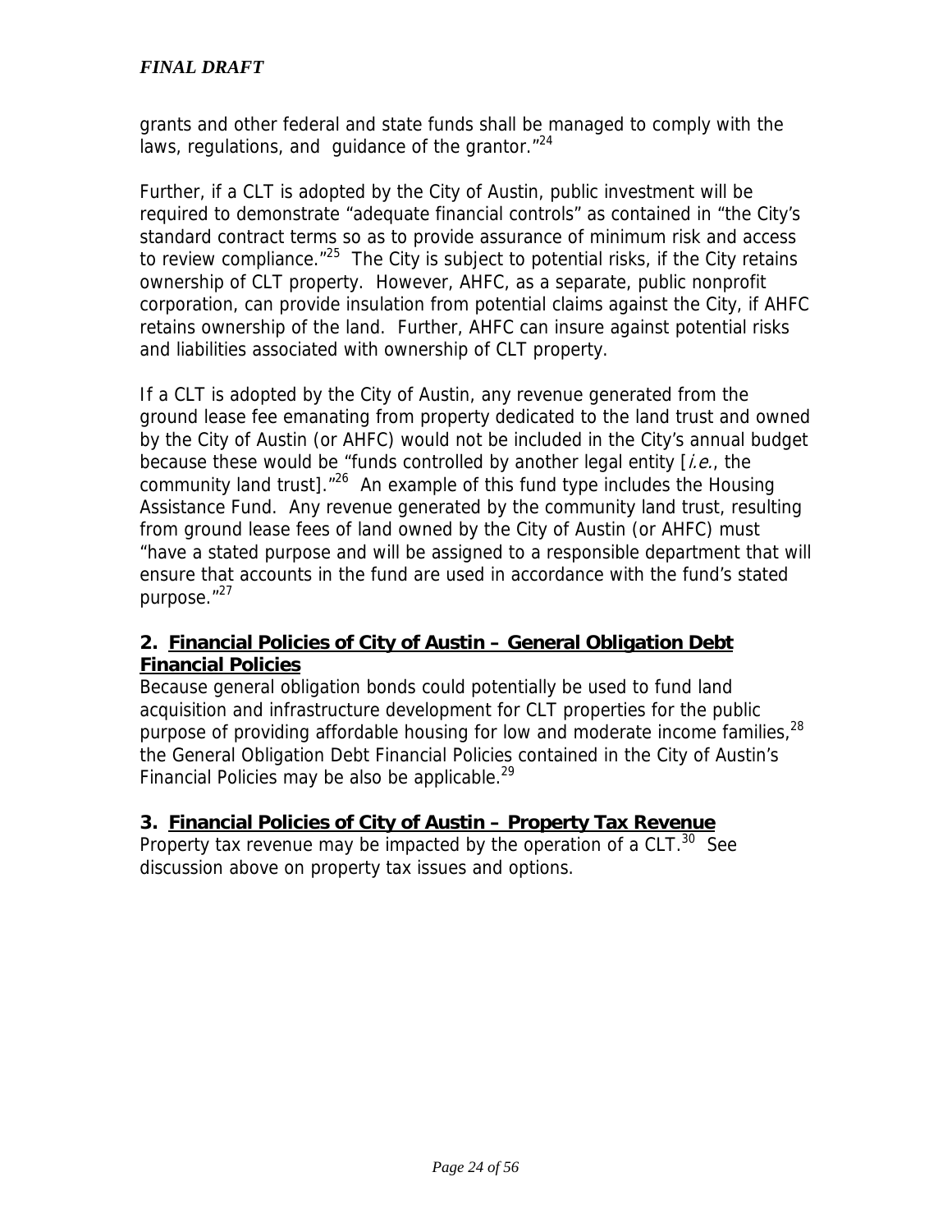grants and other federal and state funds shall be managed to comply with the laws, regulations, and guidance of the grantor."[24]

Further, if a CLT is adopted by the City of Austin, public investment will be required to demonstrate "adequate financial controls" as contained in "the City's standard contract terms so as to provide assurance of minimum risk and access to review compliance."[25] The City is subject to potential risks, if the City retains ownership of CLT property. However, AHFC, as a separate, public nonprofit corporation, can provide insulation from potential claims against the City, if AHFC retains ownership of the land. Further, AHFC can insure against potential risks and liabilities associated with ownership of CLT property.

If a CLT is adopted by the City of Austin, any revenue generated from the ground lease fee emanating from property dedicated to the land trust and owned by the City of Austin (or AHFC) would not be included in the City's annual budget because these would be "funds controlled by another legal entity [*i.e.*, the community land trust]."[26] An example of this fund type includes the Housing Assistance Fund. Any revenue generated by the community land trust, resulting from ground lease fees of land owned by the City of Austin (or AHFC) must "have a stated purpose and will be assigned to a responsible department that will ensure that accounts in the fund are used in accordance with the fund's stated purpose."[27]

### 2. <u>Financial Policies of City of Austin – General Obligation Debt Financial Policies</u>

Because general obligation bonds could potentially be used to fund land acquisition and infrastructure development for CLT properties for the public purpose of providing affordable housing for low and moderate income families,[28] the General Obligation Debt Financial Policies contained in the City of Austin's Financial Policies may be also be applicable.[29]

### 3. <u>Financial Policies of City of Austin – Property Tax Revenue</u>

Property tax revenue may be impacted by the operation of a CLT.[30] See discussion above on property tax issues and options.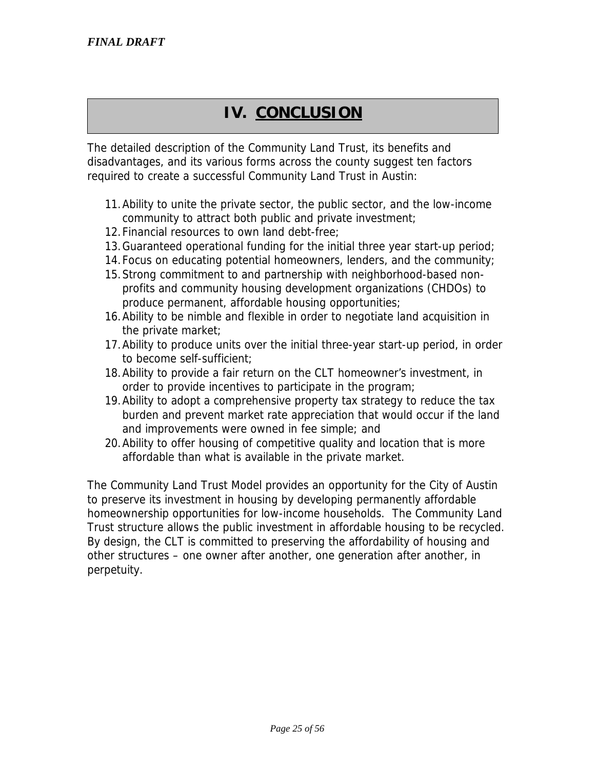# IV. CONCLUSION

The detailed description of the Community Land Trust, its benefits and disadvantages, and its various forms across the county suggest ten factors required to create a successful Community Land Trust in Austin:

11. Ability to unite the private sector, the public sector, and the low-income community to attract both public and private investment;
12. Financial resources to own land debt-free;
13. Guaranteed operational funding for the initial three year start-up period;
14. Focus on educating potential homeowners, lenders, and the community;
15. Strong commitment to and partnership with neighborhood-based non-profits and community housing development organizations (CHDOs) to produce permanent, affordable housing opportunities;
16. Ability to be nimble and flexible in order to negotiate land acquisition in the private market;
17. Ability to produce units over the initial three-year start-up period, in order to become self-sufficient;
18. Ability to provide a fair return on the CLT homeowner's investment, in order to provide incentives to participate in the program;
19. Ability to adopt a comprehensive property tax strategy to reduce the tax burden and prevent market rate appreciation that would occur if the land and improvements were owned in fee simple; and
20. Ability to offer housing of competitive quality and location that is more affordable than what is available in the private market.

The Community Land Trust Model provides an opportunity for the City of Austin to preserve its investment in housing by developing permanently affordable homeownership opportunities for low-income households. The Community Land Trust structure allows the public investment in affordable housing to be recycled. By design, the CLT is committed to preserving the affordability of housing and other structures – one owner after another, one generation after another, in perpetuity.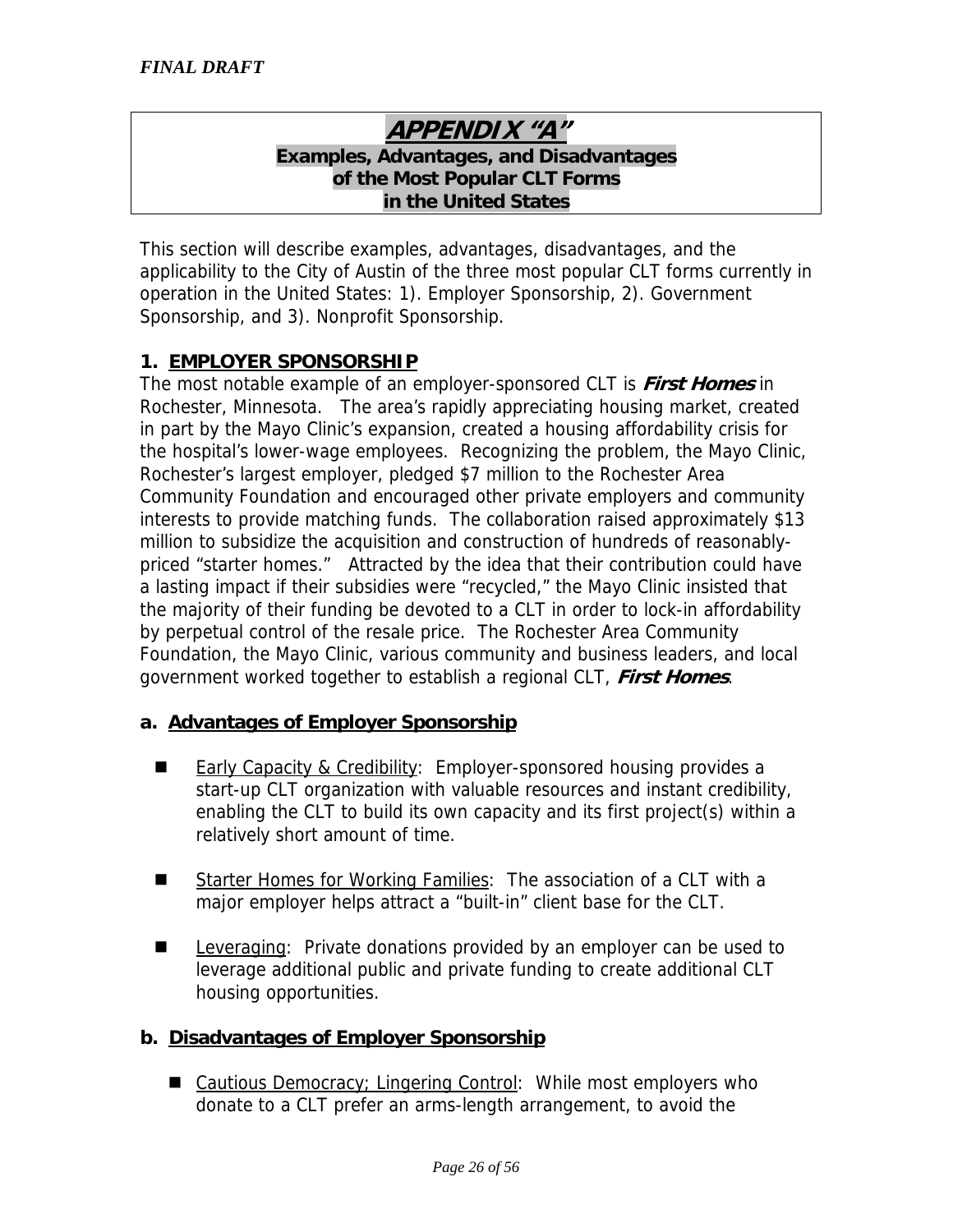*FINAL DRAFT*

# ***APPENDIX "A"***

## Examples, Advantages, and Disadvantages of the Most Popular CLT Forms in the United States

This section will describe examples, advantages, disadvantages, and the applicability to the City of Austin of the three most popular CLT forms currently in operation in the United States: 1). Employer Sponsorship, 2). Government Sponsorship, and 3). Nonprofit Sponsorship.

### 1. EMPLOYER SPONSORSHIP

The most notable example of an employer-sponsored CLT is ***First Homes*** in Rochester, Minnesota. The area's rapidly appreciating housing market, created in part by the Mayo Clinic's expansion, created a housing affordability crisis for the hospital's lower-wage employees. Recognizing the problem, the Mayo Clinic, Rochester's largest employer, pledged $7 million to the Rochester Area Community Foundation and encouraged other private employers and community interests to provide matching funds. The collaboration raised approximately $13 million to subsidize the acquisition and construction of hundreds of reasonably-priced "starter homes." Attracted by the idea that their contribution could have a lasting impact if their subsidies were "recycled," the Mayo Clinic insisted that the majority of their funding be devoted to a CLT in order to lock-in affordability by perpetual control of the resale price. The Rochester Area Community Foundation, the Mayo Clinic, various community and business leaders, and local government worked together to establish a regional CLT, ***First Homes***.

#### a. Advantages of Employer Sponsorship

- Early Capacity & Credibility: Employer-sponsored housing provides a start-up CLT organization with valuable resources and instant credibility, enabling the CLT to build its own capacity and its first project(s) within a relatively short amount of time.
- Starter Homes for Working Families: The association of a CLT with a major employer helps attract a "built-in" client base for the CLT.
- Leveraging: Private donations provided by an employer can be used to leverage additional public and private funding to create additional CLT housing opportunities.

#### b. Disadvantages of Employer Sponsorship

- Cautious Democracy; Lingering Control: While most employers who donate to a CLT prefer an arms-length arrangement, to avoid the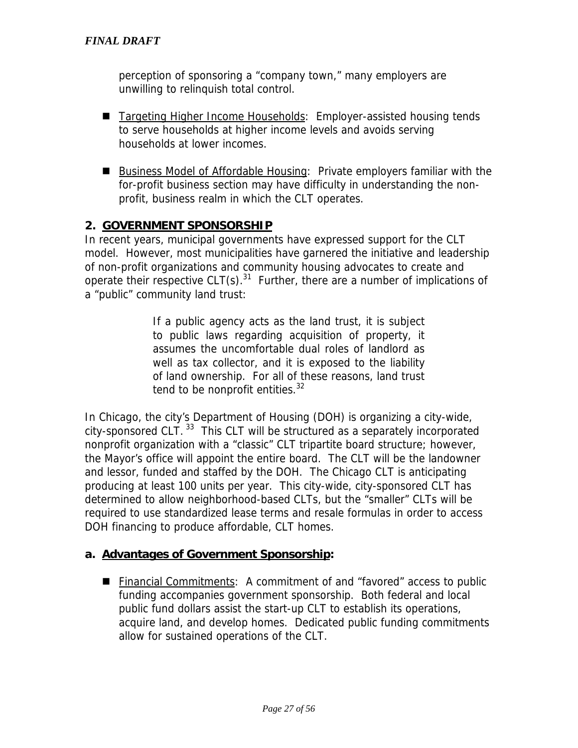perception of sponsoring a "company town," many employers are unwilling to relinquish total control.

- Targeting Higher Income Households: Employer-assisted housing tends to serve households at higher income levels and avoids serving households at lower incomes.

- Business Model of Affordable Housing: Private employers familiar with the for-profit business section may have difficulty in understanding the non-profit, business realm in which the CLT operates.

## 2. GOVERNMENT SPONSORSHIP

In recent years, municipal governments have expressed support for the CLT model. However, most municipalities have garnered the initiative and leadership of non-profit organizations and community housing advocates to create and operate their respective CLT(s).[31] Further, there are a number of implications of a "public" community land trust:

> If a public agency acts as the land trust, it is subject to public laws regarding acquisition of property, it assumes the uncomfortable dual roles of landlord as well as tax collector, and it is exposed to the liability of land ownership. For all of these reasons, land trust tend to be nonprofit entities.[32]

In Chicago, the city's Department of Housing (DOH) is organizing a city-wide, city-sponsored CLT.[33] This CLT will be structured as a separately incorporated nonprofit organization with a "classic" CLT tripartite board structure; however, the Mayor's office will appoint the entire board. The CLT will be the landowner and lessor, funded and staffed by the DOH. The Chicago CLT is anticipating producing at least 100 units per year. This city-wide, city-sponsored CLT has determined to allow neighborhood-based CLTs, but the "smaller" CLTs will be required to use standardized lease terms and resale formulas in order to access DOH financing to produce affordable, CLT homes.

### a. Advantages of Government Sponsorship:

- Financial Commitments: A commitment of and "favored" access to public funding accompanies government sponsorship. Both federal and local public fund dollars assist the start-up CLT to establish its operations, acquire land, and develop homes. Dedicated public funding commitments allow for sustained operations of the CLT.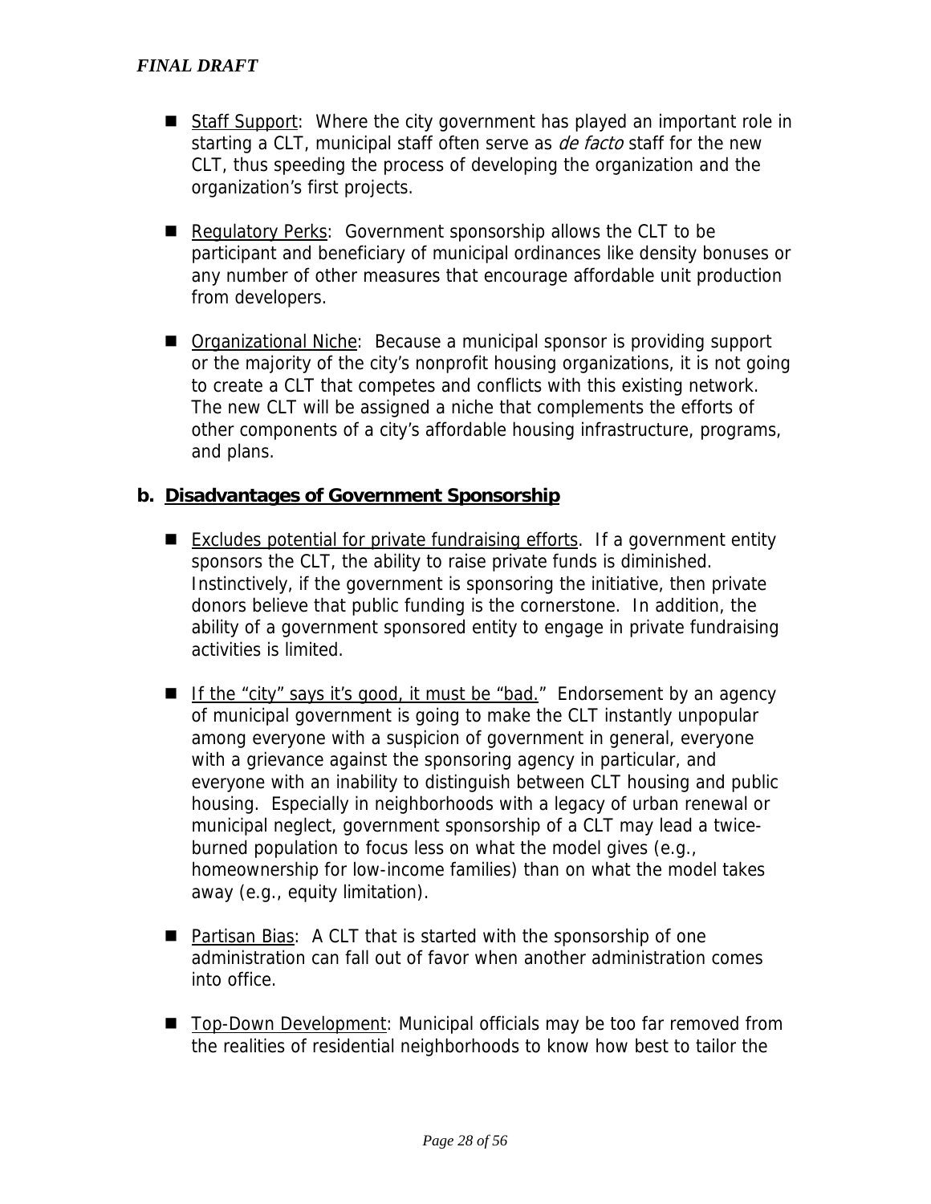- Staff Support: Where the city government has played an important role in starting a CLT, municipal staff often serve as *de facto* staff for the new CLT, thus speeding the process of developing the organization and the organization's first projects.

- Regulatory Perks: Government sponsorship allows the CLT to be participant and beneficiary of municipal ordinances like density bonuses or any number of other measures that encourage affordable unit production from developers.

- Organizational Niche: Because a municipal sponsor is providing support or the majority of the city's nonprofit housing organizations, it is not going to create a CLT that competes and conflicts with this existing network. The new CLT will be assigned a niche that complements the efforts of other components of a city's affordable housing infrastructure, programs, and plans.

### b. Disadvantages of Government Sponsorship

- Excludes potential for private fundraising efforts. If a government entity sponsors the CLT, the ability to raise private funds is diminished. Instinctively, if the government is sponsoring the initiative, then private donors believe that public funding is the cornerstone. In addition, the ability of a government sponsored entity to engage in private fundraising activities is limited.

- If the "city" says it's good, it must be "bad." Endorsement by an agency of municipal government is going to make the CLT instantly unpopular among everyone with a suspicion of government in general, everyone with a grievance against the sponsoring agency in particular, and everyone with an inability to distinguish between CLT housing and public housing. Especially in neighborhoods with a legacy of urban renewal or municipal neglect, government sponsorship of a CLT may lead a twice-burned population to focus less on what the model gives (e.g., homeownership for low-income families) than on what the model takes away (e.g., equity limitation).

- Partisan Bias: A CLT that is started with the sponsorship of one administration can fall out of favor when another administration comes into office.

- Top-Down Development: Municipal officials may be too far removed from the realities of residential neighborhoods to know how best to tailor the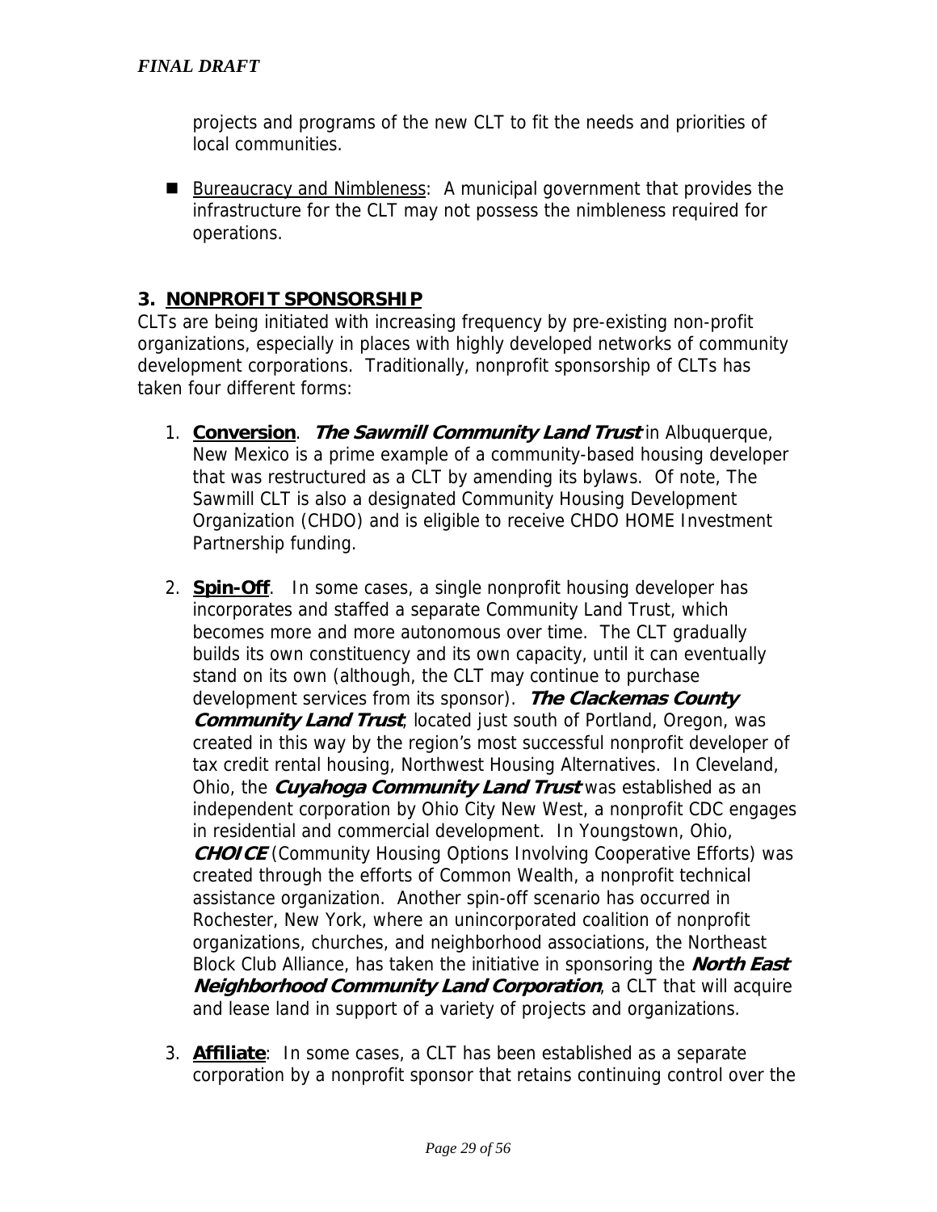projects and programs of the new CLT to fit the needs and priorities of local communities.

- Bureaucracy and Nimbleness: A municipal government that provides the infrastructure for the CLT may not possess the nimbleness required for operations.

### 3. NONPROFIT SPONSORSHIP

CLTs are being initiated with increasing frequency by pre-existing non-profit organizations, especially in places with highly developed networks of community development corporations. Traditionally, nonprofit sponsorship of CLTs has taken four different forms:

1. **Conversion**. ***The Sawmill Community Land Trust*** in Albuquerque, New Mexico is a prime example of a community-based housing developer that was restructured as a CLT by amending its bylaws. Of note, The Sawmill CLT is also a designated Community Housing Development Organization (CHDO) and is eligible to receive CHDO HOME Investment Partnership funding.

2. **Spin-Off**. In some cases, a single nonprofit housing developer has incorporates and staffed a separate Community Land Trust, which becomes more and more autonomous over time. The CLT gradually builds its own constituency and its own capacity, until it can eventually stand on its own (although, the CLT may continue to purchase development services from its sponsor). ***The Clackemas County Community Land Trust***, located just south of Portland, Oregon, was created in this way by the region's most successful nonprofit developer of tax credit rental housing, Northwest Housing Alternatives. In Cleveland, Ohio, the ***Cuyahoga Community Land Trust*** was established as an independent corporation by Ohio City New West, a nonprofit CDC engages in residential and commercial development. In Youngstown, Ohio, ***CHOICE*** (Community Housing Options Involving Cooperative Efforts) was created through the efforts of Common Wealth, a nonprofit technical assistance organization. Another spin-off scenario has occurred in Rochester, New York, where an unincorporated coalition of nonprofit organizations, churches, and neighborhood associations, the Northeast Block Club Alliance, has taken the initiative in sponsoring the ***North East Neighborhood Community Land Corporation***, a CLT that will acquire and lease land in support of a variety of projects and organizations.

3. **Affiliate**: In some cases, a CLT has been established as a separate corporation by a nonprofit sponsor that retains continuing control over the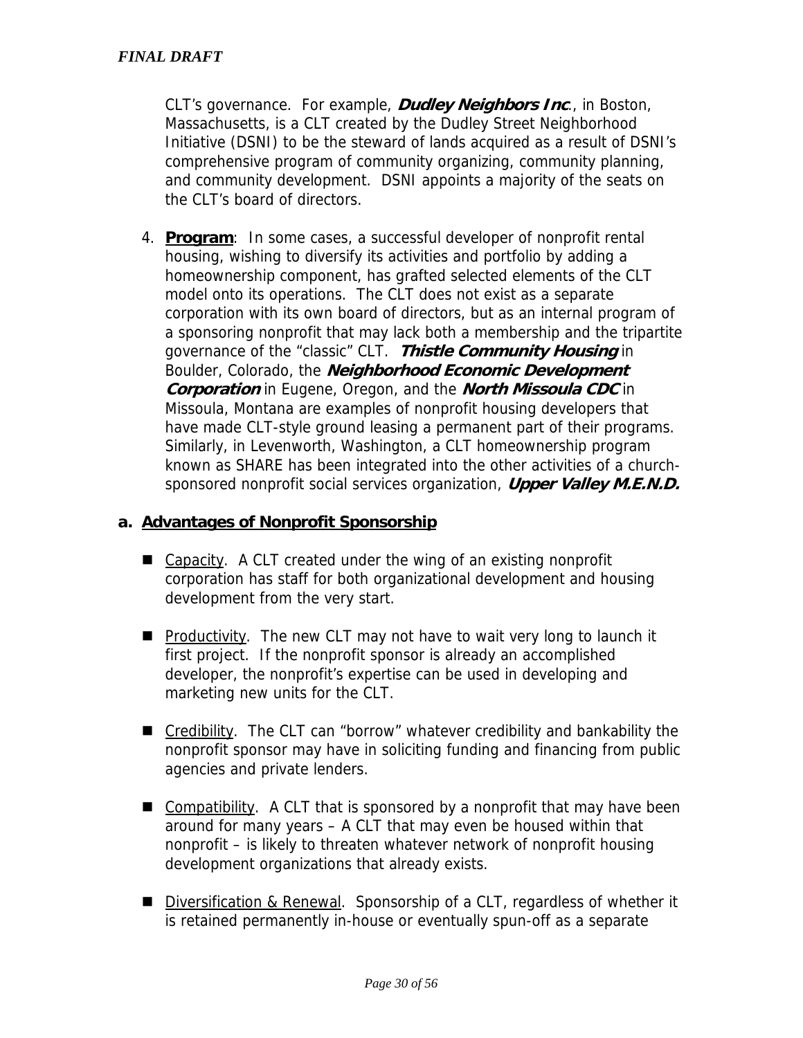CLT's governance. For example, ***Dudley Neighbors Inc.***, in Boston, Massachusetts, is a CLT created by the Dudley Street Neighborhood Initiative (DSNI) to be the steward of lands acquired as a result of DSNI's comprehensive program of community organizing, community planning, and community development. DSNI appoints a majority of the seats on the CLT's board of directors.

4. **Program**: In some cases, a successful developer of nonprofit rental housing, wishing to diversify its activities and portfolio by adding a homeownership component, has grafted selected elements of the CLT model onto its operations. The CLT does not exist as a separate corporation with its own board of directors, but as an internal program of a sponsoring nonprofit that may lack both a membership and the tripartite governance of the "classic" CLT. ***Thistle Community Housing*** in Boulder, Colorado, the ***Neighborhood Economic Development Corporation*** in Eugene, Oregon, and the ***North Missoula CDC*** in Missoula, Montana are examples of nonprofit housing developers that have made CLT-style ground leasing a permanent part of their programs. Similarly, in Levenworth, Washington, a CLT homeownership program known as SHARE has been integrated into the other activities of a church-sponsored nonprofit social services organization, ***Upper Valley M.E.N.D.***

## a. Advantages of Nonprofit Sponsorship

- Capacity. A CLT created under the wing of an existing nonprofit corporation has staff for both organizational development and housing development from the very start.
- Productivity. The new CLT may not have to wait very long to launch it first project. If the nonprofit sponsor is already an accomplished developer, the nonprofit's expertise can be used in developing and marketing new units for the CLT.
- Credibility. The CLT can "borrow" whatever credibility and bankability the nonprofit sponsor may have in soliciting funding and financing from public agencies and private lenders.
- Compatibility. A CLT that is sponsored by a nonprofit that may have been around for many years – A CLT that may even be housed within that nonprofit – is likely to threaten whatever network of nonprofit housing development organizations that already exists.
- Diversification & Renewal. Sponsorship of a CLT, regardless of whether it is retained permanently in-house or eventually spun-off as a separate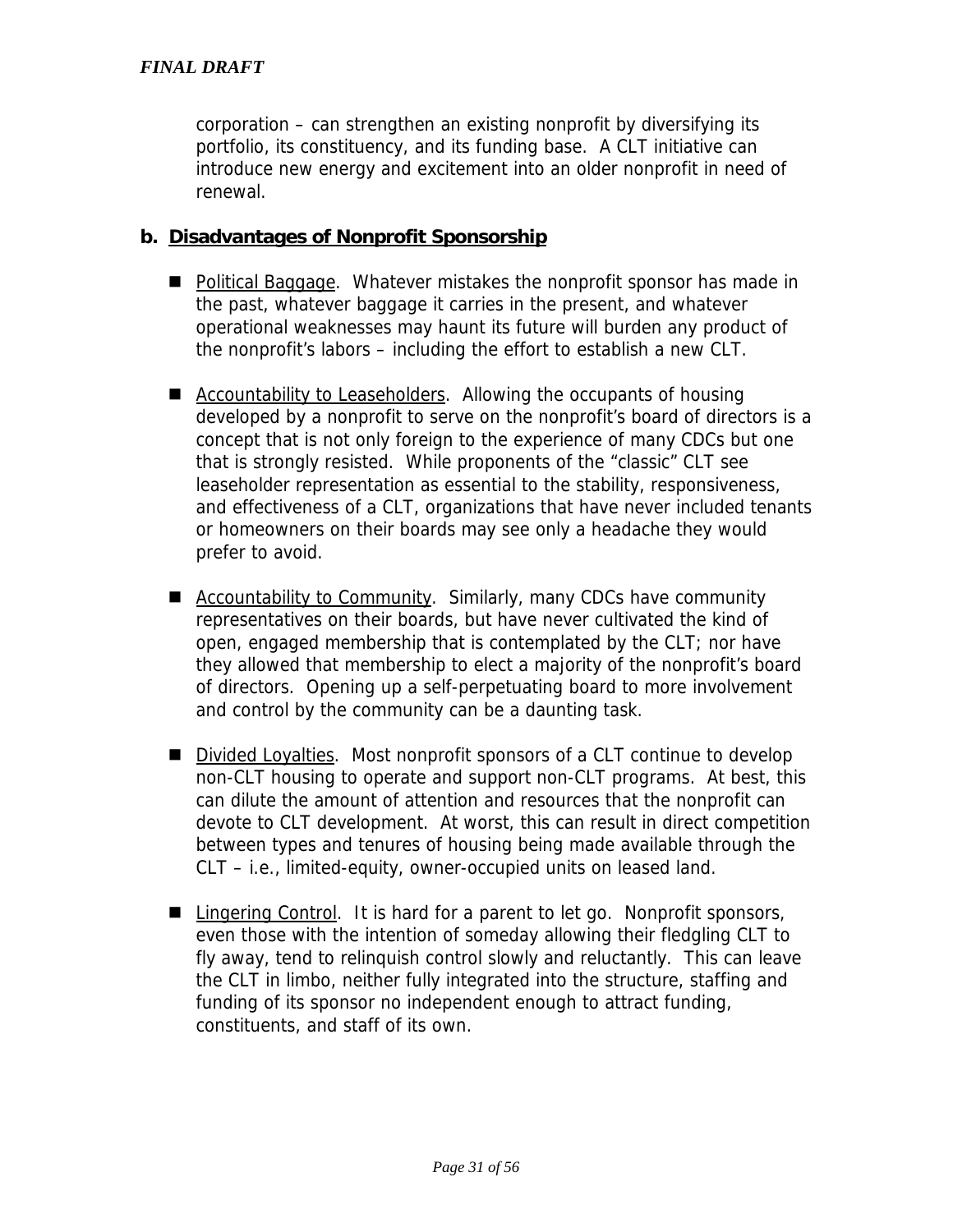corporation – can strengthen an existing nonprofit by diversifying its portfolio, its constituency, and its funding base. A CLT initiative can introduce new energy and excitement into an older nonprofit in need of renewal.

### b. Disadvantages of Nonprofit Sponsorship

- Political Baggage. Whatever mistakes the nonprofit sponsor has made in the past, whatever baggage it carries in the present, and whatever operational weaknesses may haunt its future will burden any product of the nonprofit's labors – including the effort to establish a new CLT.

- Accountability to Leaseholders. Allowing the occupants of housing developed by a nonprofit to serve on the nonprofit's board of directors is a concept that is not only foreign to the experience of many CDCs but one that is strongly resisted. While proponents of the "classic" CLT see leaseholder representation as essential to the stability, responsiveness, and effectiveness of a CLT, organizations that have never included tenants or homeowners on their boards may see only a headache they would prefer to avoid.

- Accountability to Community. Similarly, many CDCs have community representatives on their boards, but have never cultivated the kind of open, engaged membership that is contemplated by the CLT; nor have they allowed that membership to elect a majority of the nonprofit's board of directors. Opening up a self-perpetuating board to more involvement and control by the community can be a daunting task.

- Divided Loyalties. Most nonprofit sponsors of a CLT continue to develop non-CLT housing to operate and support non-CLT programs. At best, this can dilute the amount of attention and resources that the nonprofit can devote to CLT development. At worst, this can result in direct competition between types and tenures of housing being made available through the CLT – i.e., limited-equity, owner-occupied units on leased land.

- Lingering Control. It is hard for a parent to let go. Nonprofit sponsors, even those with the intention of someday allowing their fledgling CLT to fly away, tend to relinquish control slowly and reluctantly. This can leave the CLT in limbo, neither fully integrated into the structure, staffing and funding of its sponsor no independent enough to attract funding, constituents, and staff of its own.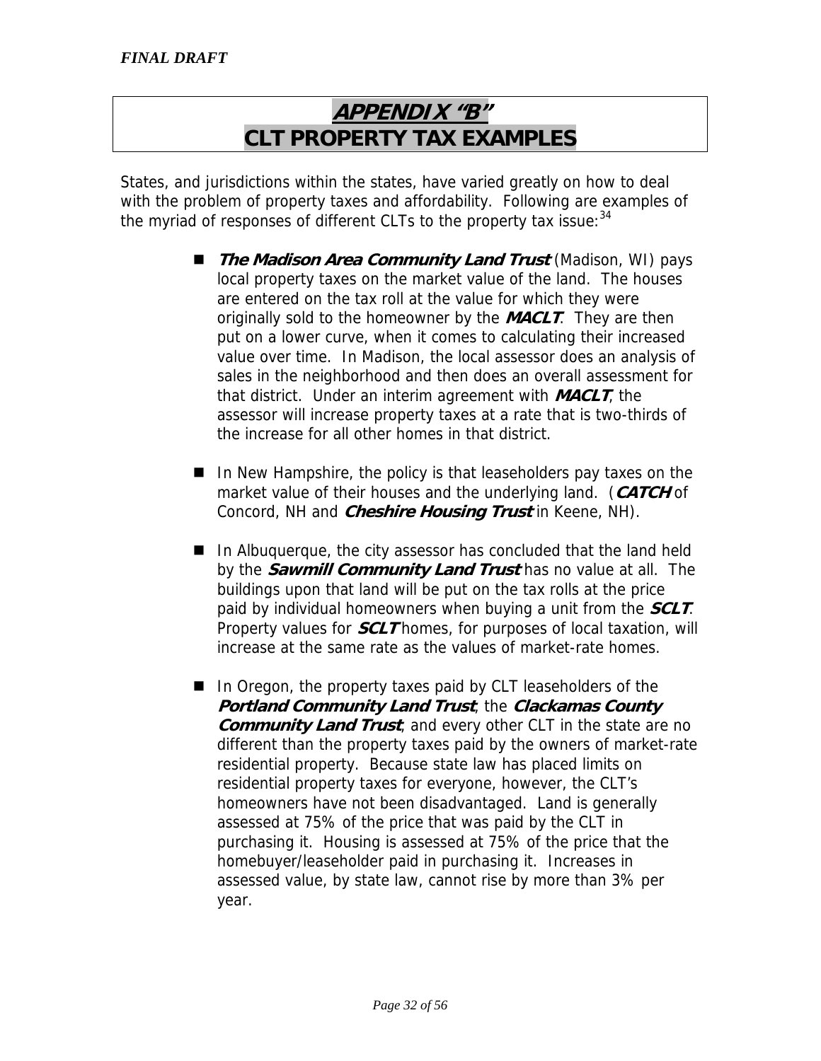*FINAL DRAFT*

# APPENDIX "B"
# CLT PROPERTY TAX EXAMPLES

States, and jurisdictions within the states, have varied greatly on how to deal with the problem of property taxes and affordability. Following are examples of the myriad of responses of different CLTs to the property tax issue:[34]

- ***The Madison Area Community Land Trust*** (Madison, WI) pays local property taxes on the market value of the land. The houses are entered on the tax roll at the value for which they were originally sold to the homeowner by the ***MACLT***. They are then put on a lower curve, when it comes to calculating their increased value over time. In Madison, the local assessor does an analysis of sales in the neighborhood and then does an overall assessment for that district. Under an interim agreement with ***MACLT***, the assessor will increase property taxes at a rate that is two-thirds of the increase for all other homes in that district.

- In New Hampshire, the policy is that leaseholders pay taxes on the market value of their houses and the underlying land. (***CATCH*** of Concord, NH and ***Cheshire Housing Trust*** in Keene, NH).

- In Albuquerque, the city assessor has concluded that the land held by the ***Sawmill Community Land Trust*** has no value at all. The buildings upon that land will be put on the tax rolls at the price paid by individual homeowners when buying a unit from the ***SCLT***. Property values for ***SCLT*** homes, for purposes of local taxation, will increase at the same rate as the values of market-rate homes.

- In Oregon, the property taxes paid by CLT leaseholders of the ***Portland Community Land Trust***, the ***Clackamas County Community Land Trust***, and every other CLT in the state are no different than the property taxes paid by the owners of market-rate residential property. Because state law has placed limits on residential property taxes for everyone, however, the CLT's homeowners have not been disadvantaged. Land is generally assessed at 75% of the price that was paid by the CLT in purchasing it. Housing is assessed at 75% of the price that the homebuyer/leaseholder paid in purchasing it. Increases in assessed value, by state law, cannot rise by more than 3% per year.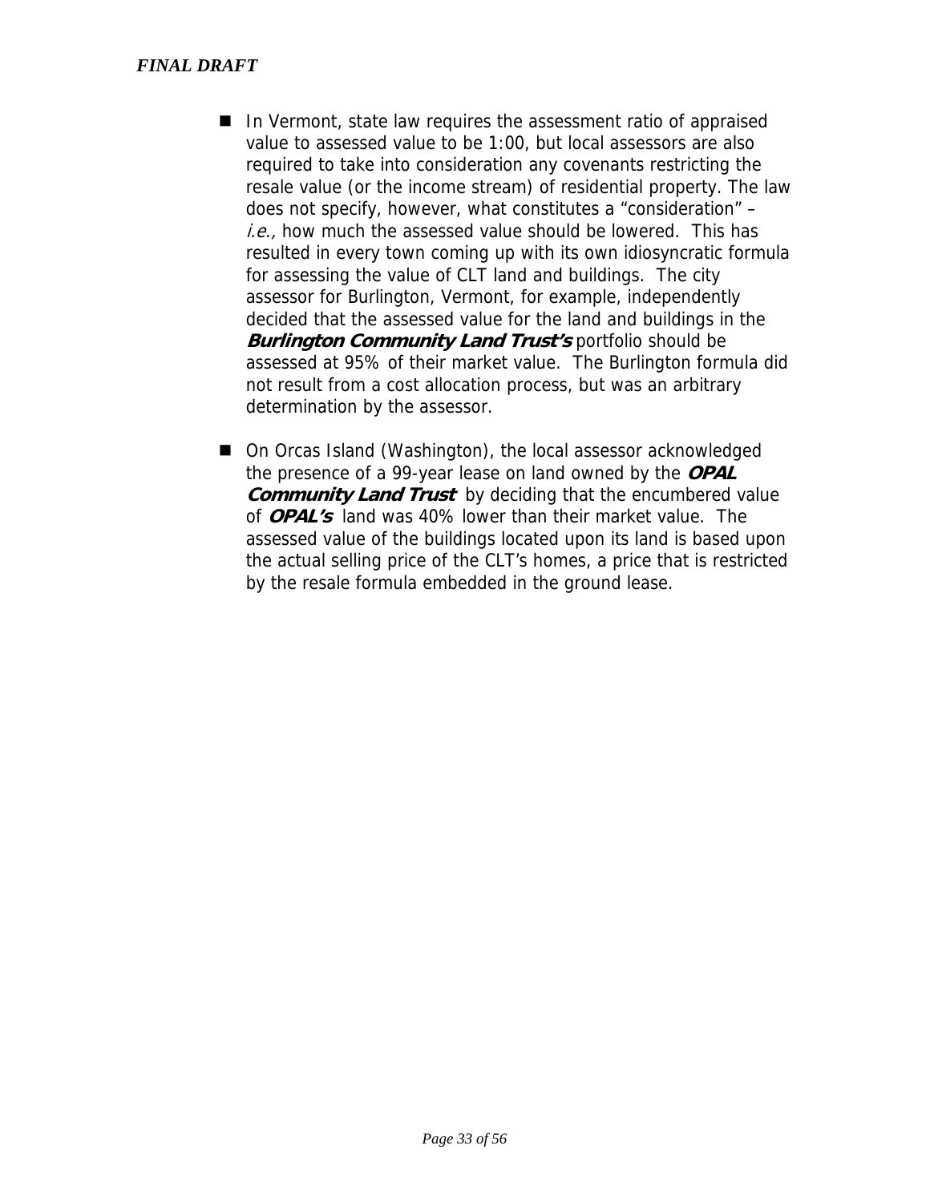- In Vermont, state law requires the assessment ratio of appraised value to assessed value to be 1:00, but local assessors are also required to take into consideration any covenants restricting the resale value (or the income stream) of residential property. The law does not specify, however, what constitutes a "consideration" – *i.e.,* how much the assessed value should be lowered. This has resulted in every town coming up with its own idiosyncratic formula for assessing the value of CLT land and buildings. The city assessor for Burlington, Vermont, for example, independently decided that the assessed value for the land and buildings in the ***Burlington Community Land Trust's*** portfolio should be assessed at 95% of their market value. The Burlington formula did not result from a cost allocation process, but was an arbitrary determination by the assessor.

- On Orcas Island (Washington), the local assessor acknowledged the presence of a 99-year lease on land owned by the ***OPAL Community Land Trust*** by deciding that the encumbered value of ***OPAL's*** land was 40% lower than their market value. The assessed value of the buildings located upon its land is based upon the actual selling price of the CLT's homes, a price that is restricted by the resale formula embedded in the ground lease.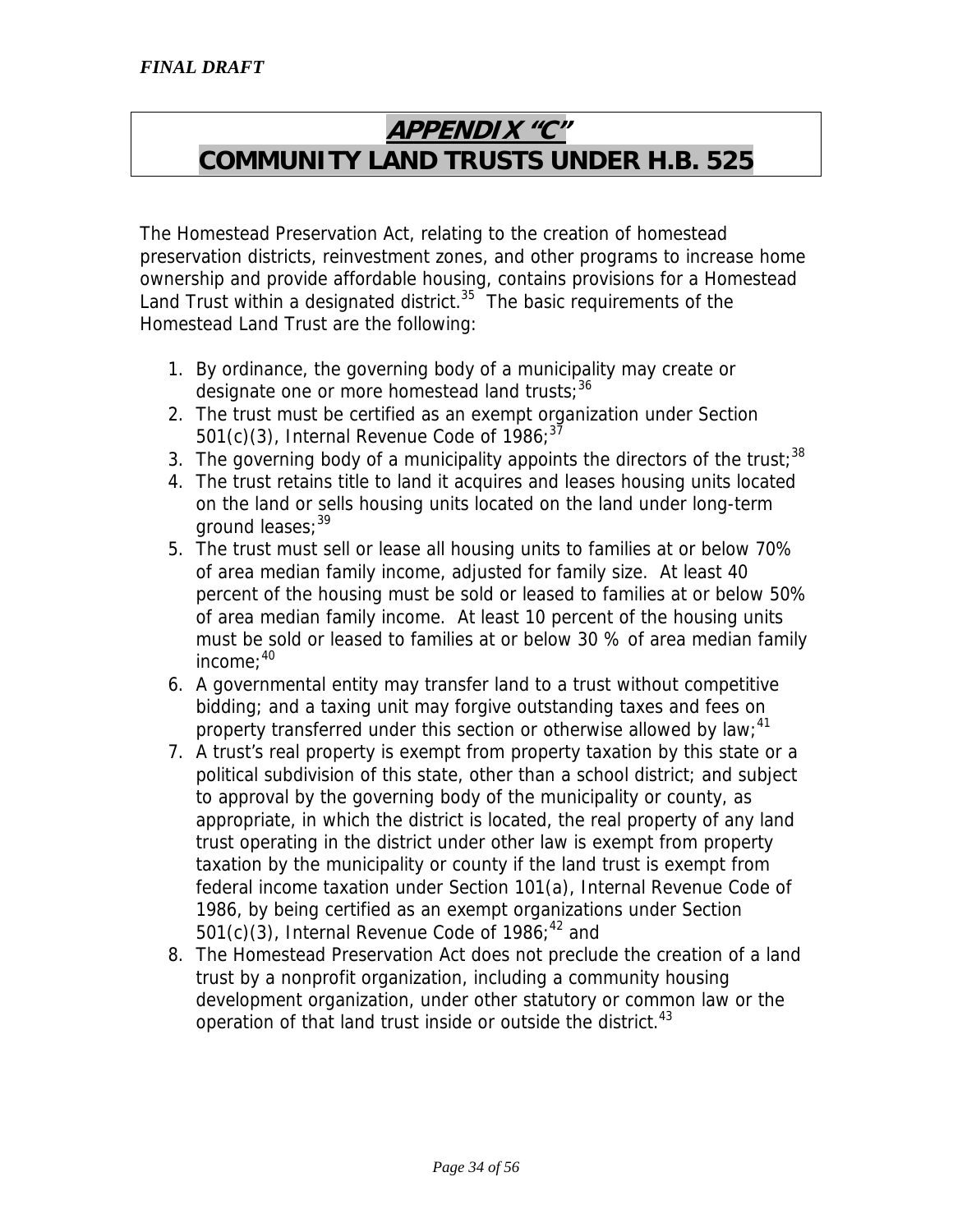*FINAL DRAFT*

# APPENDIX "C"
# COMMUNITY LAND TRUSTS UNDER H.B. 525

The Homestead Preservation Act, relating to the creation of homestead preservation districts, reinvestment zones, and other programs to increase home ownership and provide affordable housing, contains provisions for a Homestead Land Trust within a designated district.[35] The basic requirements of the Homestead Land Trust are the following:

1. By ordinance, the governing body of a municipality may create or designate one or more homestead land trusts;[36]
2. The trust must be certified as an exempt organization under Section 501(c)(3), Internal Revenue Code of 1986;[37]
3. The governing body of a municipality appoints the directors of the trust;[38]
4. The trust retains title to land it acquires and leases housing units located on the land or sells housing units located on the land under long-term ground leases;[39]
5. The trust must sell or lease all housing units to families at or below 70% of area median family income, adjusted for family size. At least 40 percent of the housing must be sold or leased to families at or below 50% of area median family income. At least 10 percent of the housing units must be sold or leased to families at or below 30 % of area median family income;[40]
6. A governmental entity may transfer land to a trust without competitive bidding; and a taxing unit may forgive outstanding taxes and fees on property transferred under this section or otherwise allowed by law;[41]
7. A trust's real property is exempt from property taxation by this state or a political subdivision of this state, other than a school district; and subject to approval by the governing body of the municipality or county, as appropriate, in which the district is located, the real property of any land trust operating in the district under other law is exempt from property taxation by the municipality or county if the land trust is exempt from federal income taxation under Section 101(a), Internal Revenue Code of 1986, by being certified as an exempt organizations under Section 501(c)(3), Internal Revenue Code of 1986;[42] and
8. The Homestead Preservation Act does not preclude the creation of a land trust by a nonprofit organization, including a community housing development organization, under other statutory or common law or the operation of that land trust inside or outside the district.[43]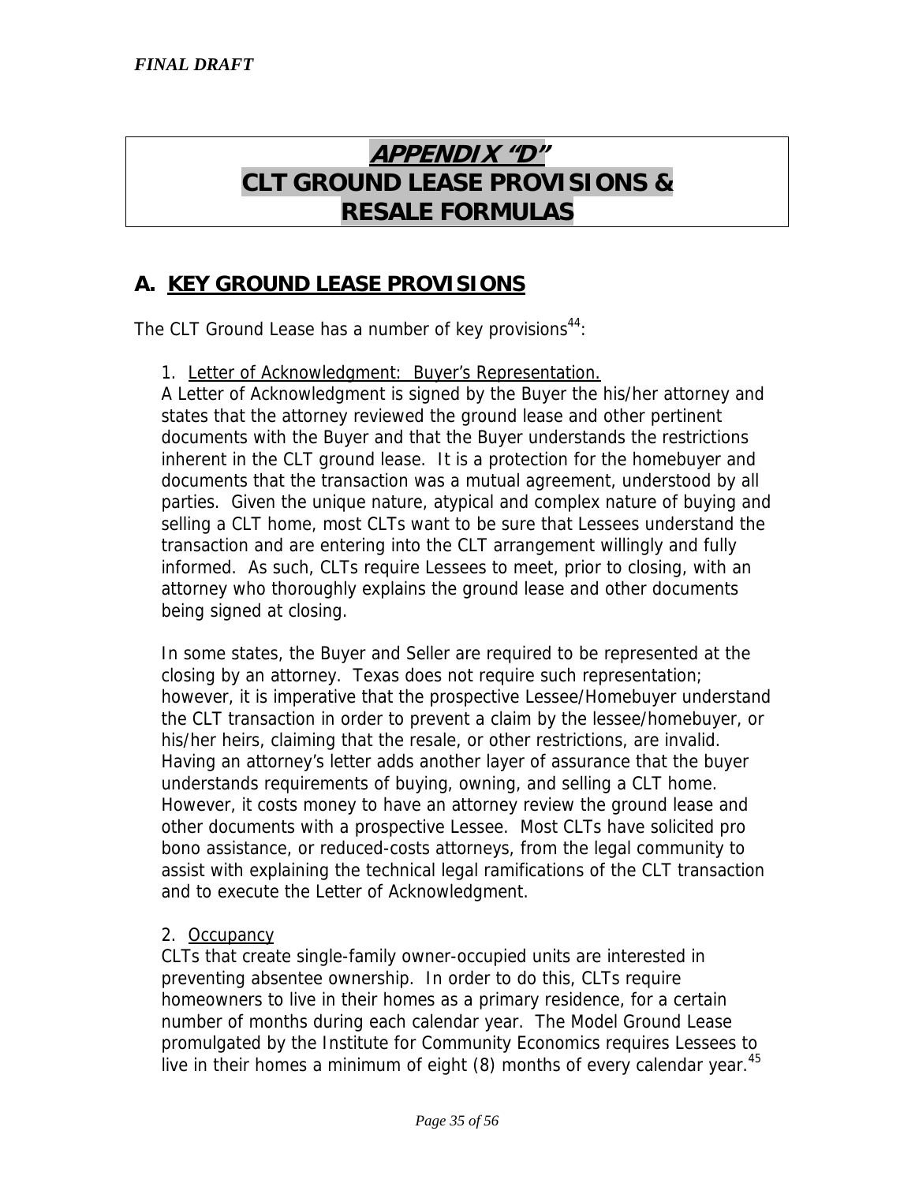# APPENDIX "D"
# CLT GROUND LEASE PROVISIONS & RESALE FORMULAS

## A. KEY GROUND LEASE PROVISIONS

The CLT Ground Lease has a number of key provisions[44]:

1. Letter of Acknowledgment: Buyer's Representation.

A Letter of Acknowledgment is signed by the Buyer the his/her attorney and states that the attorney reviewed the ground lease and other pertinent documents with the Buyer and that the Buyer understands the restrictions inherent in the CLT ground lease. It is a protection for the homebuyer and documents that the transaction was a mutual agreement, understood by all parties. Given the unique nature, atypical and complex nature of buying and selling a CLT home, most CLTs want to be sure that Lessees understand the transaction and are entering into the CLT arrangement willingly and fully informed. As such, CLTs require Lessees to meet, prior to closing, with an attorney who thoroughly explains the ground lease and other documents being signed at closing.

In some states, the Buyer and Seller are required to be represented at the closing by an attorney. Texas does not require such representation; however, it is imperative that the prospective Lessee/Homebuyer understand the CLT transaction in order to prevent a claim by the lessee/homebuyer, or his/her heirs, claiming that the resale, or other restrictions, are invalid. Having an attorney's letter adds another layer of assurance that the buyer understands requirements of buying, owning, and selling a CLT home. However, it costs money to have an attorney review the ground lease and other documents with a prospective Lessee. Most CLTs have solicited pro bono assistance, or reduced-costs attorneys, from the legal community to assist with explaining the technical legal ramifications of the CLT transaction and to execute the Letter of Acknowledgment.

2. Occupancy

CLTs that create single-family owner-occupied units are interested in preventing absentee ownership. In order to do this, CLTs require homeowners to live in their homes as a primary residence, for a certain number of months during each calendar year. The Model Ground Lease promulgated by the Institute for Community Economics requires Lessees to live in their homes a minimum of eight (8) months of every calendar year.[45]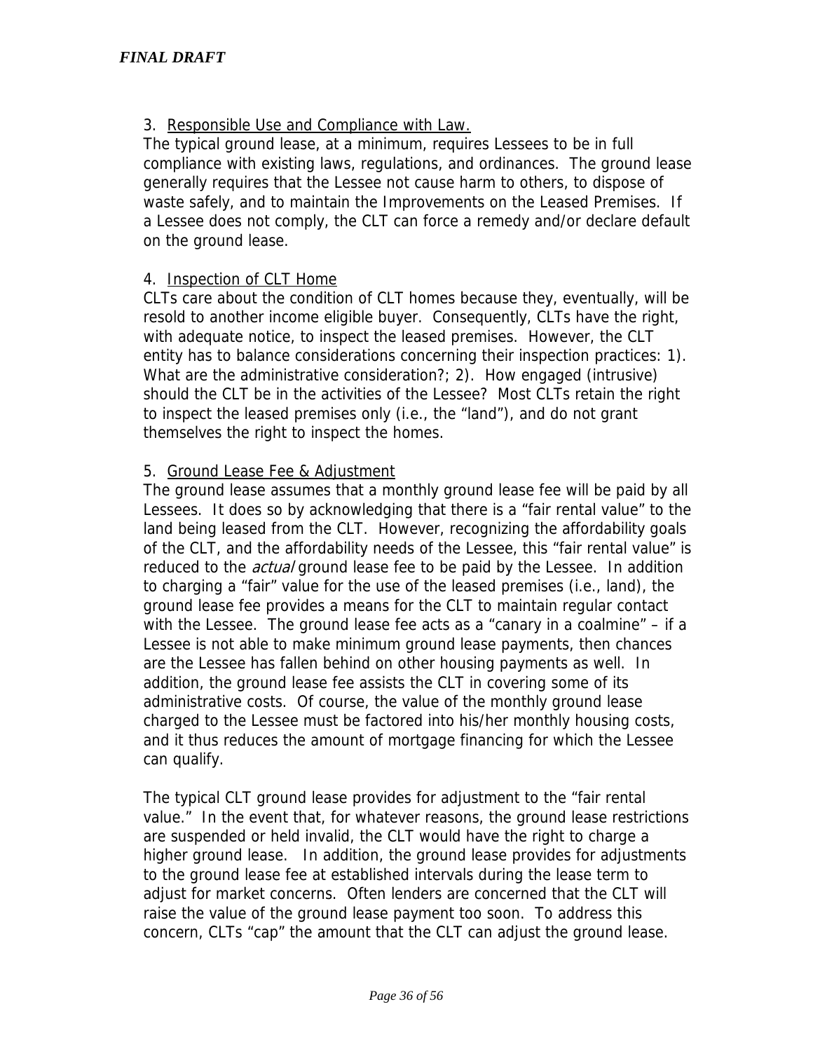3. Responsible Use and Compliance with Law.

The typical ground lease, at a minimum, requires Lessees to be in full compliance with existing laws, regulations, and ordinances. The ground lease generally requires that the Lessee not cause harm to others, to dispose of waste safely, and to maintain the Improvements on the Leased Premises. If a Lessee does not comply, the CLT can force a remedy and/or declare default on the ground lease.

4. Inspection of CLT Home

CLTs care about the condition of CLT homes because they, eventually, will be resold to another income eligible buyer. Consequently, CLTs have the right, with adequate notice, to inspect the leased premises. However, the CLT entity has to balance considerations concerning their inspection practices: 1). What are the administrative consideration?; 2). How engaged (intrusive) should the CLT be in the activities of the Lessee? Most CLTs retain the right to inspect the leased premises only (i.e., the "land"), and do not grant themselves the right to inspect the homes.

5. Ground Lease Fee & Adjustment

The ground lease assumes that a monthly ground lease fee will be paid by all Lessees. It does so by acknowledging that there is a "fair rental value" to the land being leased from the CLT. However, recognizing the affordability goals of the CLT, and the affordability needs of the Lessee, this "fair rental value" is reduced to the *actual* ground lease fee to be paid by the Lessee. In addition to charging a "fair" value for the use of the leased premises (i.e., land), the ground lease fee provides a means for the CLT to maintain regular contact with the Lessee. The ground lease fee acts as a "canary in a coalmine" – if a Lessee is not able to make minimum ground lease payments, then chances are the Lessee has fallen behind on other housing payments as well. In addition, the ground lease fee assists the CLT in covering some of its administrative costs. Of course, the value of the monthly ground lease charged to the Lessee must be factored into his/her monthly housing costs, and it thus reduces the amount of mortgage financing for which the Lessee can qualify.

The typical CLT ground lease provides for adjustment to the "fair rental value." In the event that, for whatever reasons, the ground lease restrictions are suspended or held invalid, the CLT would have the right to charge a higher ground lease. In addition, the ground lease provides for adjustments to the ground lease fee at established intervals during the lease term to adjust for market concerns. Often lenders are concerned that the CLT will raise the value of the ground lease payment too soon. To address this concern, CLTs "cap" the amount that the CLT can adjust the ground lease.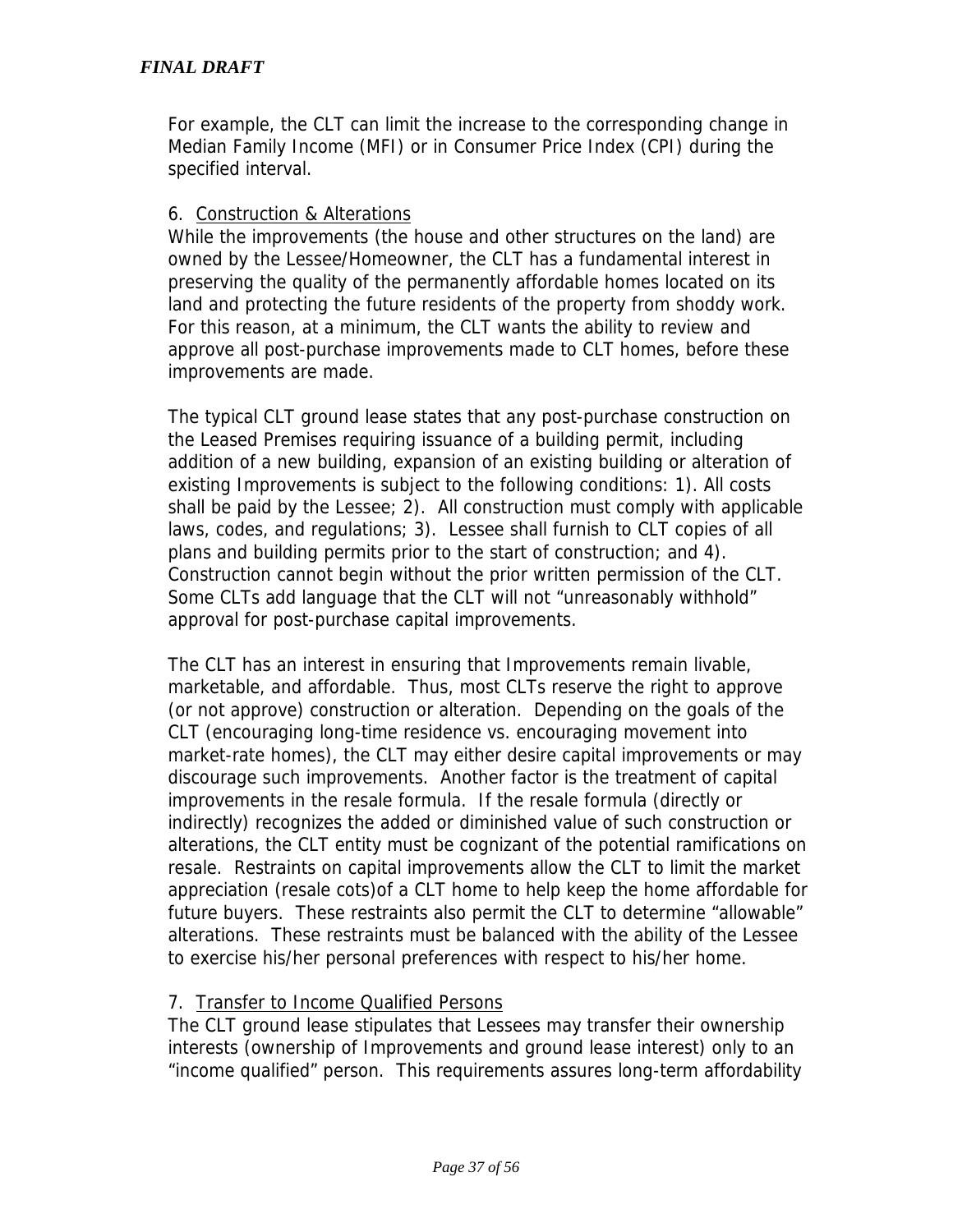For example, the CLT can limit the increase to the corresponding change in Median Family Income (MFI) or in Consumer Price Index (CPI) during the specified interval.

6. Construction & Alterations

While the improvements (the house and other structures on the land) are owned by the Lessee/Homeowner, the CLT has a fundamental interest in preserving the quality of the permanently affordable homes located on its land and protecting the future residents of the property from shoddy work. For this reason, at a minimum, the CLT wants the ability to review and approve all post-purchase improvements made to CLT homes, before these improvements are made.

The typical CLT ground lease states that any post-purchase construction on the Leased Premises requiring issuance of a building permit, including addition of a new building, expansion of an existing building or alteration of existing Improvements is subject to the following conditions: 1). All costs shall be paid by the Lessee; 2). All construction must comply with applicable laws, codes, and regulations; 3). Lessee shall furnish to CLT copies of all plans and building permits prior to the start of construction; and 4). Construction cannot begin without the prior written permission of the CLT. Some CLTs add language that the CLT will not "unreasonably withhold" approval for post-purchase capital improvements.

The CLT has an interest in ensuring that Improvements remain livable, marketable, and affordable. Thus, most CLTs reserve the right to approve (or not approve) construction or alteration. Depending on the goals of the CLT (encouraging long-time residence vs. encouraging movement into market-rate homes), the CLT may either desire capital improvements or may discourage such improvements. Another factor is the treatment of capital improvements in the resale formula. If the resale formula (directly or indirectly) recognizes the added or diminished value of such construction or alterations, the CLT entity must be cognizant of the potential ramifications on resale. Restraints on capital improvements allow the CLT to limit the market appreciation (resale cots)of a CLT home to help keep the home affordable for future buyers. These restraints also permit the CLT to determine "allowable" alterations. These restraints must be balanced with the ability of the Lessee to exercise his/her personal preferences with respect to his/her home.

7. Transfer to Income Qualified Persons

The CLT ground lease stipulates that Lessees may transfer their ownership interests (ownership of Improvements and ground lease interest) only to an "income qualified" person. This requirements assures long-term affordability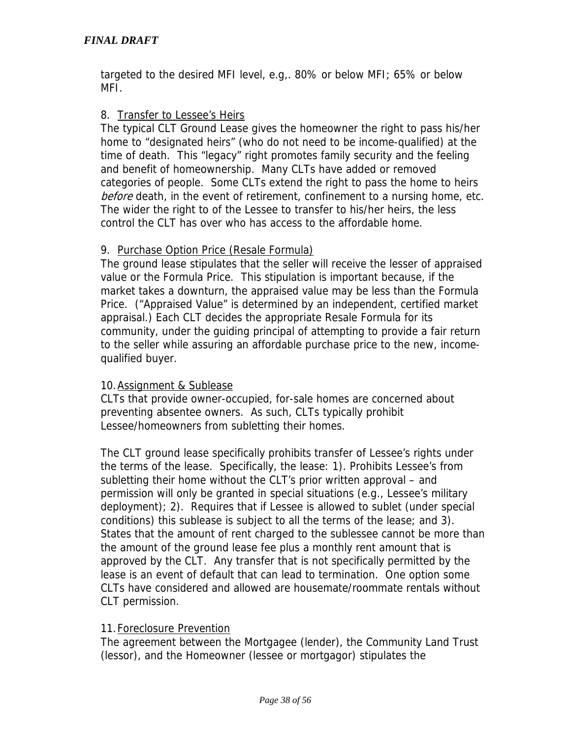targeted to the desired MFI level, e.g,. 80% or below MFI; 65% or below MFI.

8. <u>Transfer to Lessee's Heirs</u>

The typical CLT Ground Lease gives the homeowner the right to pass his/her home to "designated heirs" (who do not need to be income-qualified) at the time of death. This "legacy" right promotes family security and the feeling and benefit of homeownership. Many CLTs have added or removed categories of people. Some CLTs extend the right to pass the home to heirs *before* death, in the event of retirement, confinement to a nursing home, etc. The wider the right to of the Lessee to transfer to his/her heirs, the less control the CLT has over who has access to the affordable home.

9. <u>Purchase Option Price (Resale Formula)</u>

The ground lease stipulates that the seller will receive the lesser of appraised value or the Formula Price. This stipulation is important because, if the market takes a downturn, the appraised value may be less than the Formula Price. ("Appraised Value" is determined by an independent, certified market appraisal.) Each CLT decides the appropriate Resale Formula for its community, under the guiding principal of attempting to provide a fair return to the seller while assuring an affordable purchase price to the new, income-qualified buyer.

10. <u>Assignment & Sublease</u>

CLTs that provide owner-occupied, for-sale homes are concerned about preventing absentee owners. As such, CLTs typically prohibit Lessee/homeowners from subletting their homes.

The CLT ground lease specifically prohibits transfer of Lessee's rights under the terms of the lease. Specifically, the lease: 1). Prohibits Lessee's from subletting their home without the CLT's prior written approval – and permission will only be granted in special situations (e.g., Lessee's military deployment); 2). Requires that if Lessee is allowed to sublet (under special conditions) this sublease is subject to all the terms of the lease; and 3). States that the amount of rent charged to the sublessee cannot be more than the amount of the ground lease fee plus a monthly rent amount that is approved by the CLT. Any transfer that is not specifically permitted by the lease is an event of default that can lead to termination. One option some CLTs have considered and allowed are housemate/roommate rentals without CLT permission.

11. <u>Foreclosure Prevention</u>

The agreement between the Mortgagee (lender), the Community Land Trust (lessor), and the Homeowner (lessee or mortgagor) stipulates the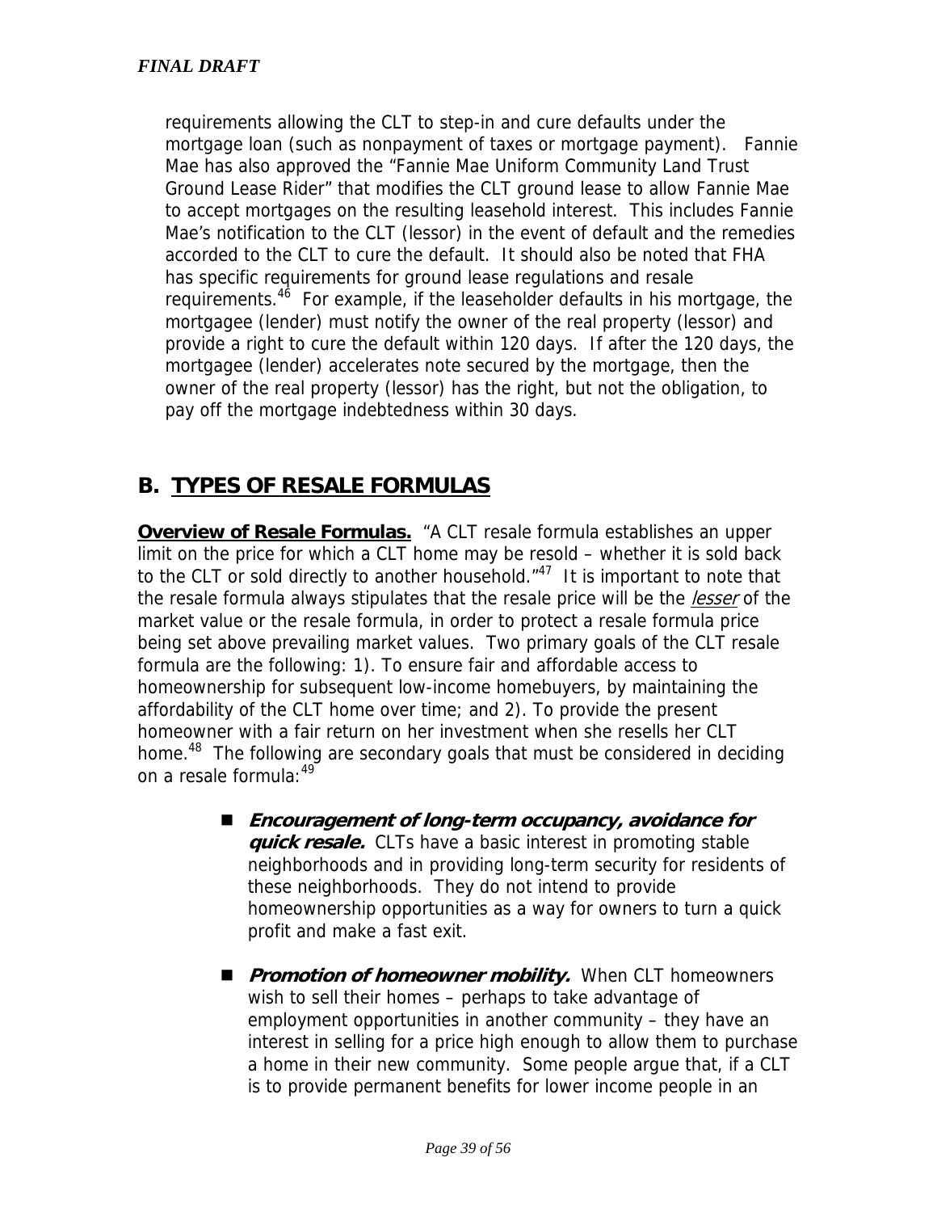requirements allowing the CLT to step-in and cure defaults under the mortgage loan (such as nonpayment of taxes or mortgage payment). Fannie Mae has also approved the "Fannie Mae Uniform Community Land Trust Ground Lease Rider" that modifies the CLT ground lease to allow Fannie Mae to accept mortgages on the resulting leasehold interest. This includes Fannie Mae's notification to the CLT (lessor) in the event of default and the remedies accorded to the CLT to cure the default. It should also be noted that FHA has specific requirements for ground lease regulations and resale requirements.[46] For example, if the leaseholder defaults in his mortgage, the mortgagee (lender) must notify the owner of the real property (lessor) and provide a right to cure the default within 120 days. If after the 120 days, the mortgagee (lender) accelerates note secured by the mortgage, then the owner of the real property (lessor) has the right, but not the obligation, to pay off the mortgage indebtedness within 30 days.

## B. TYPES OF RESALE FORMULAS

**Overview of Resale Formulas.** "A CLT resale formula establishes an upper limit on the price for which a CLT home may be resold – whether it is sold back to the CLT or sold directly to another household."[47] It is important to note that the resale formula always stipulates that the resale price will be the *lesser* of the market value or the resale formula, in order to protect a resale formula price being set above prevailing market values. Two primary goals of the CLT resale formula are the following: 1). To ensure fair and affordable access to homeownership for subsequent low-income homebuyers, by maintaining the affordability of the CLT home over time; and 2). To provide the present homeowner with a fair return on her investment when she resells her CLT home.[48] The following are secondary goals that must be considered in deciding on a resale formula:[49]

- ***Encouragement of long-term occupancy, avoidance for quick resale.*** CLTs have a basic interest in promoting stable neighborhoods and in providing long-term security for residents of these neighborhoods. They do not intend to provide homeownership opportunities as a way for owners to turn a quick profit and make a fast exit.

- ***Promotion of homeowner mobility.*** When CLT homeowners wish to sell their homes – perhaps to take advantage of employment opportunities in another community – they have an interest in selling for a price high enough to allow them to purchase a home in their new community. Some people argue that, if a CLT is to provide permanent benefits for lower income people in an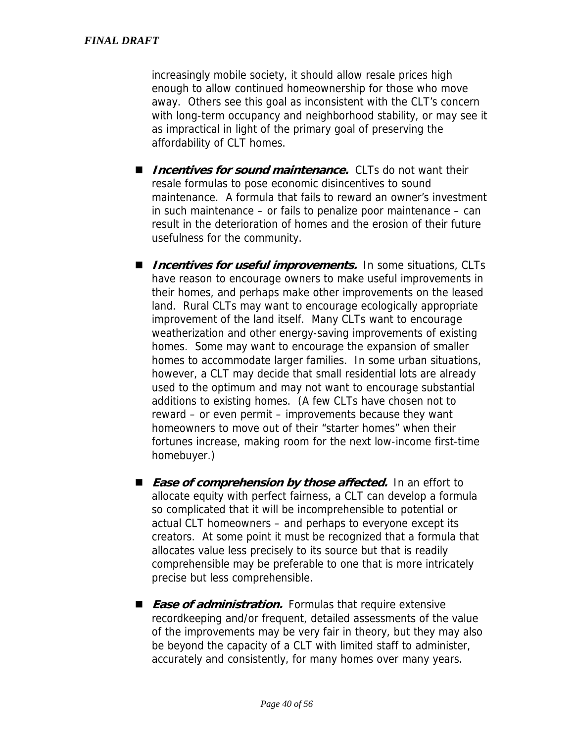increasingly mobile society, it should allow resale prices high enough to allow continued homeownership for those who move away. Others see this goal as inconsistent with the CLT's concern with long-term occupancy and neighborhood stability, or may see it as impractical in light of the primary goal of preserving the affordability of CLT homes.

- ***Incentives for sound maintenance.*** CLTs do not want their resale formulas to pose economic disincentives to sound maintenance. A formula that fails to reward an owner's investment in such maintenance – or fails to penalize poor maintenance – can result in the deterioration of homes and the erosion of their future usefulness for the community.

- ***Incentives for useful improvements.*** In some situations, CLTs have reason to encourage owners to make useful improvements in their homes, and perhaps make other improvements on the leased land. Rural CLTs may want to encourage ecologically appropriate improvement of the land itself. Many CLTs want to encourage weatherization and other energy-saving improvements of existing homes. Some may want to encourage the expansion of smaller homes to accommodate larger families. In some urban situations, however, a CLT may decide that small residential lots are already used to the optimum and may not want to encourage substantial additions to existing homes. (A few CLTs have chosen not to reward – or even permit – improvements because they want homeowners to move out of their "starter homes" when their fortunes increase, making room for the next low-income first-time homebuyer.)

- ***Ease of comprehension by those affected.*** In an effort to allocate equity with perfect fairness, a CLT can develop a formula so complicated that it will be incomprehensible to potential or actual CLT homeowners – and perhaps to everyone except its creators. At some point it must be recognized that a formula that allocates value less precisely to its source but that is readily comprehensible may be preferable to one that is more intricately precise but less comprehensible.

- ***Ease of administration.*** Formulas that require extensive recordkeeping and/or frequent, detailed assessments of the value of the improvements may be very fair in theory, but they may also be beyond the capacity of a CLT with limited staff to administer, accurately and consistently, for many homes over many years.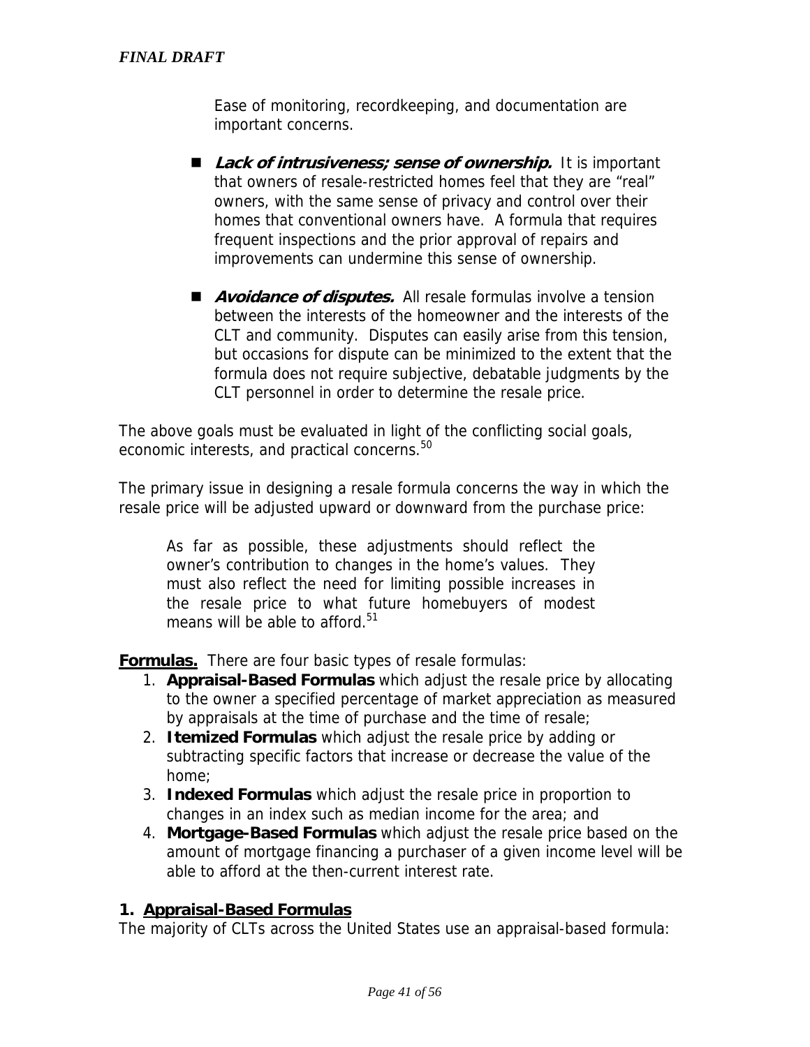Ease of monitoring, recordkeeping, and documentation are important concerns.

- ***Lack of intrusiveness; sense of ownership.*** It is important that owners of resale-restricted homes feel that they are "real" owners, with the same sense of privacy and control over their homes that conventional owners have. A formula that requires frequent inspections and the prior approval of repairs and improvements can undermine this sense of ownership.

- ***Avoidance of disputes.*** All resale formulas involve a tension between the interests of the homeowner and the interests of the CLT and community. Disputes can easily arise from this tension, but occasions for dispute can be minimized to the extent that the formula does not require subjective, debatable judgments by the CLT personnel in order to determine the resale price.

The above goals must be evaluated in light of the conflicting social goals, economic interests, and practical concerns.[50]

The primary issue in designing a resale formula concerns the way in which the resale price will be adjusted upward or downward from the purchase price:

> As far as possible, these adjustments should reflect the owner's contribution to changes in the home's values. They must also reflect the need for limiting possible increases in the resale price to what future homebuyers of modest means will be able to afford.[51]

**Formulas.** There are four basic types of resale formulas:

1. **Appraisal-Based Formulas** which adjust the resale price by allocating to the owner a specified percentage of market appreciation as measured by appraisals at the time of purchase and the time of resale;
2. **Itemized Formulas** which adjust the resale price by adding or subtracting specific factors that increase or decrease the value of the home;
3. **Indexed Formulas** which adjust the resale price in proportion to changes in an index such as median income for the area; and
4. **Mortgage-Based Formulas** which adjust the resale price based on the amount of mortgage financing a purchaser of a given income level will be able to afford at the then-current interest rate.

### 1. Appraisal-Based Formulas

The majority of CLTs across the United States use an appraisal-based formula: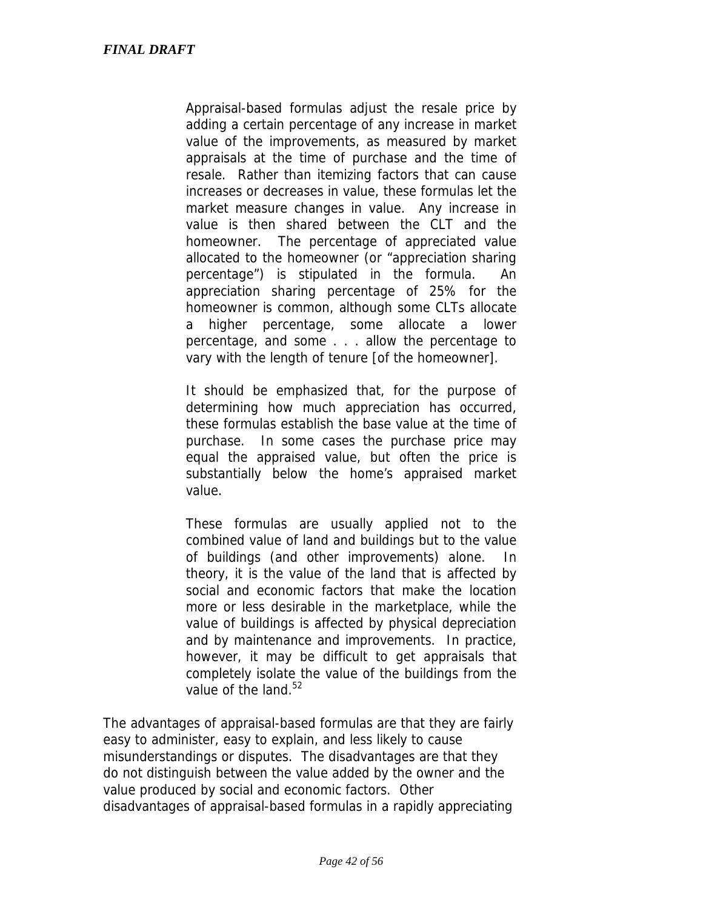> Appraisal-based formulas adjust the resale price by adding a certain percentage of any increase in market value of the improvements, as measured by market appraisals at the time of purchase and the time of resale. Rather than itemizing factors that can cause increases or decreases in value, these formulas let the market measure changes in value. Any increase in value is then shared between the CLT and the homeowner. The percentage of appreciated value allocated to the homeowner (or "appreciation sharing percentage") is stipulated in the formula. An appreciation sharing percentage of 25% for the homeowner is common, although some CLTs allocate a higher percentage, some allocate a lower percentage, and some . . . allow the percentage to vary with the length of tenure [of the homeowner].
>
> It should be emphasized that, for the purpose of determining how much appreciation has occurred, these formulas establish the base value at the time of purchase. In some cases the purchase price may equal the appraised value, but often the price is substantially below the home's appraised market value.
>
> These formulas are usually applied not to the combined value of land and buildings but to the value of buildings (and other improvements) alone. In theory, it is the value of the land that is affected by social and economic factors that make the location more or less desirable in the marketplace, while the value of buildings is affected by physical depreciation and by maintenance and improvements. In practice, however, it may be difficult to get appraisals that completely isolate the value of the buildings from the value of the land.[52]

The advantages of appraisal-based formulas are that they are fairly easy to administer, easy to explain, and less likely to cause misunderstandings or disputes. The disadvantages are that they do not distinguish between the value added by the owner and the value produced by social and economic factors. Other disadvantages of appraisal-based formulas in a rapidly appreciating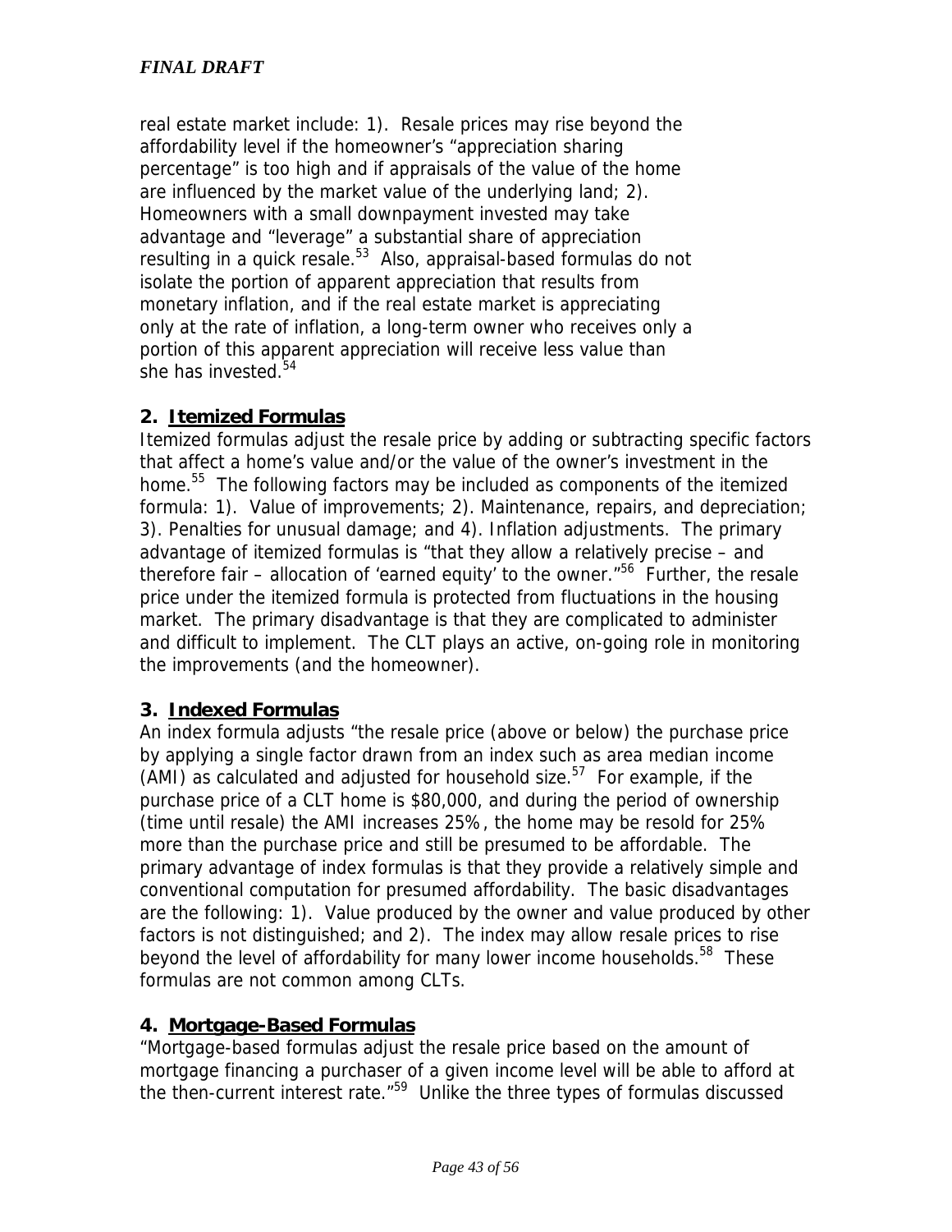real estate market include: 1). Resale prices may rise beyond the affordability level if the homeowner's "appreciation sharing percentage" is too high and if appraisals of the value of the home are influenced by the market value of the underlying land; 2). Homeowners with a small downpayment invested may take advantage and "leverage" a substantial share of appreciation resulting in a quick resale.[53] Also, appraisal-based formulas do not isolate the portion of apparent appreciation that results from monetary inflation, and if the real estate market is appreciating only at the rate of inflation, a long-term owner who receives only a portion of this apparent appreciation will receive less value than she has invested.[54]

### 2. Itemized Formulas

Itemized formulas adjust the resale price by adding or subtracting specific factors that affect a home's value and/or the value of the owner's investment in the home.[55] The following factors may be included as components of the itemized formula: 1). Value of improvements; 2). Maintenance, repairs, and depreciation; 3). Penalties for unusual damage; and 4). Inflation adjustments. The primary advantage of itemized formulas is "that they allow a relatively precise – and therefore fair – allocation of 'earned equity' to the owner."[56] Further, the resale price under the itemized formula is protected from fluctuations in the housing market. The primary disadvantage is that they are complicated to administer and difficult to implement. The CLT plays an active, on-going role in monitoring the improvements (and the homeowner).

### 3. Indexed Formulas

An index formula adjusts "the resale price (above or below) the purchase price by applying a single factor drawn from an index such as area median income (AMI) as calculated and adjusted for household size.[57] For example, if the purchase price of a CLT home is $80,000, and during the period of ownership (time until resale) the AMI increases 25%, the home may be resold for 25% more than the purchase price and still be presumed to be affordable. The primary advantage of index formulas is that they provide a relatively simple and conventional computation for presumed affordability. The basic disadvantages are the following: 1). Value produced by the owner and value produced by other factors is not distinguished; and 2). The index may allow resale prices to rise beyond the level of affordability for many lower income households.[58] These formulas are not common among CLTs.

### 4. Mortgage-Based Formulas

"Mortgage-based formulas adjust the resale price based on the amount of mortgage financing a purchaser of a given income level will be able to afford at the then-current interest rate."[59] Unlike the three types of formulas discussed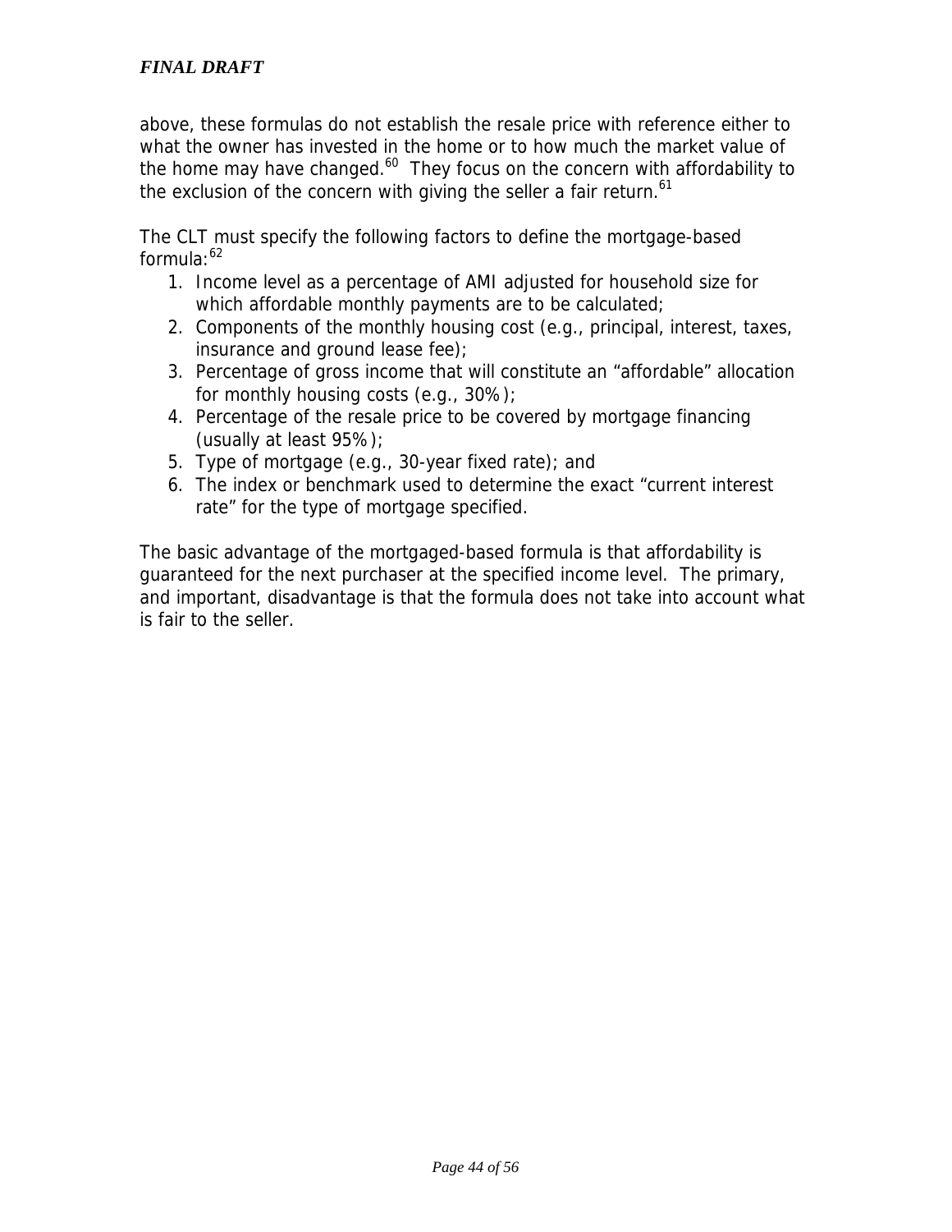above, these formulas do not establish the resale price with reference either to what the owner has invested in the home or to how much the market value of the home may have changed.[60] They focus on the concern with affordability to the exclusion of the concern with giving the seller a fair return.[61]

The CLT must specify the following factors to define the mortgage-based formula:[62]

1. Income level as a percentage of AMI adjusted for household size for which affordable monthly payments are to be calculated;
2. Components of the monthly housing cost (e.g., principal, interest, taxes, insurance and ground lease fee);
3. Percentage of gross income that will constitute an "affordable" allocation for monthly housing costs (e.g., 30%);
4. Percentage of the resale price to be covered by mortgage financing (usually at least 95%);
5. Type of mortgage (e.g., 30-year fixed rate); and
6. The index or benchmark used to determine the exact "current interest rate" for the type of mortgage specified.

The basic advantage of the mortgaged-based formula is that affordability is guaranteed for the next purchaser at the specified income level. The primary, and important, disadvantage is that the formula does not take into account what is fair to the seller.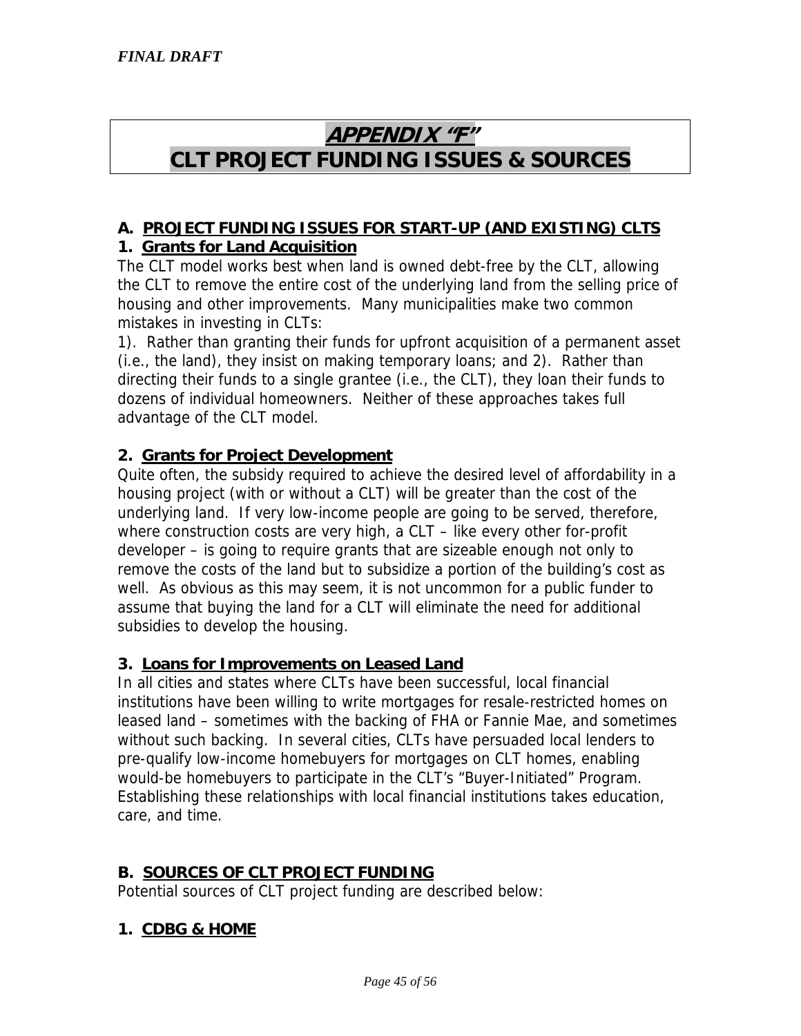*FINAL DRAFT*

# *APPENDIX "F"*
# CLT PROJECT FUNDING ISSUES & SOURCES

## A. PROJECT FUNDING ISSUES FOR START-UP (AND EXISTING) CLTS

### 1. Grants for Land Acquisition

The CLT model works best when land is owned debt-free by the CLT, allowing the CLT to remove the entire cost of the underlying land from the selling price of housing and other improvements. Many municipalities make two common mistakes in investing in CLTs:

1). Rather than granting their funds for upfront acquisition of a permanent asset (i.e., the land), they insist on making temporary loans; and 2). Rather than directing their funds to a single grantee (i.e., the CLT), they loan their funds to dozens of individual homeowners. Neither of these approaches takes full advantage of the CLT model.

### 2. Grants for Project Development

Quite often, the subsidy required to achieve the desired level of affordability in a housing project (with or without a CLT) will be greater than the cost of the underlying land. If very low-income people are going to be served, therefore, where construction costs are very high, a CLT – like every other for-profit developer – is going to require grants that are sizeable enough not only to remove the costs of the land but to subsidize a portion of the building's cost as well. As obvious as this may seem, it is not uncommon for a public funder to assume that buying the land for a CLT will eliminate the need for additional subsidies to develop the housing.

### 3. Loans for Improvements on Leased Land

In all cities and states where CLTs have been successful, local financial institutions have been willing to write mortgages for resale-restricted homes on leased land – sometimes with the backing of FHA or Fannie Mae, and sometimes without such backing. In several cities, CLTs have persuaded local lenders to pre-qualify low-income homebuyers for mortgages on CLT homes, enabling would-be homebuyers to participate in the CLT's "Buyer-Initiated" Program. Establishing these relationships with local financial institutions takes education, care, and time.

## B. SOURCES OF CLT PROJECT FUNDING

Potential sources of CLT project funding are described below:

### 1. CDBG & HOME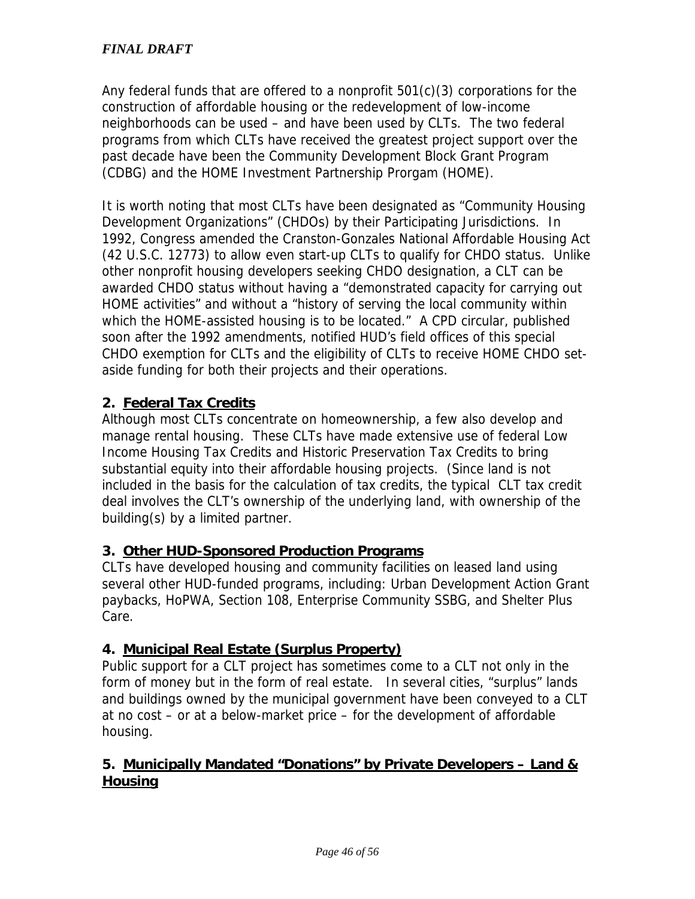Any federal funds that are offered to a nonprofit 501(c)(3) corporations for the construction of affordable housing or the redevelopment of low-income neighborhoods can be used – and have been used by CLTs. The two federal programs from which CLTs have received the greatest project support over the past decade have been the Community Development Block Grant Program (CDBG) and the HOME Investment Partnership Prorgam (HOME).

It is worth noting that most CLTs have been designated as "Community Housing Development Organizations" (CHDOs) by their Participating Jurisdictions. In 1992, Congress amended the Cranston-Gonzales National Affordable Housing Act (42 U.S.C. 12773) to allow even start-up CLTs to qualify for CHDO status. Unlike other nonprofit housing developers seeking CHDO designation, a CLT can be awarded CHDO status without having a "demonstrated capacity for carrying out HOME activities" and without a "history of serving the local community within which the HOME-assisted housing is to be located." A CPD circular, published soon after the 1992 amendments, notified HUD's field offices of this special CHDO exemption for CLTs and the eligibility of CLTs to receive HOME CHDO set-aside funding for both their projects and their operations.

**2. Federal Tax Credits**

Although most CLTs concentrate on homeownership, a few also develop and manage rental housing. These CLTs have made extensive use of federal Low Income Housing Tax Credits and Historic Preservation Tax Credits to bring substantial equity into their affordable housing projects. (Since land is not included in the basis for the calculation of tax credits, the typical CLT tax credit deal involves the CLT's ownership of the underlying land, with ownership of the building(s) by a limited partner.

**3. Other HUD-Sponsored Production Programs**

CLTs have developed housing and community facilities on leased land using several other HUD-funded programs, including: Urban Development Action Grant paybacks, HoPWA, Section 108, Enterprise Community SSBG, and Shelter Plus Care.

**4. Municipal Real Estate (Surplus Property)**

Public support for a CLT project has sometimes come to a CLT not only in the form of money but in the form of real estate. In several cities, "surplus" lands and buildings owned by the municipal government have been conveyed to a CLT at no cost – or at a below-market price – for the development of affordable housing.

**5. Municipally Mandated "Donations" by Private Developers – Land & Housing**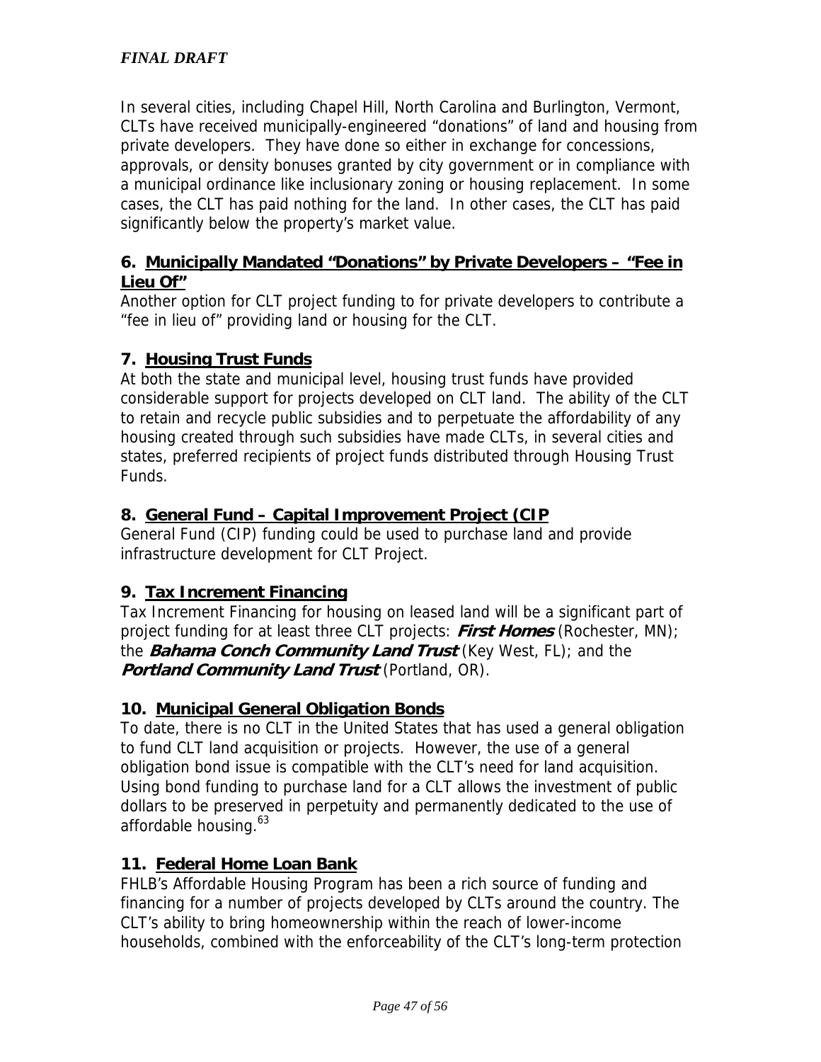In several cities, including Chapel Hill, North Carolina and Burlington, Vermont, CLTs have received municipally-engineered "donations" of land and housing from private developers. They have done so either in exchange for concessions, approvals, or density bonuses granted by city government or in compliance with a municipal ordinance like inclusionary zoning or housing replacement. In some cases, the CLT has paid nothing for the land. In other cases, the CLT has paid significantly below the property's market value.

### 6. Municipally Mandated "Donations" by Private Developers – "Fee in Lieu Of"

Another option for CLT project funding to for private developers to contribute a "fee in lieu of" providing land or housing for the CLT.

### 7. Housing Trust Funds

At both the state and municipal level, housing trust funds have provided considerable support for projects developed on CLT land. The ability of the CLT to retain and recycle public subsidies and to perpetuate the affordability of any housing created through such subsidies have made CLTs, in several cities and states, preferred recipients of project funds distributed through Housing Trust Funds.

### 8. General Fund – Capital Improvement Project (CIP

General Fund (CIP) funding could be used to purchase land and provide infrastructure development for CLT Project.

### 9. Tax Increment Financing

Tax Increment Financing for housing on leased land will be a significant part of project funding for at least three CLT projects: ***First Homes*** (Rochester, MN); the ***Bahama Conch Community Land Trust*** (Key West, FL); and the ***Portland Community Land Trust*** (Portland, OR).

### 10. Municipal General Obligation Bonds

To date, there is no CLT in the United States that has used a general obligation to fund CLT land acquisition or projects. However, the use of a general obligation bond issue is compatible with the CLT's need for land acquisition. Using bond funding to purchase land for a CLT allows the investment of public dollars to be preserved in perpetuity and permanently dedicated to the use of affordable housing.[63]

### 11. Federal Home Loan Bank

FHLB's Affordable Housing Program has been a rich source of funding and financing for a number of projects developed by CLTs around the country. The CLT's ability to bring homeownership within the reach of lower-income households, combined with the enforceability of the CLT's long-term protection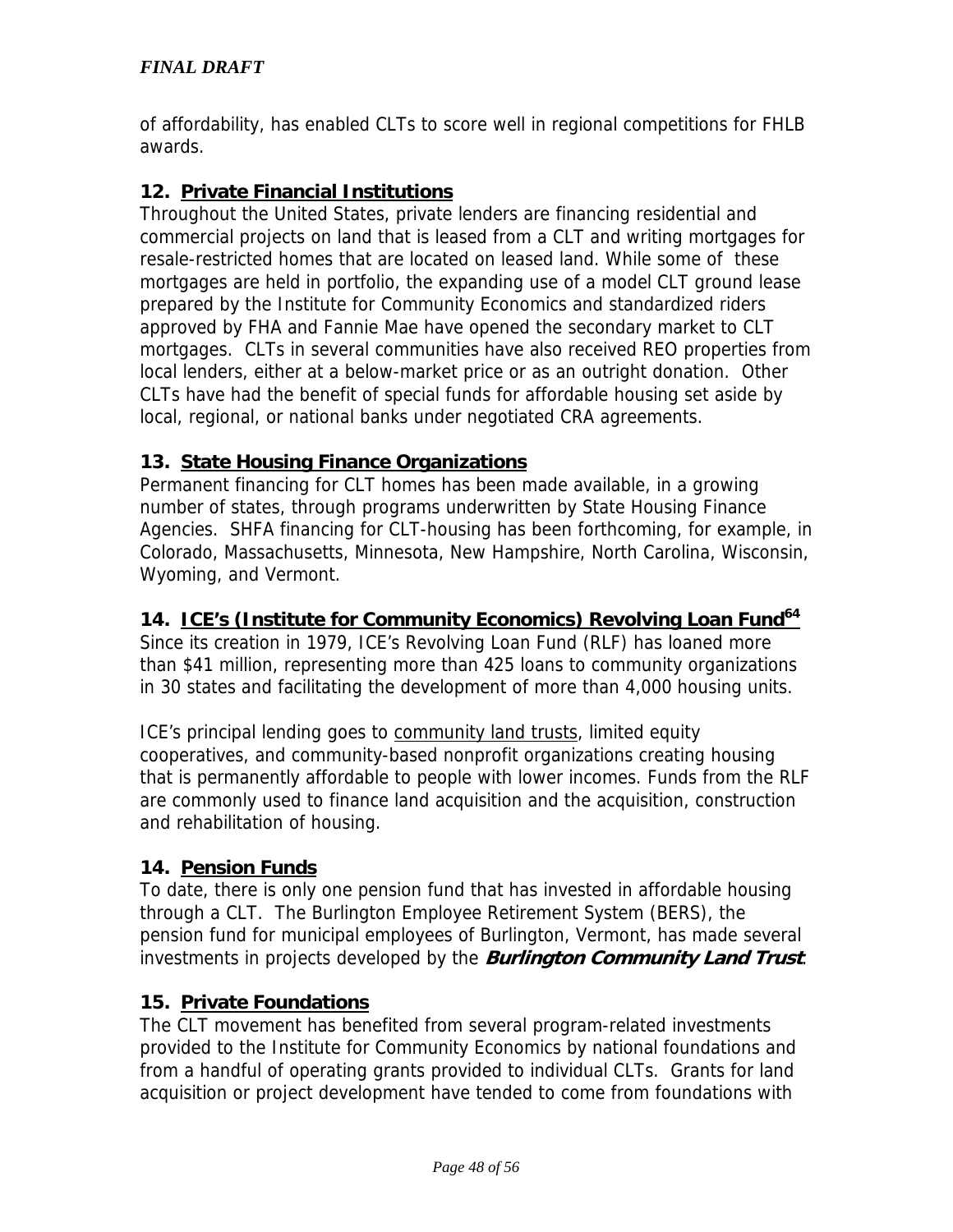of affordability, has enabled CLTs to score well in regional competitions for FHLB awards.

### 12. Private Financial Institutions

Throughout the United States, private lenders are financing residential and commercial projects on land that is leased from a CLT and writing mortgages for resale-restricted homes that are located on leased land. While some of these mortgages are held in portfolio, the expanding use of a model CLT ground lease prepared by the Institute for Community Economics and standardized riders approved by FHA and Fannie Mae have opened the secondary market to CLT mortgages. CLTs in several communities have also received REO properties from local lenders, either at a below-market price or as an outright donation. Other CLTs have had the benefit of special funds for affordable housing set aside by local, regional, or national banks under negotiated CRA agreements.

### 13. State Housing Finance Organizations

Permanent financing for CLT homes has been made available, in a growing number of states, through programs underwritten by State Housing Finance Agencies. SHFA financing for CLT-housing has been forthcoming, for example, in Colorado, Massachusetts, Minnesota, New Hampshire, North Carolina, Wisconsin, Wyoming, and Vermont.

### 14. ICE's (Institute for Community Economics) Revolving Loan Fund[64]

Since its creation in 1979, ICE's Revolving Loan Fund (RLF) has loaned more than $41 million, representing more than 425 loans to community organizations in 30 states and facilitating the development of more than 4,000 housing units.

ICE's principal lending goes to community land trusts, limited equity cooperatives, and community-based nonprofit organizations creating housing that is permanently affordable to people with lower incomes. Funds from the RLF are commonly used to finance land acquisition and the acquisition, construction and rehabilitation of housing.

### 14. Pension Funds

To date, there is only one pension fund that has invested in affordable housing through a CLT. The Burlington Employee Retirement System (BERS), the pension fund for municipal employees of Burlington, Vermont, has made several investments in projects developed by the ***Burlington Community Land Trust***.

### 15. Private Foundations

The CLT movement has benefited from several program-related investments provided to the Institute for Community Economics by national foundations and from a handful of operating grants provided to individual CLTs. Grants for land acquisition or project development have tended to come from foundations with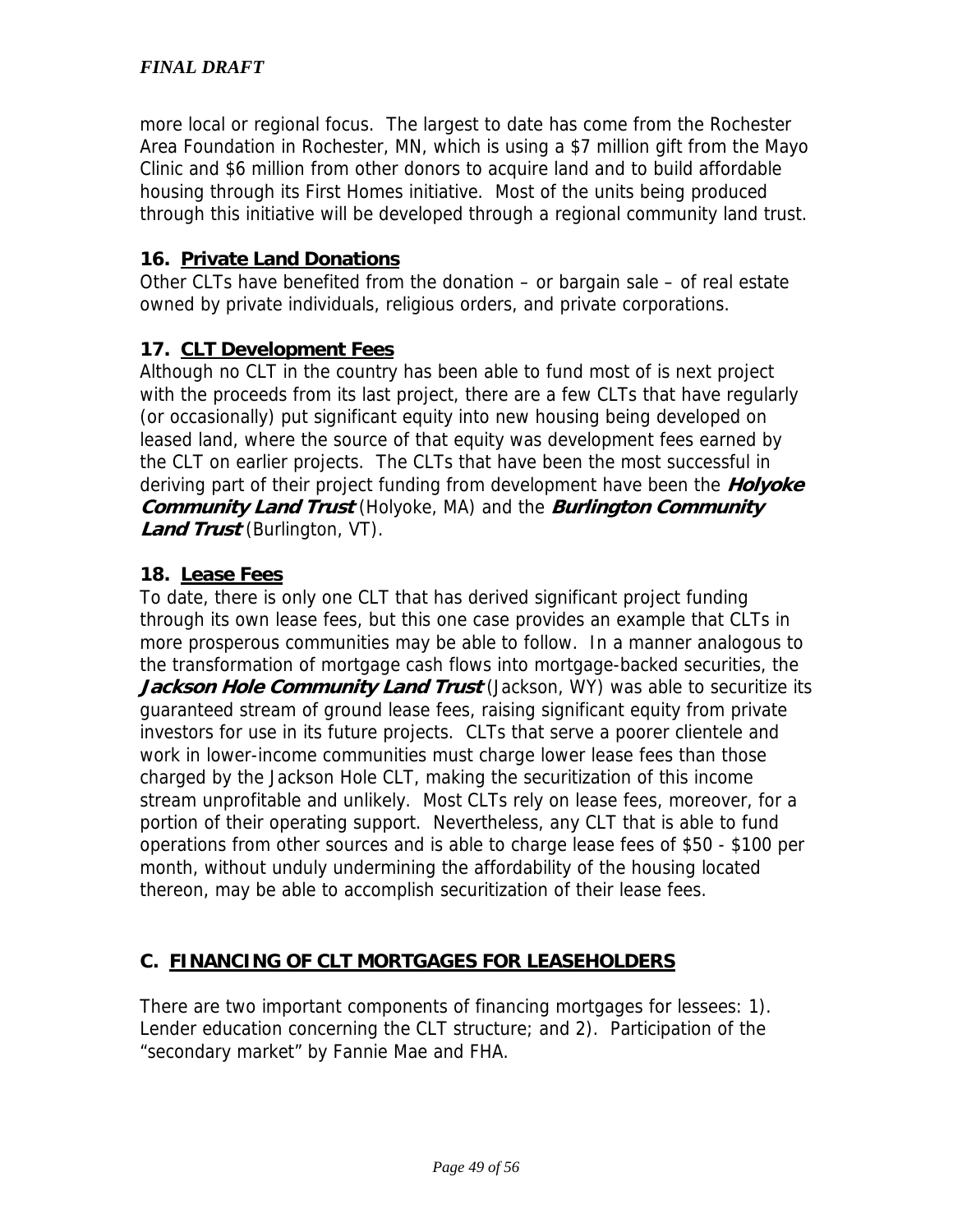more local or regional focus. The largest to date has come from the Rochester Area Foundation in Rochester, MN, which is using a $7 million gift from the Mayo Clinic and $6 million from other donors to acquire land and to build affordable housing through its First Homes initiative. Most of the units being produced through this initiative will be developed through a regional community land trust.

### 16. Private Land Donations

Other CLTs have benefited from the donation – or bargain sale – of real estate owned by private individuals, religious orders, and private corporations.

### 17. CLT Development Fees

Although no CLT in the country has been able to fund most of is next project with the proceeds from its last project, there are a few CLTs that have regularly (or occasionally) put significant equity into new housing being developed on leased land, where the source of that equity was development fees earned by the CLT on earlier projects. The CLTs that have been the most successful in deriving part of their project funding from development have been the ***Holyoke Community Land Trust*** (Holyoke, MA) and the ***Burlington Community Land Trust*** (Burlington, VT).

### 18. Lease Fees

To date, there is only one CLT that has derived significant project funding through its own lease fees, but this one case provides an example that CLTs in more prosperous communities may be able to follow. In a manner analogous to the transformation of mortgage cash flows into mortgage-backed securities, the ***Jackson Hole Community Land Trust*** (Jackson, WY) was able to securitize its guaranteed stream of ground lease fees, raising significant equity from private investors for use in its future projects. CLTs that serve a poorer clientele and work in lower-income communities must charge lower lease fees than those charged by the Jackson Hole CLT, making the securitization of this income stream unprofitable and unlikely. Most CLTs rely on lease fees, moreover, for a portion of their operating support. Nevertheless, any CLT that is able to fund operations from other sources and is able to charge lease fees of $50 - $100 per month, without unduly undermining the affordability of the housing located thereon, may be able to accomplish securitization of their lease fees.

## C. FINANCING OF CLT MORTGAGES FOR LEASEHOLDERS

There are two important components of financing mortgages for lessees: 1). Lender education concerning the CLT structure; and 2). Participation of the "secondary market" by Fannie Mae and FHA.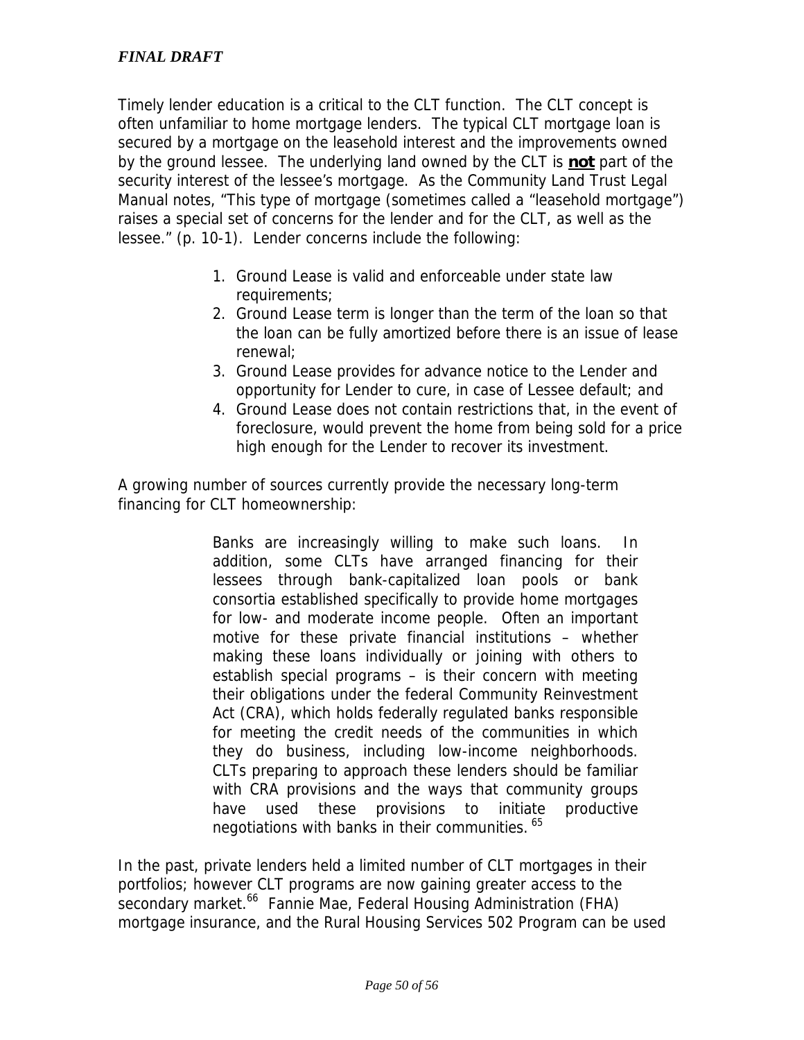Timely lender education is a critical to the CLT function. The CLT concept is often unfamiliar to home mortgage lenders. The typical CLT mortgage loan is secured by a mortgage on the leasehold interest and the improvements owned by the ground lessee. The underlying land owned by the CLT is ***not*** part of the security interest of the lessee's mortgage. As the Community Land Trust Legal Manual notes, "This type of mortgage (sometimes called a "leasehold mortgage") raises a special set of concerns for the lender and for the CLT, as well as the lessee." (p. 10-1). Lender concerns include the following:

1. Ground Lease is valid and enforceable under state law requirements;
2. Ground Lease term is longer than the term of the loan so that the loan can be fully amortized before there is an issue of lease renewal;
3. Ground Lease provides for advance notice to the Lender and opportunity for Lender to cure, in case of Lessee default; and
4. Ground Lease does not contain restrictions that, in the event of foreclosure, would prevent the home from being sold for a price high enough for the Lender to recover its investment.

A growing number of sources currently provide the necessary long-term financing for CLT homeownership:

> Banks are increasingly willing to make such loans. In addition, some CLTs have arranged financing for their lessees through bank-capitalized loan pools or bank consortia established specifically to provide home mortgages for low- and moderate income people. Often an important motive for these private financial institutions – whether making these loans individually or joining with others to establish special programs – is their concern with meeting their obligations under the federal Community Reinvestment Act (CRA), which holds federally regulated banks responsible for meeting the credit needs of the communities in which they do business, including low-income neighborhoods. CLTs preparing to approach these lenders should be familiar with CRA provisions and the ways that community groups have used these provisions to initiate productive negotiations with banks in their communities. [65]

In the past, private lenders held a limited number of CLT mortgages in their portfolios; however CLT programs are now gaining greater access to the secondary market.[66] Fannie Mae, Federal Housing Administration (FHA) mortgage insurance, and the Rural Housing Services 502 Program can be used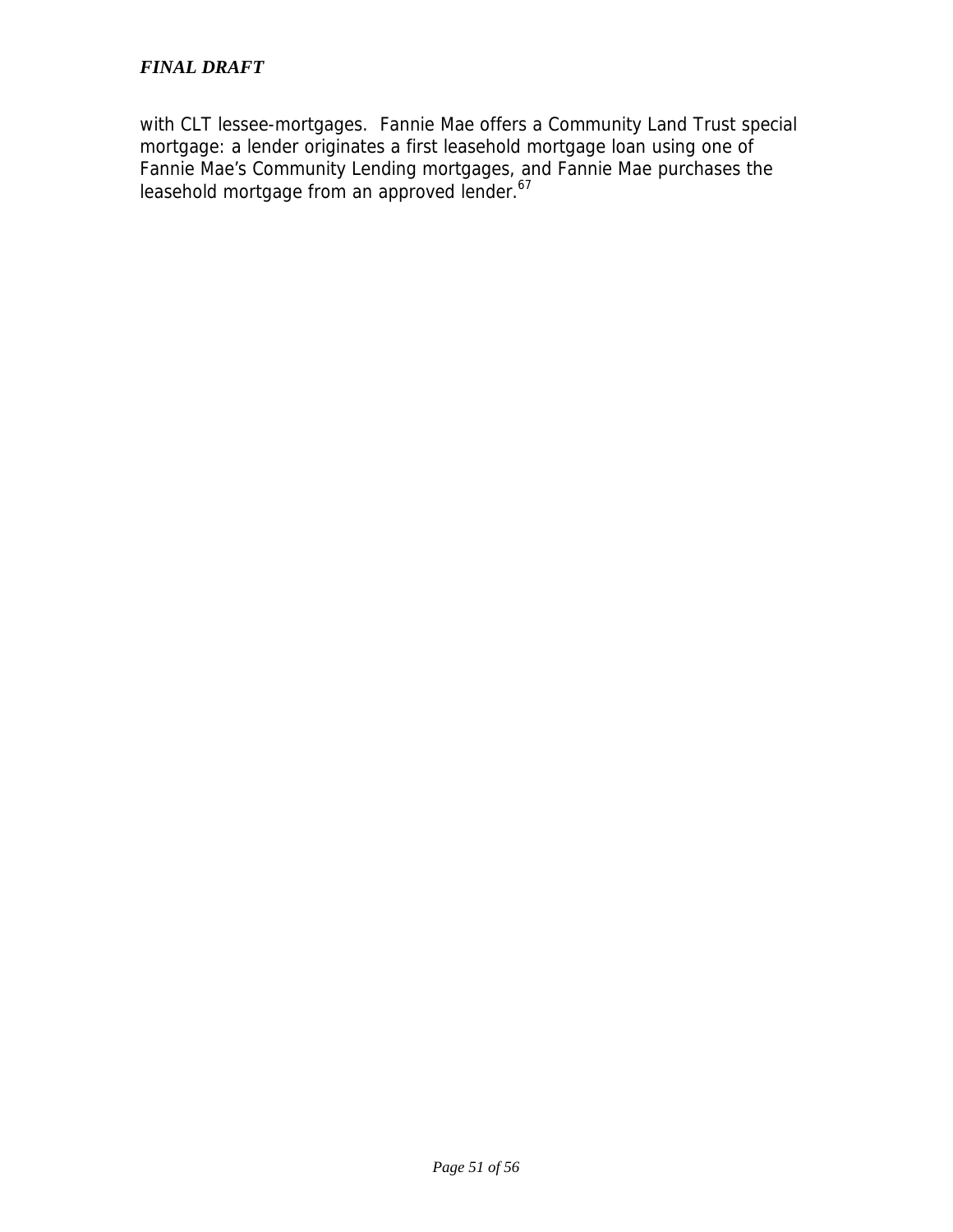with CLT lessee-mortgages. Fannie Mae offers a Community Land Trust special mortgage: a lender originates a first leasehold mortgage loan using one of Fannie Mae's Community Lending mortgages, and Fannie Mae purchases the leasehold mortgage from an approved lender.[67]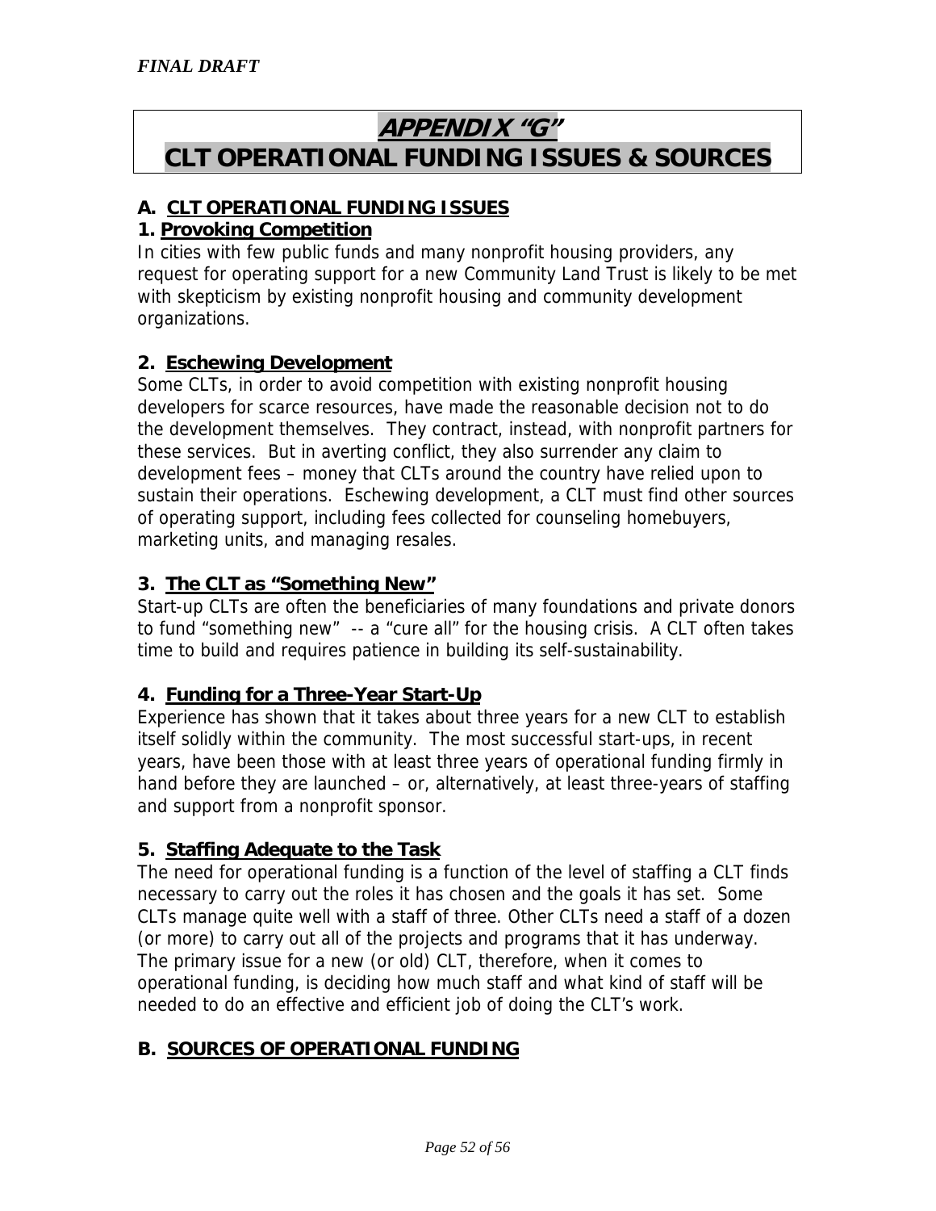*FINAL DRAFT*

# APPENDIX "G"
# CLT OPERATIONAL FUNDING ISSUES & SOURCES

## A. CLT OPERATIONAL FUNDING ISSUES

### 1. Provoking Competition

In cities with few public funds and many nonprofit housing providers, any request for operating support for a new Community Land Trust is likely to be met with skepticism by existing nonprofit housing and community development organizations.

### 2. Eschewing Development

Some CLTs, in order to avoid competition with existing nonprofit housing developers for scarce resources, have made the reasonable decision not to do the development themselves. They contract, instead, with nonprofit partners for these services. But in averting conflict, they also surrender any claim to development fees – money that CLTs around the country have relied upon to sustain their operations. Eschewing development, a CLT must find other sources of operating support, including fees collected for counseling homebuyers, marketing units, and managing resales.

### 3. The CLT as "Something New"

Start-up CLTs are often the beneficiaries of many foundations and private donors to fund "something new" -- a "cure all" for the housing crisis. A CLT often takes time to build and requires patience in building its self-sustainability.

### 4. Funding for a Three-Year Start-Up

Experience has shown that it takes about three years for a new CLT to establish itself solidly within the community. The most successful start-ups, in recent years, have been those with at least three years of operational funding firmly in hand before they are launched – or, alternatively, at least three-years of staffing and support from a nonprofit sponsor.

### 5. Staffing Adequate to the Task

The need for operational funding is a function of the level of staffing a CLT finds necessary to carry out the roles it has chosen and the goals it has set. Some CLTs manage quite well with a staff of three. Other CLTs need a staff of a dozen (or more) to carry out all of the projects and programs that it has underway. The primary issue for a new (or old) CLT, therefore, when it comes to operational funding, is deciding how much staff and what kind of staff will be needed to do an effective and efficient job of doing the CLT's work.

## B. SOURCES OF OPERATIONAL FUNDING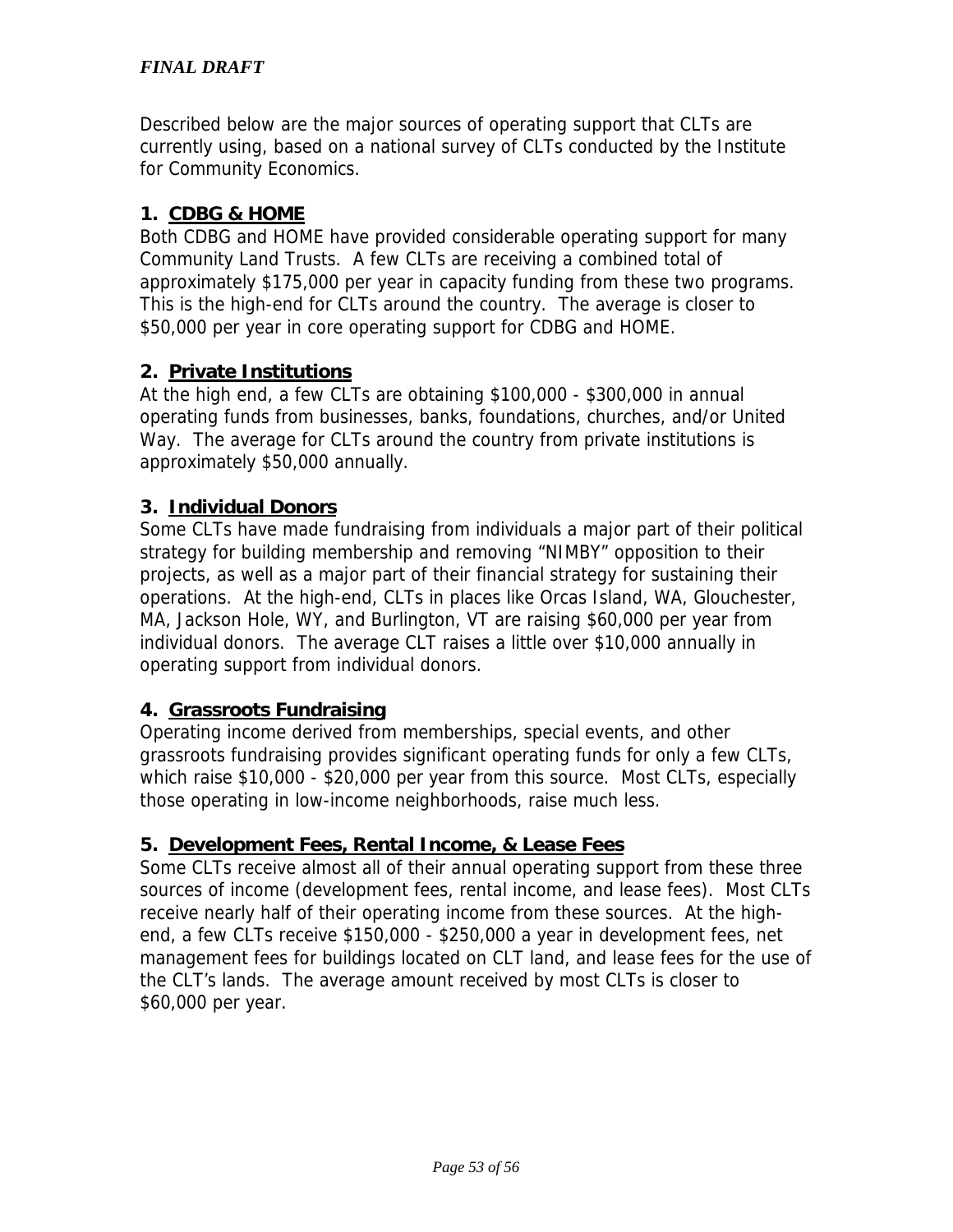Described below are the major sources of operating support that CLTs are currently using, based on a national survey of CLTs conducted by the Institute for Community Economics.

### 1. CDBG & HOME

Both CDBG and HOME have provided considerable operating support for many Community Land Trusts. A few CLTs are receiving a combined total of approximately $175,000 per year in capacity funding from these two programs. This is the high-end for CLTs around the country. The average is closer to $50,000 per year in core operating support for CDBG and HOME.

### 2. Private Institutions

At the high end, a few CLTs are obtaining $100,000 - $300,000 in annual operating funds from businesses, banks, foundations, churches, and/or United Way. The average for CLTs around the country from private institutions is approximately $50,000 annually.

### 3. Individual Donors

Some CLTs have made fundraising from individuals a major part of their political strategy for building membership and removing "NIMBY" opposition to their projects, as well as a major part of their financial strategy for sustaining their operations. At the high-end, CLTs in places like Orcas Island, WA, Glouchester, MA, Jackson Hole, WY, and Burlington, VT are raising $60,000 per year from individual donors. The average CLT raises a little over $10,000 annually in operating support from individual donors.

### 4. Grassroots Fundraising

Operating income derived from memberships, special events, and other grassroots fundraising provides significant operating funds for only a few CLTs, which raise $10,000 - $20,000 per year from this source. Most CLTs, especially those operating in low-income neighborhoods, raise much less.

### 5. Development Fees, Rental Income, & Lease Fees

Some CLTs receive almost all of their annual operating support from these three sources of income (development fees, rental income, and lease fees). Most CLTs receive nearly half of their operating income from these sources. At the high-end, a few CLTs receive $150,000 - $250,000 a year in development fees, net management fees for buildings located on CLT land, and lease fees for the use of the CLT's lands. The average amount received by most CLTs is closer to $60,000 per year.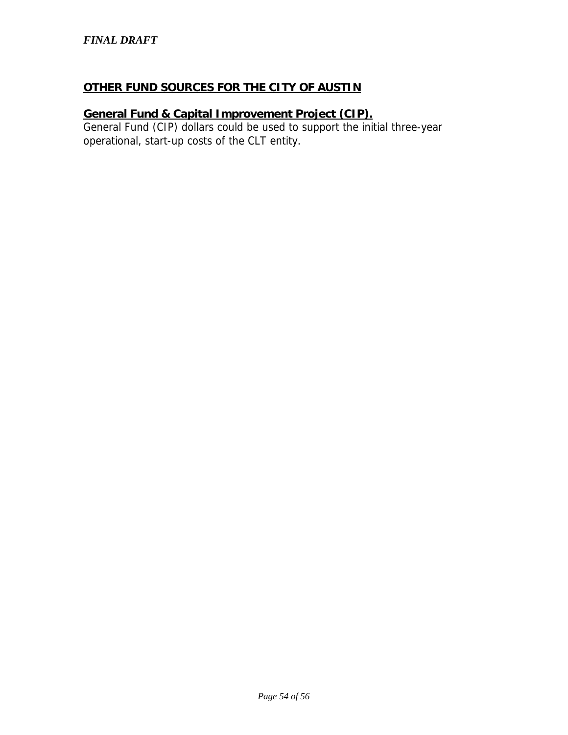## OTHER FUND SOURCES FOR THE CITY OF AUSTIN

### General Fund & Capital Improvement Project (CIP).

General Fund (CIP) dollars could be used to support the initial three-year operational, start-up costs of the CLT entity.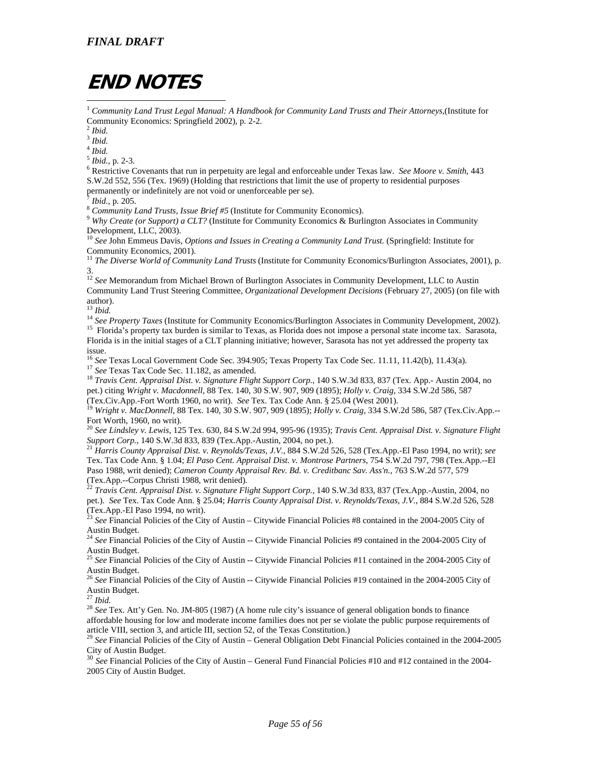# END NOTES

[1] *Community Land Trust Legal Manual: A Handbook for Community Land Trusts and Their Attorneys*,(Institute for Community Economics: Springfield 2002), p. 2-2.
[2] *Ibid.*
[3] *Ibid.*
[4] *Ibid.*
[5] *Ibid.*, p. 2-3.
[6] Restrictive Covenants that run in perpetuity are legal and enforceable under Texas law. *See Moore v. Smith*, 443 S.W.2d 552, 556 (Tex. 1969) (Holding that restrictions that limit the use of property to residential purposes permanently or indefinitely are not void or unenforceable per se).
[7] *Ibid.*, p. 205.
[8] *Community Land Trusts, Issue Brief #5* (Institute for Community Economics).
[9] *Why Create (or Support) a CLT?* (Institute for Community Economics & Burlington Associates in Community Development, LLC, 2003).
[10] *See* John Emmeus Davis, *Options and Issues in Creating a Community Land Trust.* (Springfield: Institute for Community Economics, 2001).
[11] *The Diverse World of Community Land Trusts* (Institute for Community Economics/Burlington Associates, 2001), p. 3.
[12] *See* Memorandum from Michael Brown of Burlington Associates in Community Development, LLC to Austin Community Land Trust Steering Committee, *Organizational Development Decisions* (February 27, 2005) (on file with author).
[13] *Ibid.*
[14] *See Property Taxes* (Institute for Community Economics/Burlington Associates in Community Development, 2002).
[15] Florida's property tax burden is similar to Texas, as Florida does not impose a personal state income tax. Sarasota, Florida is in the initial stages of a CLT planning initiative; however, Sarasota has not yet addressed the property tax issue.
[16] *See* Texas Local Government Code Sec. 394.905; Texas Property Tax Code Sec. 11.11, 11.42(b), 11.43(a).
[17] *See* Texas Tax Code Sec. 11.182, as amended.
[18] *Travis Cent. Appraisal Dist. v. Signature Flight Support Corp.*, 140 S.W.3d 833, 837 (Tex. App.- Austin 2004, no pet.) citing *Wright v. Macdonnell,* 88 Tex. 140, 30 S.W. 907, 909 (1895); *Holly v. Craig,* 334 S.W.2d 586, 587 (Tex.Civ.App.-Fort Worth 1960, no writ). *See* Tex. Tax Code Ann. § 25.04 (West 2001).
[19] *Wright v. MacDonnell*, 88 Tex. 140, 30 S.W. 907, 909 (1895); *Holly v. Craig*, 334 S.W.2d 586, 587 (Tex.Civ.App.--Fort Worth, 1960, no writ).
[20] *See Lindsley v. Lewis*, 125 Tex. 630, 84 S.W.2d 994, 995-96 (1935); *Travis Cent. Appraisal Dist. v. Signature Flight Support Corp.*, 140 S.W.3d 833, 839 (Tex.App.-Austin, 2004, no pet.).
[21] *Harris County Appraisal Dist. v. Reynolds/Texas, J.V.*, 884 S.W.2d 526, 528 (Tex.App.-El Paso 1994, no writ); *see* Tex. Tax Code Ann. § 1.04; *El Paso Cent. Appraisal Dist. v. Montrose Partners,* 754 S.W.2d 797, 798 (Tex.App.--El Paso 1988, writ denied); *Cameron County Appraisal Rev. Bd. v. Creditbanc Sav. Ass'n.*, 763 S.W.2d 577, 579 (Tex.App.--Corpus Christi 1988, writ denied).
[22] *Travis Cent. Appraisal Dist. v. Signature Flight Support Corp.*, 140 S.W.3d 833, 837 (Tex.App.-Austin, 2004, no pet.). *See* Tex. Tax Code Ann. § 25.04; *Harris County Appraisal Dist. v. Reynolds/Texas, J.V.*, 884 S.W.2d 526, 528 (Tex.App.-El Paso 1994, no writ).
[23] *See* Financial Policies of the City of Austin – Citywide Financial Policies #8 contained in the 2004-2005 City of Austin Budget.
[24] *See* Financial Policies of the City of Austin -- Citywide Financial Policies #9 contained in the 2004-2005 City of Austin Budget.
[25] *See* Financial Policies of the City of Austin -- Citywide Financial Policies #11 contained in the 2004-2005 City of Austin Budget.
[26] *See* Financial Policies of the City of Austin -- Citywide Financial Policies #19 contained in the 2004-2005 City of Austin Budget.
[27] *Ibid.*
[28] *See* Tex. Att'y Gen. No. JM-805 (1987) (A home rule city's issuance of general obligation bonds to finance affordable housing for low and moderate income families does not per se violate the public purpose requirements of article VIII, section 3, and article III, section 52, of the Texas Constitution.)
[29] *See* Financial Policies of the City of Austin – General Obligation Debt Financial Policies contained in the 2004-2005 City of Austin Budget.
[30] *See* Financial Policies of the City of Austin – General Fund Financial Policies #10 and #12 contained in the 2004-2005 City of Austin Budget.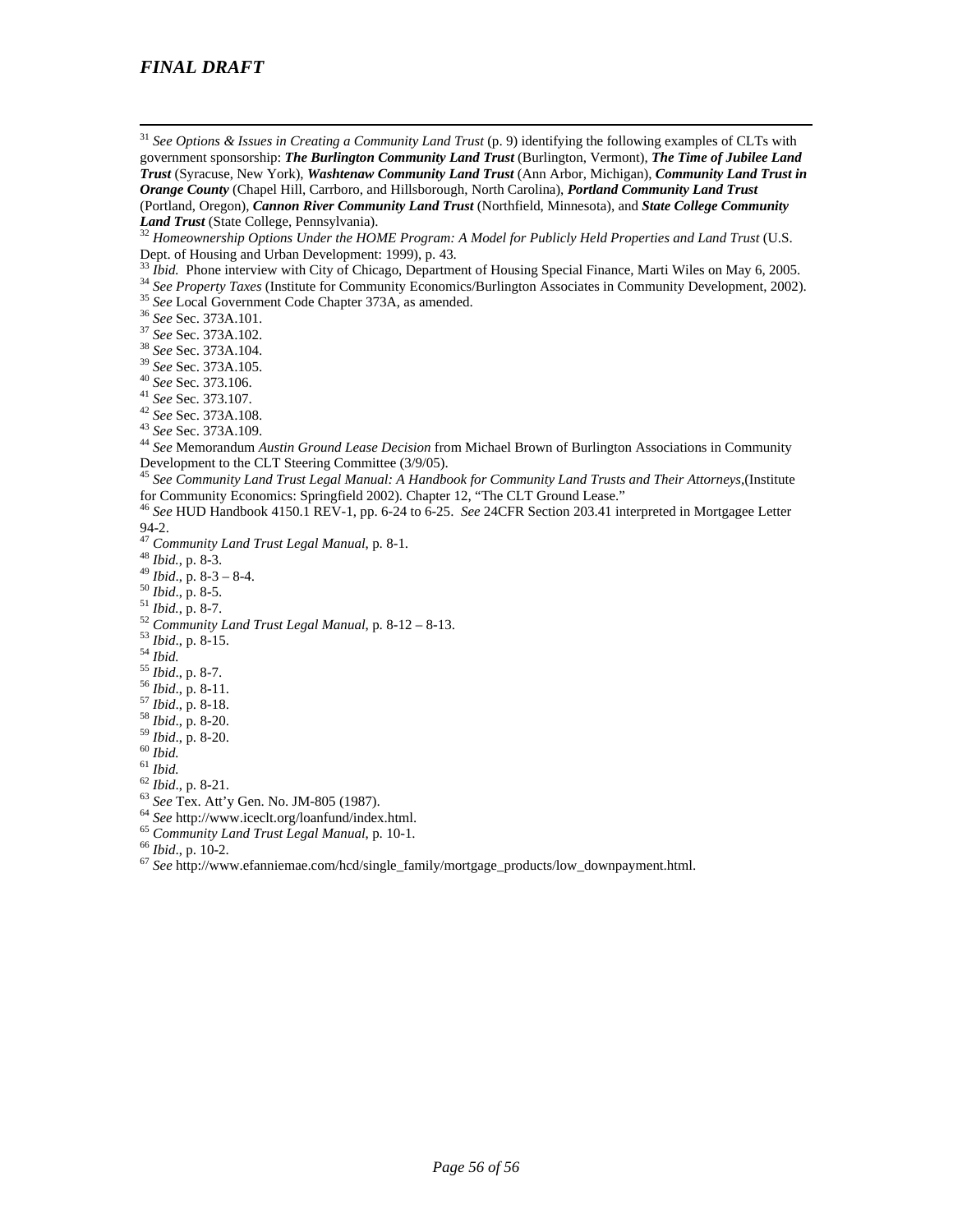[31] *See Options & Issues in Creating a Community Land Trust* (p. 9) identifying the following examples of CLTs with government sponsorship: ***The Burlington Community Land Trust*** (Burlington, Vermont), ***The Time of Jubilee Land Trust*** (Syracuse, New York), ***Washtenaw Community Land Trust*** (Ann Arbor, Michigan), ***Community Land Trust in Orange County*** (Chapel Hill, Carrboro, and Hillsborough, North Carolina), ***Portland Community Land Trust*** (Portland, Oregon), ***Cannon River Community Land Trust*** (Northfield, Minnesota), and ***State College Community Land Trust*** (State College, Pennsylvania).

[32] *Homeownership Options Under the HOME Program: A Model for Publicly Held Properties and Land Trust* (U.S. Dept. of Housing and Urban Development: 1999), p. 43.

[33] *Ibid.* Phone interview with City of Chicago, Department of Housing Special Finance, Marti Wiles on May 6, 2005.

[34] *See Property Taxes* (Institute for Community Economics/Burlington Associates in Community Development, 2002).

[35] *See* Local Government Code Chapter 373A, as amended.

[36] *See* Sec. 373A.101.

[37] *See* Sec. 373A.102.

[38] *See* Sec. 373A.104.

[39] *See* Sec. 373A.105.

[40] *See* Sec. 373.106.

[41] *See* Sec. 373.107.

[42] *See* Sec. 373A.108.

[43] *See* Sec. 373A.109.

[44] *See* Memorandum *Austin Ground Lease Decision* from Michael Brown of Burlington Associations in Community Development to the CLT Steering Committee (3/9/05).

[45] *See Community Land Trust Legal Manual: A Handbook for Community Land Trusts and Their Attorneys,*(Institute for Community Economics: Springfield 2002). Chapter 12, "The CLT Ground Lease."

[46] *See* HUD Handbook 4150.1 REV-1, pp. 6-24 to 6-25. *See* 24CFR Section 203.41 interpreted in Mortgagee Letter 94-2.

[47] *Community Land Trust Legal Manual*, p. 8-1.

[48] *Ibid.*, p. 8-3.

[49] *Ibid*., p. 8-3 – 8-4.

[50] *Ibid*., p. 8-5.

[51] *Ibid.*, p. 8-7.

[52] *Community Land Trust Legal Manual*, p. 8-12 – 8-13.

[53] *Ibid*., p. 8-15.

[54] *Ibid.*

[55] *Ibid*., p. 8-7.

[56] *Ibid*., p. 8-11.

[57] *Ibid*., p. 8-18.

[58] *Ibid*., p. 8-20.

[59] *Ibid*., p. 8-20.

[60] *Ibid.*

[61] *Ibid.*

[62] *Ibid*., p. 8-21.

[63] *See* Tex. Att'y Gen. No. JM-805 (1987).

[64] *See* http://www.iceclt.org/loanfund/index.html.

[65] *Community Land Trust Legal Manual*, p. 10-1.

[66] *Ibid*., p. 10-2.

[67] *See* http://www.efanniemae.com/hcd/single_family/mortgage_products/low_downpayment.html.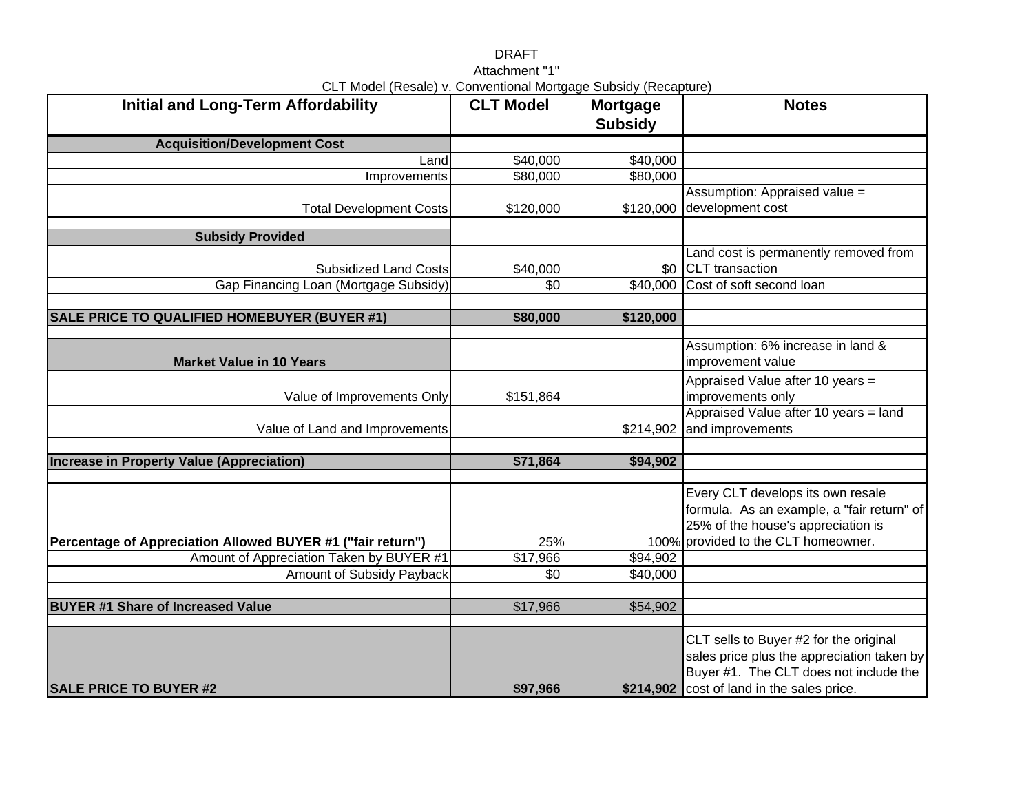DRAFT

Attachment "1"

CLT Model (Resale) v. Conventional Mortgage Subsidy (Recapture)

| Initial and Long-Term Affordability | CLT Model | Mortgage Subsidy | Notes |
|---|---|---|---|
| **Acquisition/Development Cost** | | | |
| Land | $40,000 | $40,000 | |
| Improvements | $80,000 | $80,000 | |
| Total Development Costs | $120,000 | $120,000 | Assumption: Appraised value = development cost |
| | | | |
| **Subsidy Provided** | | | |
| Subsidized Land Costs | $40,000 | $0 | Land cost is permanently removed from CLT transaction |
| Gap Financing Loan (Mortgage Subsidy) | $0 | $40,000 | Cost of soft second loan |
| | | | |
| **SALE PRICE TO QUALIFIED HOMEBUYER (BUYER #1)** | **$80,000** | **$120,000** | |
| | | | |
| **Market Value in 10 Years** | | | Assumption: 6% increase in land & improvement value |
| Value of Improvements Only | $151,864 | | Appraised Value after 10 years = improvements only |
| Value of Land and Improvements | | $214,902 | Appraised Value after 10 years = land and improvements |
| | | | |
| **Increase in Property Value (Appreciation)** | **$71,864** | **$94,902** | |
| | | | |
| **Percentage of Appreciation Allowed BUYER #1 ("fair return")** | 25% | 100% | Every CLT develops its own resale formula. As an example, a "fair return" of 25% of the house's appreciation is provided to the CLT homeowner. |
| Amount of Appreciation Taken by BUYER #1 | $17,966 | $94,902 | |
| Amount of Subsidy Payback | $0 | $40,000 | |
| | | | |
| **BUYER #1 Share of Increased Value** | $17,966 | $54,902 | |
| | | | |
| **SALE PRICE TO BUYER #2** | **$97,966** | **$214,902** | CLT sells to Buyer #2 for the original sales price plus the appreciation taken by Buyer #1. The CLT does not include the cost of land in the sales price. |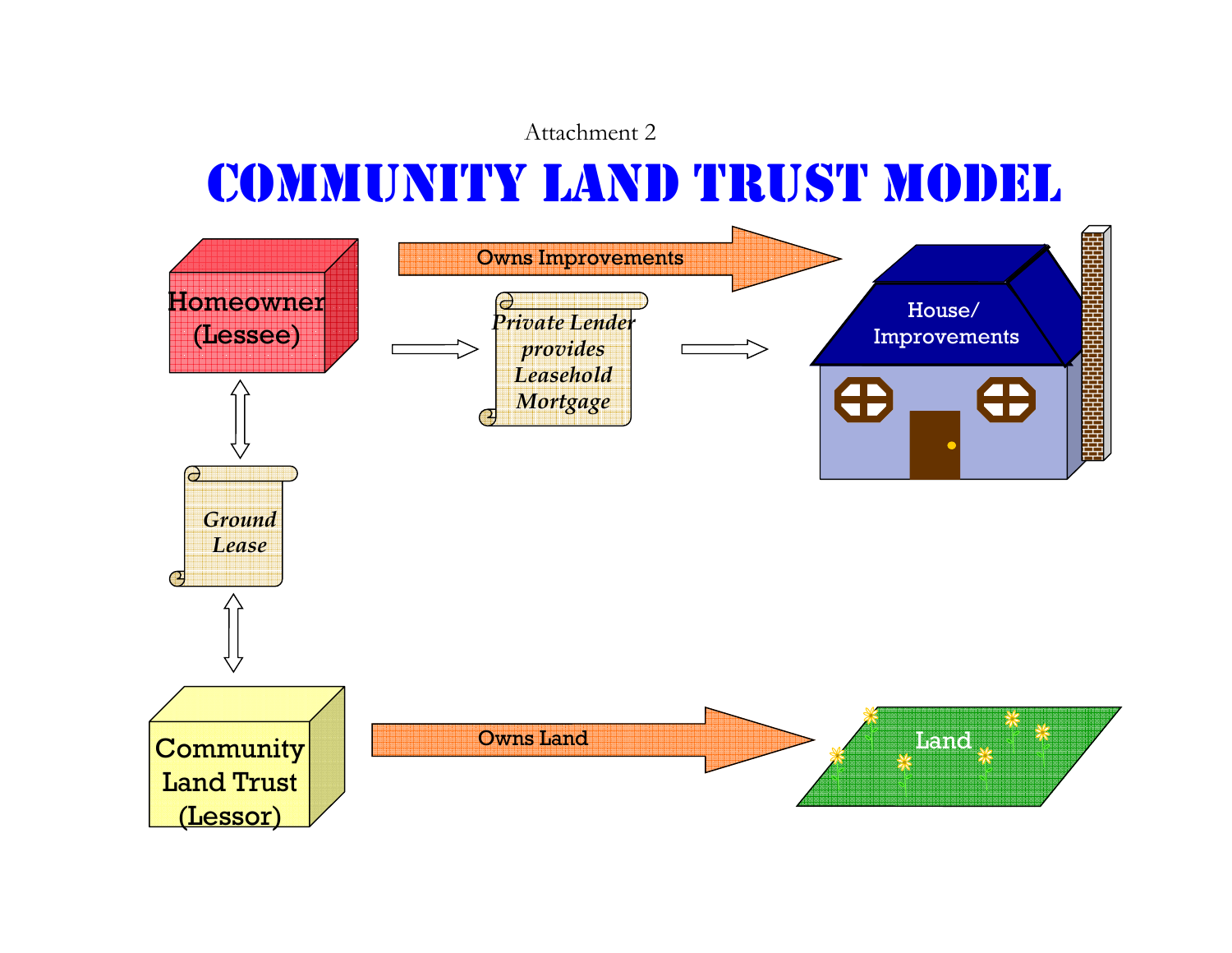Attachment 2

# COMMUNITY LAND TRUST MODEL

Homeowner (Lessee)

Owns Improvements

*Private Lender provides Leasehold Mortgage*

House/ Improvements

*Ground Lease*

Community Land Trust (Lessor)

Owns Land

Land